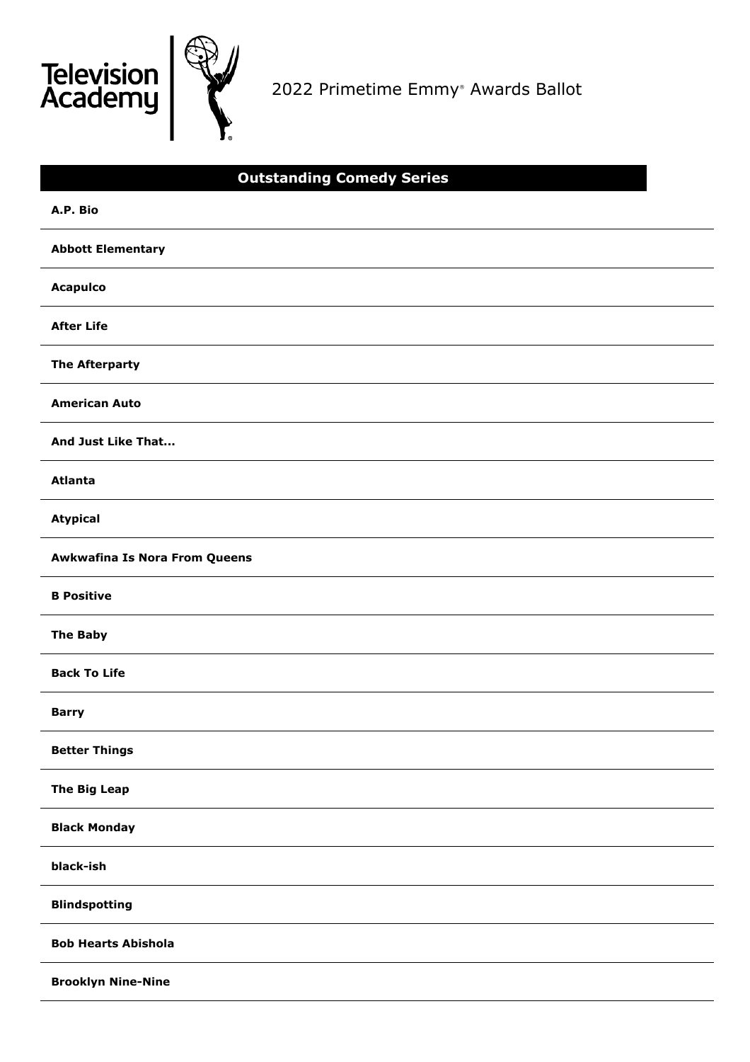Television Academy

2022 Primetime Emmy® Awards Ballot

## Outstanding Comedy Series

**A.P. Bio**

**Abbott Elementary**

**Acapulco**

**After Life**

**The Afterparty**

**American Auto**

**And Just Like That...**

**Atlanta**

**Atypical**

**Awkwafina Is Nora From Queens**

**B Positive**

**The Baby**

**Back To Life**

**Barry**

**Better Things**

**The Big Leap**

**Black Monday**

**black-ish**

**Blindspotting**

**Bob Hearts Abishola**

**Brooklyn Nine-Nine**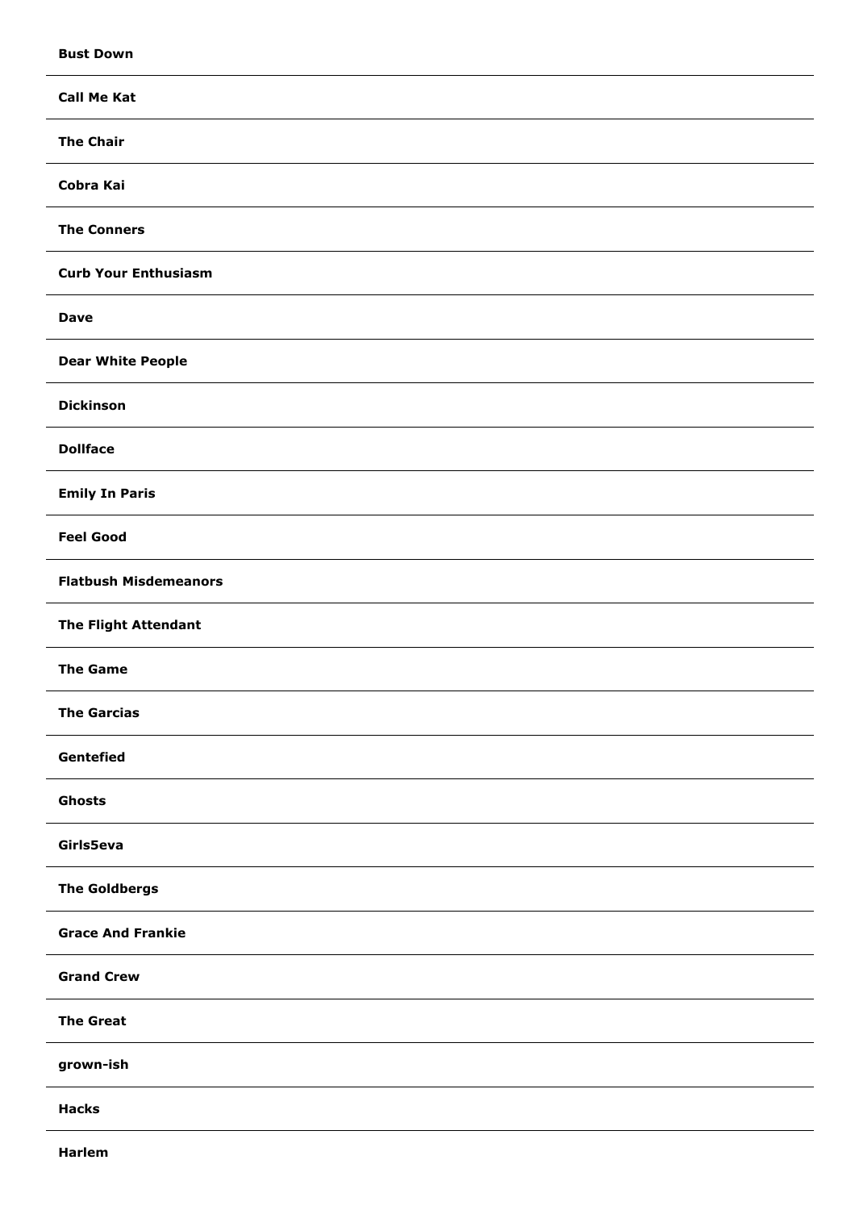**Bust Down**

---

**Call Me Kat**

---

**The Chair**

---

**Cobra Kai**

---

**The Conners**

---

**Curb Your Enthusiasm**

---

**Dave**

---

**Dear White People**

---

**Dickinson**

---

**Dollface**

---

**Emily In Paris**

---

**Feel Good**

---

**Flatbush Misdemeanors**

---

**The Flight Attendant**

---

**The Game**

---

**The Garcias**

---

**Gentefied**

---

**Ghosts**

---

**Girls5eva**

---

**The Goldbergs**

---

**Grace And Frankie**

---

**Grand Crew**

---

**The Great**

---

**grown-ish**

---

**Hacks**

---

**Harlem**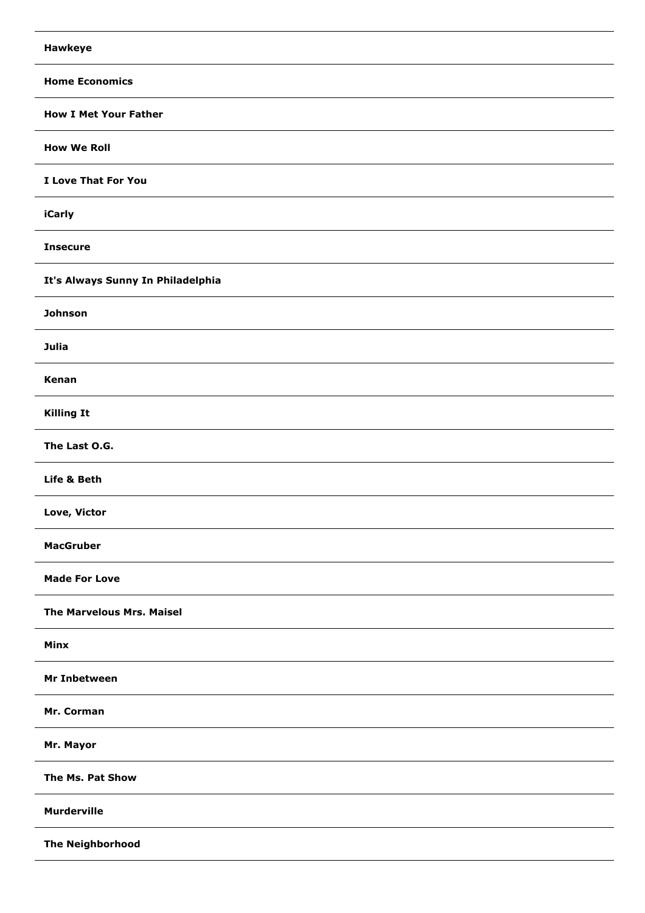**Hawkeye**

**Home Economics**

**How I Met Your Father**

**How We Roll**

**I Love That For You**

**iCarly**

**Insecure**

**It's Always Sunny In Philadelphia**

**Johnson**

**Julia**

**Kenan**

**Killing It**

**The Last O.G.**

**Life & Beth**

**Love, Victor**

**MacGruber**

**Made For Love**

**The Marvelous Mrs. Maisel**

**Minx**

**Mr Inbetween**

**Mr. Corman**

**Mr. Mayor**

**The Ms. Pat Show**

**Murderville**

**The Neighborhood**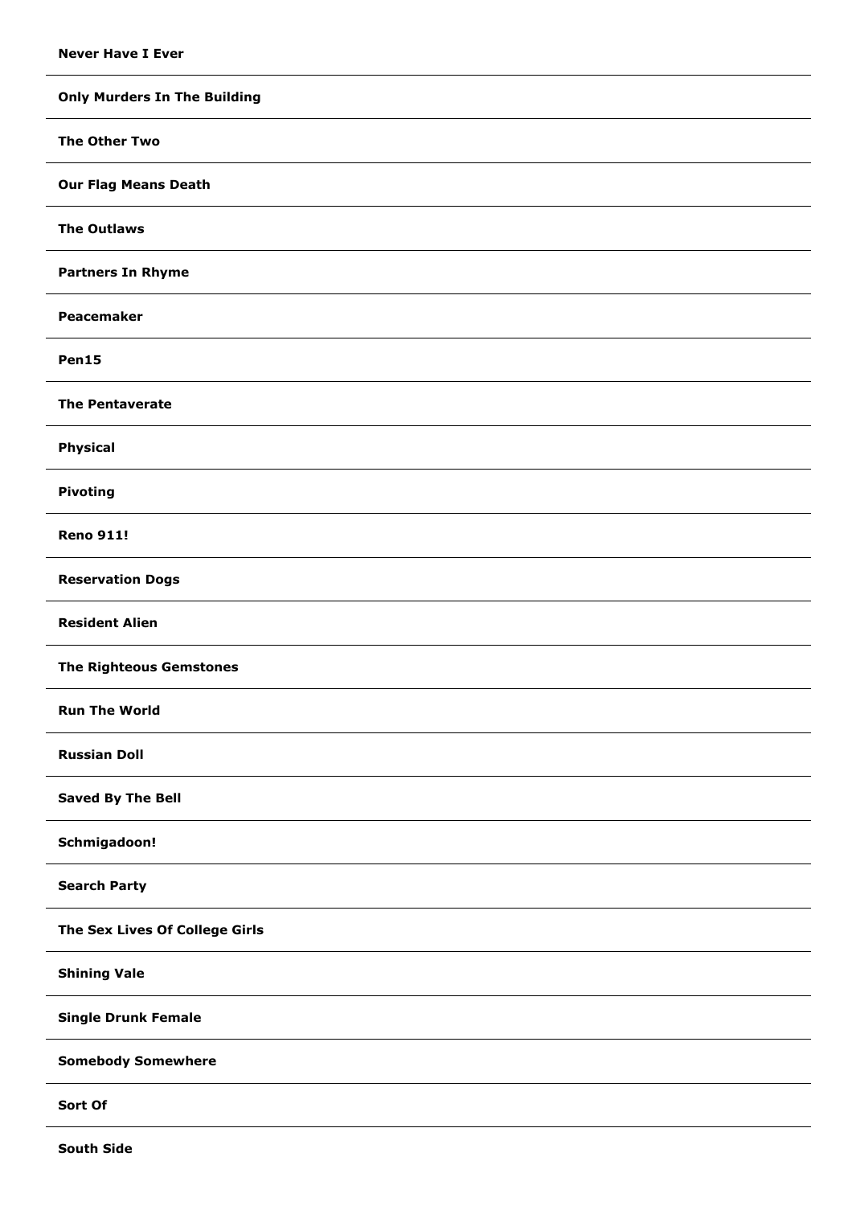**Never Have I Ever**

---

**Only Murders In The Building**

---

**The Other Two**

---

**Our Flag Means Death**

---

**The Outlaws**

---

**Partners In Rhyme**

---

**Peacemaker**

---

**Pen15**

---

**The Pentaverate**

---

**Physical**

---

**Pivoting**

---

**Reno 911!**

---

**Reservation Dogs**

---

**Resident Alien**

---

**The Righteous Gemstones**

---

**Run The World**

---

**Russian Doll**

---

**Saved By The Bell**

---

**Schmigadoon!**

---

**Search Party**

---

**The Sex Lives Of College Girls**

---

**Shining Vale**

---

**Single Drunk Female**

---

**Somebody Somewhere**

---

**Sort Of**

---

**South Side**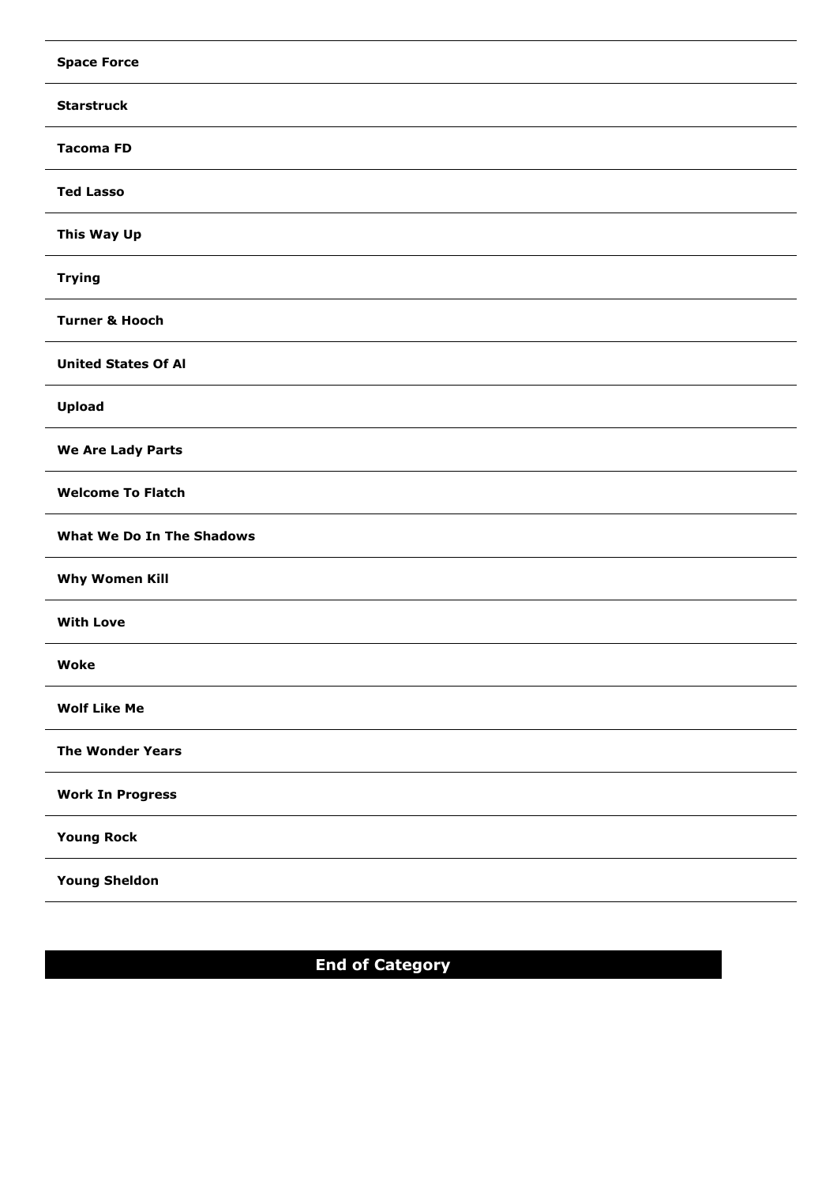**Space Force**

**Starstruck**

**Tacoma FD**

**Ted Lasso**

**This Way Up**

**Trying**

**Turner & Hooch**

**United States Of Al**

**Upload**

**We Are Lady Parts**

**Welcome To Flatch**

**What We Do In The Shadows**

**Why Women Kill**

**With Love**

**Woke**

**Wolf Like Me**

**The Wonder Years**

**Work In Progress**

**Young Rock**

**Young Sheldon**

**End of Category**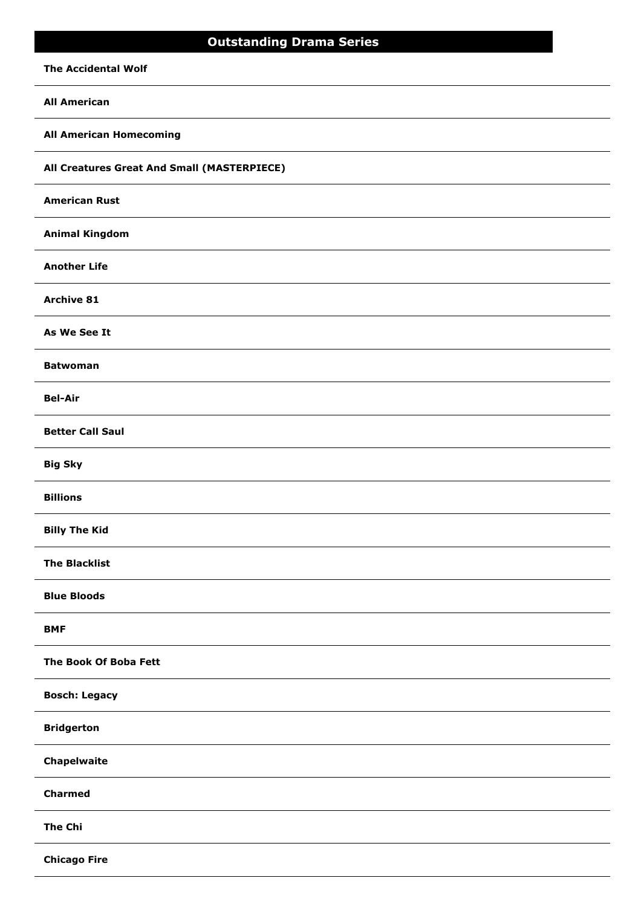## Outstanding Drama Series

**The Accidental Wolf**

**All American**

**All American Homecoming**

**All Creatures Great And Small (MASTERPIECE)**

**American Rust**

**Animal Kingdom**

**Another Life**

**Archive 81**

**As We See It**

**Batwoman**

**Bel-Air**

**Better Call Saul**

**Big Sky**

**Billions**

**Billy The Kid**

**The Blacklist**

**Blue Bloods**

**BMF**

**The Book Of Boba Fett**

**Bosch: Legacy**

**Bridgerton**

**Chapelwaite**

**Charmed**

**The Chi**

**Chicago Fire**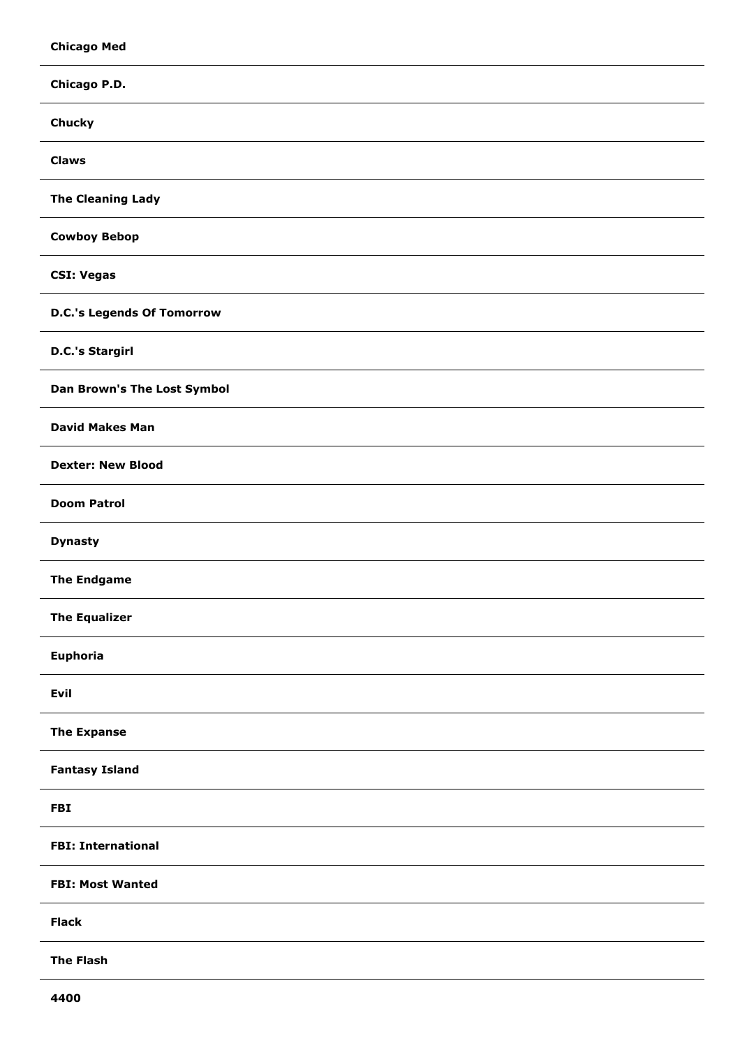**Chicago Med**

---

**Chicago P.D.**

---

**Chucky**

---

**Claws**

---

**The Cleaning Lady**

---

**Cowboy Bebop**

---

**CSI: Vegas**

---

**D.C.'s Legends Of Tomorrow**

---

**D.C.'s Stargirl**

---

**Dan Brown's The Lost Symbol**

---

**David Makes Man**

---

**Dexter: New Blood**

---

**Doom Patrol**

---

**Dynasty**

---

**The Endgame**

---

**The Equalizer**

---

**Euphoria**

---

**Evil**

---

**The Expanse**

---

**Fantasy Island**

---

**FBI**

---

**FBI: International**

---

**FBI: Most Wanted**

---

**Flack**

---

**The Flash**

---

**4400**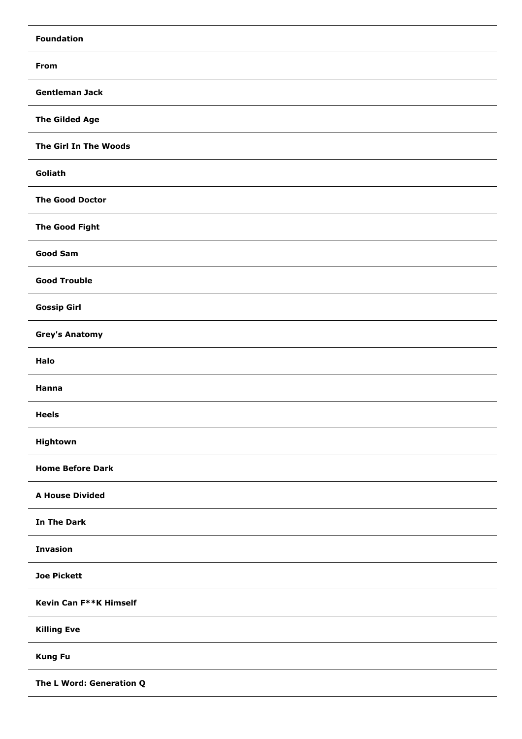**Foundation**

**From**

**Gentleman Jack**

**The Gilded Age**

**The Girl In The Woods**

**Goliath**

**The Good Doctor**

**The Good Fight**

**Good Sam**

**Good Trouble**

**Gossip Girl**

**Grey's Anatomy**

**Halo**

**Hanna**

**Heels**

**Hightown**

**Home Before Dark**

**A House Divided**

**In The Dark**

**Invasion**

**Joe Pickett**

**Kevin Can F**K Himself**

**Killing Eve**

**Kung Fu**

**The L Word: Generation Q**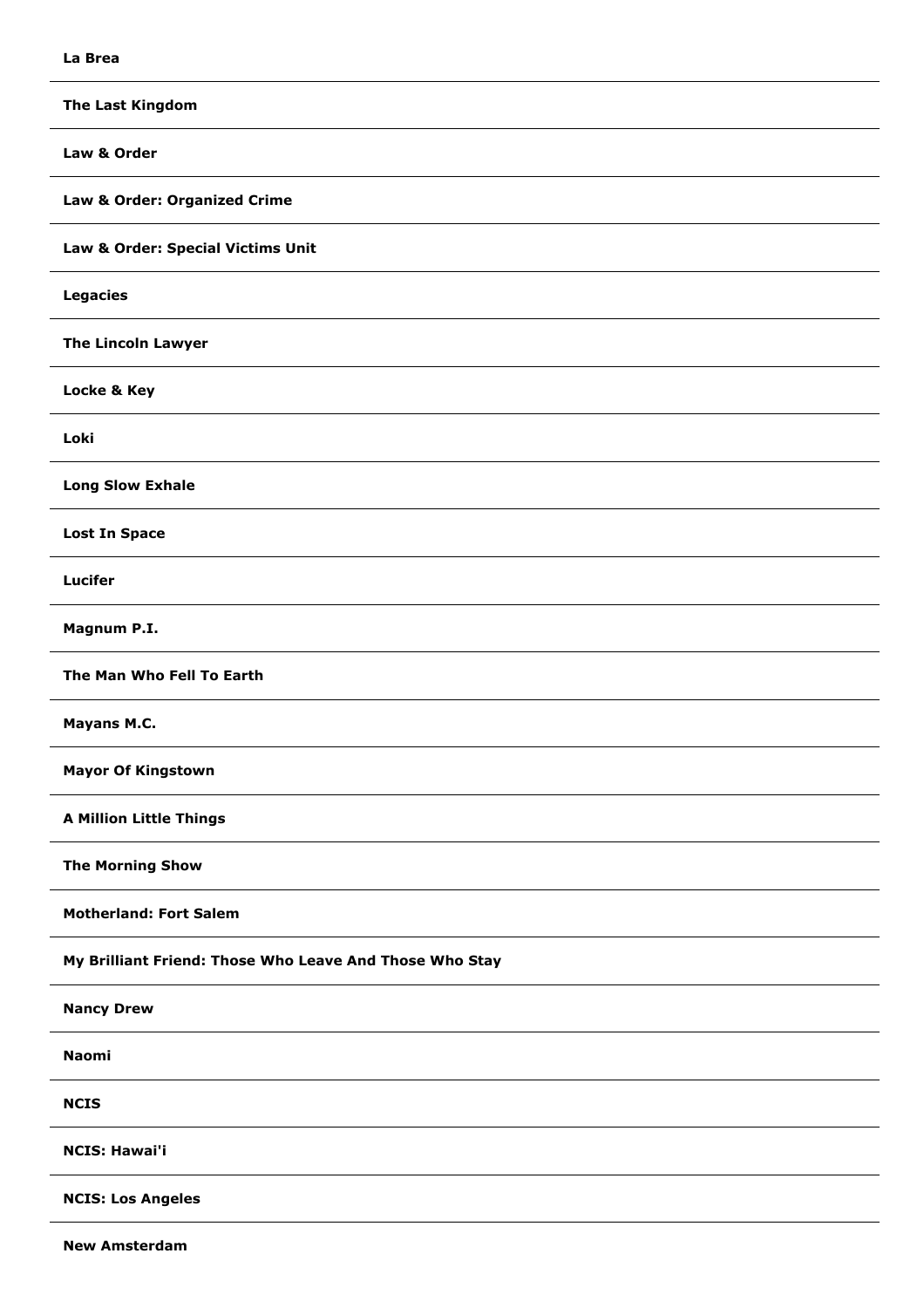**La Brea**

---

**The Last Kingdom**

---

**Law & Order**

---

**Law & Order: Organized Crime**

---

**Law & Order: Special Victims Unit**

---

**Legacies**

---

**The Lincoln Lawyer**

---

**Locke & Key**

---

**Loki**

---

**Long Slow Exhale**

---

**Lost In Space**

---

**Lucifer**

---

**Magnum P.I.**

---

**The Man Who Fell To Earth**

---

**Mayans M.C.**

---

**Mayor Of Kingstown**

---

**A Million Little Things**

---

**The Morning Show**

---

**Motherland: Fort Salem**

---

**My Brilliant Friend: Those Who Leave And Those Who Stay**

---

**Nancy Drew**

---

**Naomi**

---

**NCIS**

---

**NCIS: Hawai'i**

---

**NCIS: Los Angeles**

---

**New Amsterdam**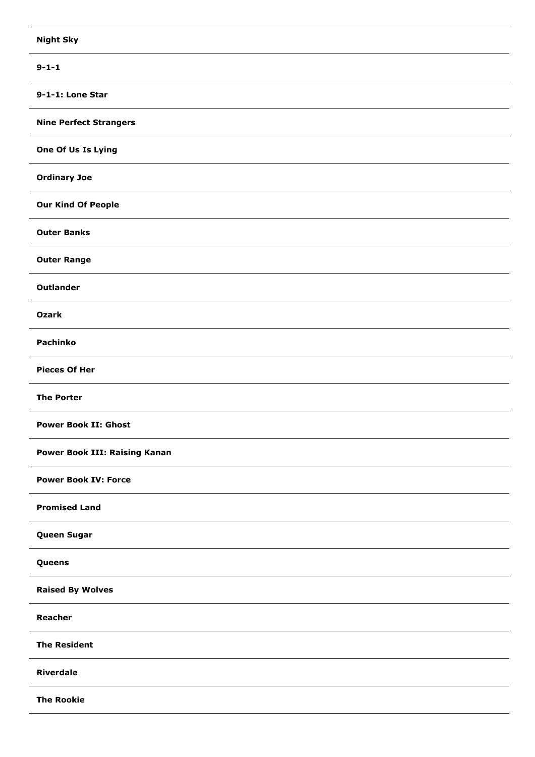**Night Sky**

**9-1-1**

**9-1-1: Lone Star**

**Nine Perfect Strangers**

**One Of Us Is Lying**

**Ordinary Joe**

**Our Kind Of People**

**Outer Banks**

**Outer Range**

**Outlander**

**Ozark**

**Pachinko**

**Pieces Of Her**

**The Porter**

**Power Book II: Ghost**

**Power Book III: Raising Kanan**

**Power Book IV: Force**

**Promised Land**

**Queen Sugar**

**Queens**

**Raised By Wolves**

**Reacher**

**The Resident**

**Riverdale**

**The Rookie**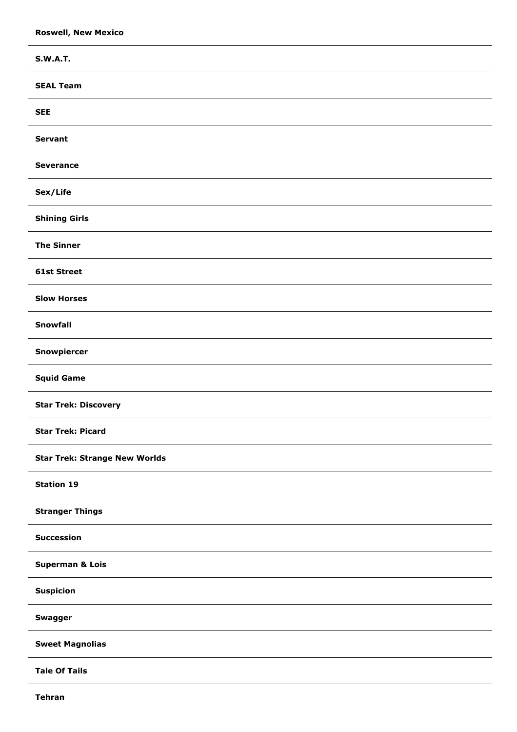**Roswell, New Mexico**

---

**S.W.A.T.**

---

**SEAL Team**

---

**SEE**

---

**Servant**

---

**Severance**

---

**Sex/Life**

---

**Shining Girls**

---

**The Sinner**

---

**61st Street**

---

**Slow Horses**

---

**Snowfall**

---

**Snowpiercer**

---

**Squid Game**

---

**Star Trek: Discovery**

---

**Star Trek: Picard**

---

**Star Trek: Strange New Worlds**

---

**Station 19**

---

**Stranger Things**

---

**Succession**

---

**Superman & Lois**

---

**Suspicion**

---

**Swagger**

---

**Sweet Magnolias**

---

**Tale Of Tails**

---

**Tehran**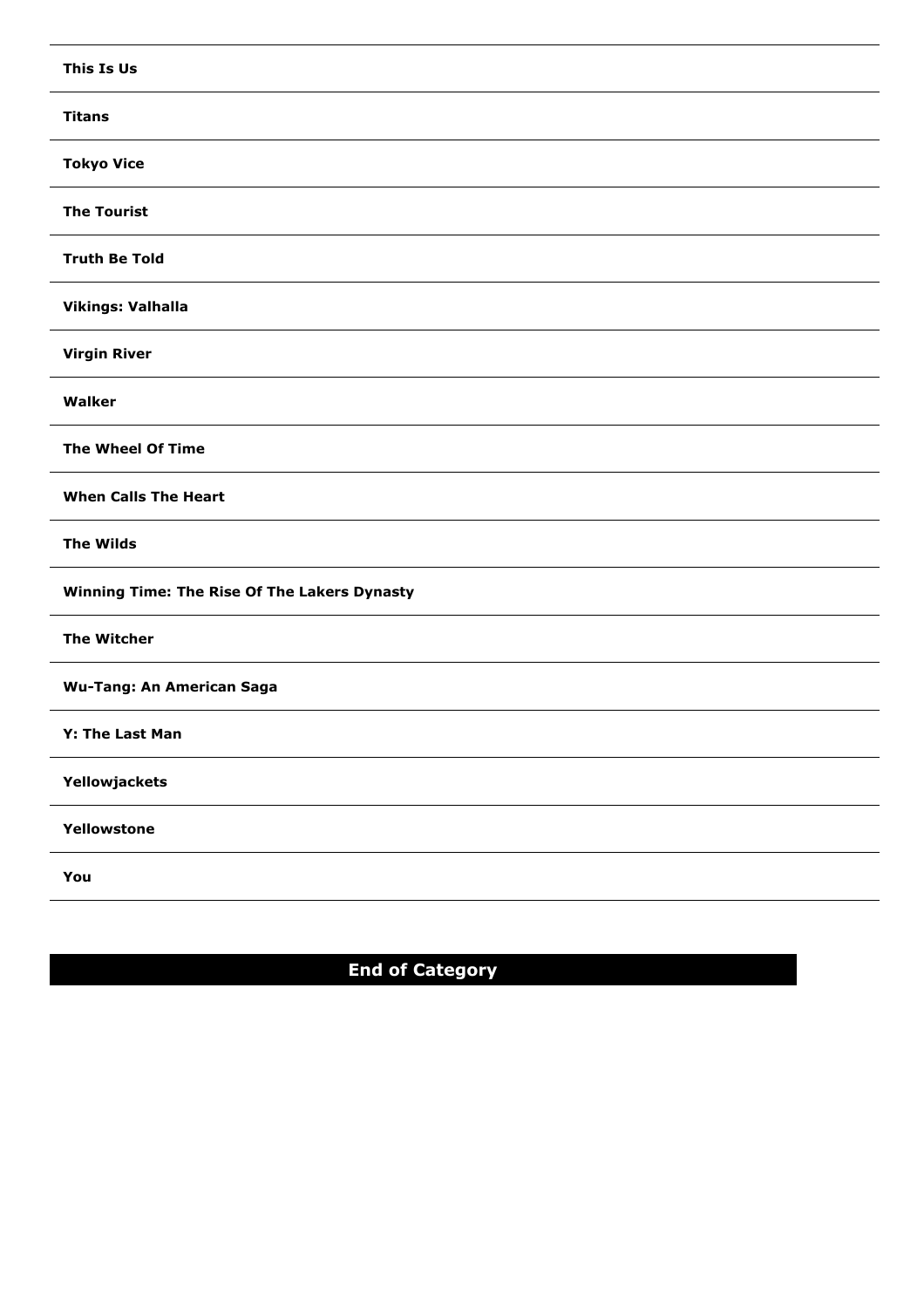**This Is Us**

**Titans**

**Tokyo Vice**

**The Tourist**

**Truth Be Told**

**Vikings: Valhalla**

**Virgin River**

**Walker**

**The Wheel Of Time**

**When Calls The Heart**

**The Wilds**

**Winning Time: The Rise Of The Lakers Dynasty**

**The Witcher**

**Wu-Tang: An American Saga**

**Y: The Last Man**

**Yellowjackets**

**Yellowstone**

**You**

**End of Category**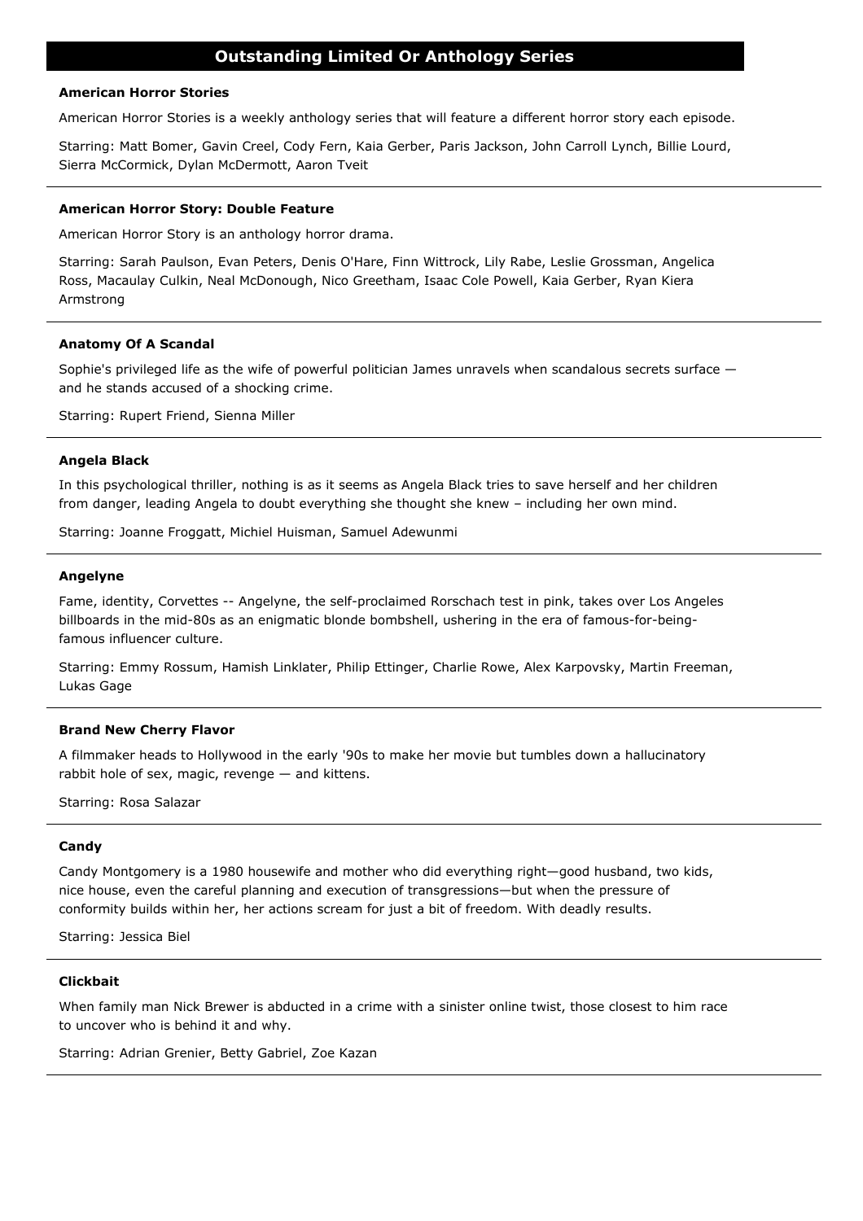## Outstanding Limited Or Anthology Series

**American Horror Stories**

American Horror Stories is a weekly anthology series that will feature a different horror story each episode.

Starring: Matt Bomer, Gavin Creel, Cody Fern, Kaia Gerber, Paris Jackson, John Carroll Lynch, Billie Lourd, Sierra McCormick, Dylan McDermott, Aaron Tveit

---

**American Horror Story: Double Feature**

American Horror Story is an anthology horror drama.

Starring: Sarah Paulson, Evan Peters, Denis O'Hare, Finn Wittrock, Lily Rabe, Leslie Grossman, Angelica Ross, Macaulay Culkin, Neal McDonough, Nico Greetham, Isaac Cole Powell, Kaia Gerber, Ryan Kiera Armstrong

---

**Anatomy Of A Scandal**

Sophie's privileged life as the wife of powerful politician James unravels when scandalous secrets surface — and he stands accused of a shocking crime.

Starring: Rupert Friend, Sienna Miller

---

**Angela Black**

In this psychological thriller, nothing is as it seems as Angela Black tries to save herself and her children from danger, leading Angela to doubt everything she thought she knew – including her own mind.

Starring: Joanne Froggatt, Michiel Huisman, Samuel Adewunmi

---

**Angelyne**

Fame, identity, Corvettes -- Angelyne, the self-proclaimed Rorschach test in pink, takes over Los Angeles billboards in the mid-80s as an enigmatic blonde bombshell, ushering in the era of famous-for-being-famous influencer culture.

Starring: Emmy Rossum, Hamish Linklater, Philip Ettinger, Charlie Rowe, Alex Karpovsky, Martin Freeman, Lukas Gage

---

**Brand New Cherry Flavor**

A filmmaker heads to Hollywood in the early '90s to make her movie but tumbles down a hallucinatory rabbit hole of sex, magic, revenge — and kittens.

Starring: Rosa Salazar

---

**Candy**

Candy Montgomery is a 1980 housewife and mother who did everything right—good husband, two kids, nice house, even the careful planning and execution of transgressions—but when the pressure of conformity builds within her, her actions scream for just a bit of freedom. With deadly results.

Starring: Jessica Biel

---

**Clickbait**

When family man Nick Brewer is abducted in a crime with a sinister online twist, those closest to him race to uncover who is behind it and why.

Starring: Adrian Grenier, Betty Gabriel, Zoe Kazan

---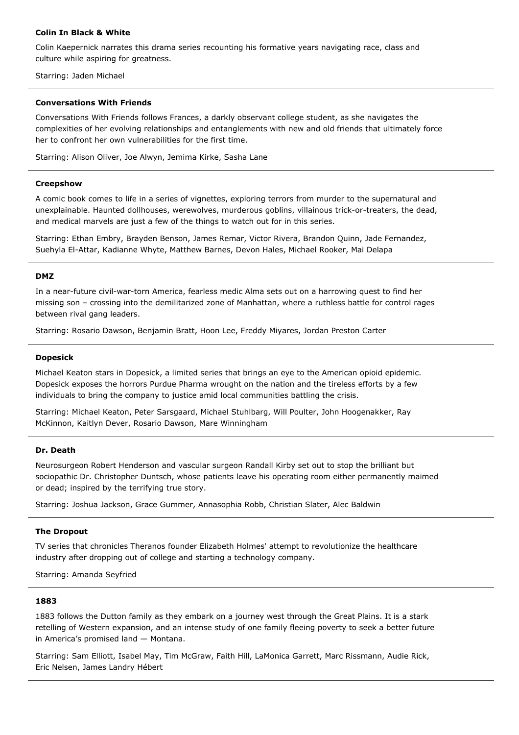**Colin In Black & White**

Colin Kaepernick narrates this drama series recounting his formative years navigating race, class and culture while aspiring for greatness.

Starring: Jaden Michael

---

**Conversations With Friends**

Conversations With Friends follows Frances, a darkly observant college student, as she navigates the complexities of her evolving relationships and entanglements with new and old friends that ultimately force her to confront her own vulnerabilities for the first time.

Starring: Alison Oliver, Joe Alwyn, Jemima Kirke, Sasha Lane

---

**Creepshow**

A comic book comes to life in a series of vignettes, exploring terrors from murder to the supernatural and unexplainable. Haunted dollhouses, werewolves, murderous goblins, villainous trick-or-treaters, the dead, and medical marvels are just a few of the things to watch out for in this series.

Starring: Ethan Embry, Brayden Benson, James Remar, Victor Rivera, Brandon Quinn, Jade Fernandez, Suehyla El-Attar, Kadianne Whyte, Matthew Barnes, Devon Hales, Michael Rooker, Mai Delapa

---

**DMZ**

In a near-future civil-war-torn America, fearless medic Alma sets out on a harrowing quest to find her missing son – crossing into the demilitarized zone of Manhattan, where a ruthless battle for control rages between rival gang leaders.

Starring: Rosario Dawson, Benjamin Bratt, Hoon Lee, Freddy Miyares, Jordan Preston Carter

---

**Dopesick**

Michael Keaton stars in Dopesick, a limited series that brings an eye to the American opioid epidemic. Dopesick exposes the horrors Purdue Pharma wrought on the nation and the tireless efforts by a few individuals to bring the company to justice amid local communities battling the crisis.

Starring: Michael Keaton, Peter Sarsgaard, Michael Stuhlbarg, Will Poulter, John Hoogenakker, Ray McKinnon, Kaitlyn Dever, Rosario Dawson, Mare Winningham

---

**Dr. Death**

Neurosurgeon Robert Henderson and vascular surgeon Randall Kirby set out to stop the brilliant but sociopathic Dr. Christopher Duntsch, whose patients leave his operating room either permanently maimed or dead; inspired by the terrifying true story.

Starring: Joshua Jackson, Grace Gummer, Annasophia Robb, Christian Slater, Alec Baldwin

---

**The Dropout**

TV series that chronicles Theranos founder Elizabeth Holmes' attempt to revolutionize the healthcare industry after dropping out of college and starting a technology company.

Starring: Amanda Seyfried

---

**1883**

1883 follows the Dutton family as they embark on a journey west through the Great Plains. It is a stark retelling of Western expansion, and an intense study of one family fleeing poverty to seek a better future in America's promised land — Montana.

Starring: Sam Elliott, Isabel May, Tim McGraw, Faith Hill, LaMonica Garrett, Marc Rissmann, Audie Rick, Eric Nelsen, James Landry Hébert

---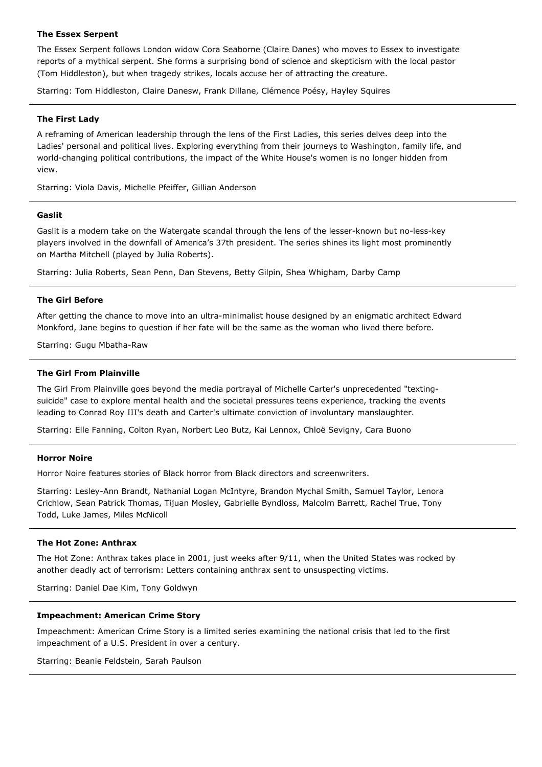**The Essex Serpent**

The Essex Serpent follows London widow Cora Seaborne (Claire Danes) who moves to Essex to investigate reports of a mythical serpent. She forms a surprising bond of science and skepticism with the local pastor (Tom Hiddleston), but when tragedy strikes, locals accuse her of attracting the creature.

Starring: Tom Hiddleston, Claire Danesw, Frank Dillane, Clémence Poésy, Hayley Squires

---

**The First Lady**

A reframing of American leadership through the lens of the First Ladies, this series delves deep into the Ladies' personal and political lives. Exploring everything from their journeys to Washington, family life, and world-changing political contributions, the impact of the White House's women is no longer hidden from view.

Starring: Viola Davis, Michelle Pfeiffer, Gillian Anderson

---

**Gaslit**

Gaslit is a modern take on the Watergate scandal through the lens of the lesser-known but no-less-key players involved in the downfall of America's 37th president. The series shines its light most prominently on Martha Mitchell (played by Julia Roberts).

Starring: Julia Roberts, Sean Penn, Dan Stevens, Betty Gilpin, Shea Whigham, Darby Camp

---

**The Girl Before**

After getting the chance to move into an ultra-minimalist house designed by an enigmatic architect Edward Monkford, Jane begins to question if her fate will be the same as the woman who lived there before.

Starring: Gugu Mbatha-Raw

---

**The Girl From Plainville**

The Girl From Plainville goes beyond the media portrayal of Michelle Carter's unprecedented "texting-suicide" case to explore mental health and the societal pressures teens experience, tracking the events leading to Conrad Roy III's death and Carter's ultimate conviction of involuntary manslaughter.

Starring: Elle Fanning, Colton Ryan, Norbert Leo Butz, Kai Lennox, Chloë Sevigny, Cara Buono

---

**Horror Noire**

Horror Noire features stories of Black horror from Black directors and screenwriters.

Starring: Lesley-Ann Brandt, Nathanial Logan McIntyre, Brandon Mychal Smith, Samuel Taylor, Lenora Crichlow, Sean Patrick Thomas, Tijuan Mosley, Gabrielle Byndloss, Malcolm Barrett, Rachel True, Tony Todd, Luke James, Miles McNicoll

---

**The Hot Zone: Anthrax**

The Hot Zone: Anthrax takes place in 2001, just weeks after 9/11, when the United States was rocked by another deadly act of terrorism: Letters containing anthrax sent to unsuspecting victims.

Starring: Daniel Dae Kim, Tony Goldwyn

---

**Impeachment: American Crime Story**

Impeachment: American Crime Story is a limited series examining the national crisis that led to the first impeachment of a U.S. President in over a century.

Starring: Beanie Feldstein, Sarah Paulson

---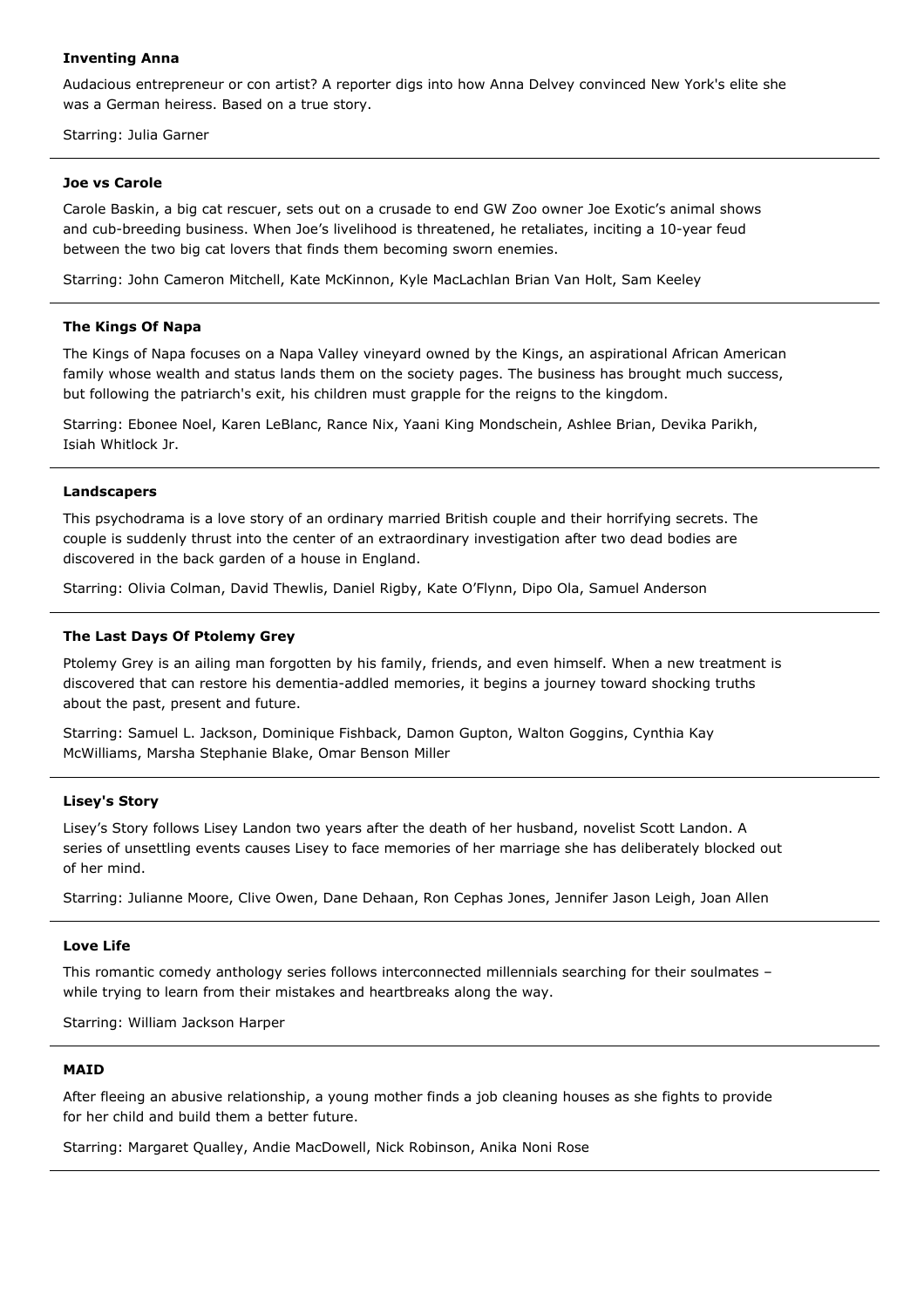**Inventing Anna**

Audacious entrepreneur or con artist? A reporter digs into how Anna Delvey convinced New York's elite she was a German heiress. Based on a true story.

Starring: Julia Garner

---

**Joe vs Carole**

Carole Baskin, a big cat rescuer, sets out on a crusade to end GW Zoo owner Joe Exotic's animal shows and cub-breeding business. When Joe's livelihood is threatened, he retaliates, inciting a 10-year feud between the two big cat lovers that finds them becoming sworn enemies.

Starring: John Cameron Mitchell, Kate McKinnon, Kyle MacLachlan Brian Van Holt, Sam Keeley

---

**The Kings Of Napa**

The Kings of Napa focuses on a Napa Valley vineyard owned by the Kings, an aspirational African American family whose wealth and status lands them on the society pages. The business has brought much success, but following the patriarch's exit, his children must grapple for the reigns to the kingdom.

Starring: Ebonee Noel, Karen LeBlanc, Rance Nix, Yaani King Mondschein, Ashlee Brian, Devika Parikh, Isiah Whitlock Jr.

---

**Landscapers**

This psychodrama is a love story of an ordinary married British couple and their horrifying secrets. The couple is suddenly thrust into the center of an extraordinary investigation after two dead bodies are discovered in the back garden of a house in England.

Starring: Olivia Colman, David Thewlis, Daniel Rigby, Kate O'Flynn, Dipo Ola, Samuel Anderson

---

**The Last Days Of Ptolemy Grey**

Ptolemy Grey is an ailing man forgotten by his family, friends, and even himself. When a new treatment is discovered that can restore his dementia-addled memories, it begins a journey toward shocking truths about the past, present and future.

Starring: Samuel L. Jackson, Dominique Fishback, Damon Gupton, Walton Goggins, Cynthia Kay McWilliams, Marsha Stephanie Blake, Omar Benson Miller

---

**Lisey's Story**

Lisey's Story follows Lisey Landon two years after the death of her husband, novelist Scott Landon. A series of unsettling events causes Lisey to face memories of her marriage she has deliberately blocked out of her mind.

Starring: Julianne Moore, Clive Owen, Dane Dehaan, Ron Cephas Jones, Jennifer Jason Leigh, Joan Allen

---

**Love Life**

This romantic comedy anthology series follows interconnected millennials searching for their soulmates – while trying to learn from their mistakes and heartbreaks along the way.

Starring: William Jackson Harper

---

**MAID**

After fleeing an abusive relationship, a young mother finds a job cleaning houses as she fights to provide for her child and build them a better future.

Starring: Margaret Qualley, Andie MacDowell, Nick Robinson, Anika Noni Rose

---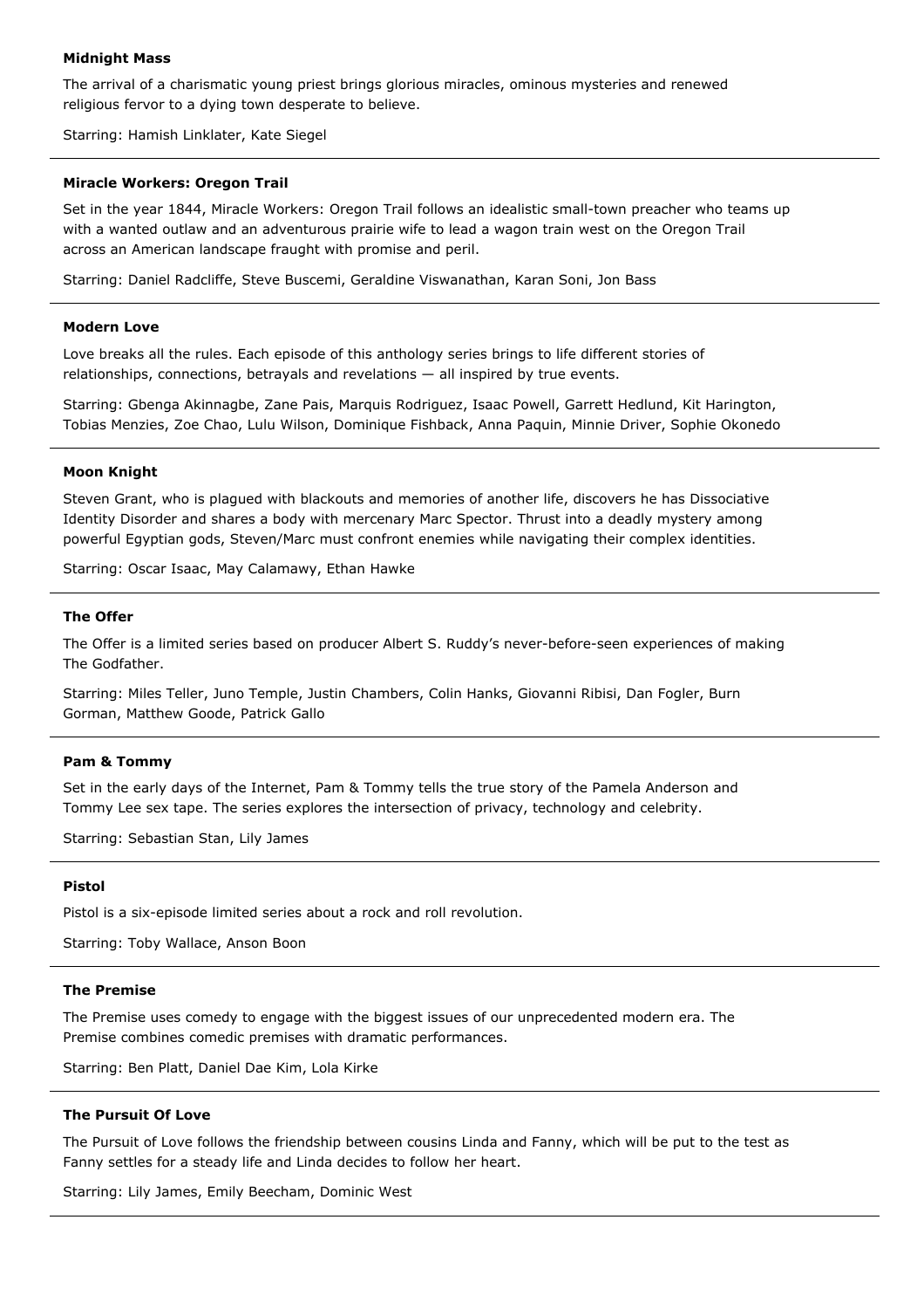**Midnight Mass**

The arrival of a charismatic young priest brings glorious miracles, ominous mysteries and renewed religious fervor to a dying town desperate to believe.

Starring: Hamish Linklater, Kate Siegel

---

**Miracle Workers: Oregon Trail**

Set in the year 1844, Miracle Workers: Oregon Trail follows an idealistic small-town preacher who teams up with a wanted outlaw and an adventurous prairie wife to lead a wagon train west on the Oregon Trail across an American landscape fraught with promise and peril.

Starring: Daniel Radcliffe, Steve Buscemi, Geraldine Viswanathan, Karan Soni, Jon Bass

---

**Modern Love**

Love breaks all the rules. Each episode of this anthology series brings to life different stories of relationships, connections, betrayals and revelations — all inspired by true events.

Starring: Gbenga Akinnagbe, Zane Pais, Marquis Rodriguez, Isaac Powell, Garrett Hedlund, Kit Harington, Tobias Menzies, Zoe Chao, Lulu Wilson, Dominique Fishback, Anna Paquin, Minnie Driver, Sophie Okonedo

---

**Moon Knight**

Steven Grant, who is plagued with blackouts and memories of another life, discovers he has Dissociative Identity Disorder and shares a body with mercenary Marc Spector. Thrust into a deadly mystery among powerful Egyptian gods, Steven/Marc must confront enemies while navigating their complex identities.

Starring: Oscar Isaac, May Calamawy, Ethan Hawke

---

**The Offer**

The Offer is a limited series based on producer Albert S. Ruddy's never-before-seen experiences of making The Godfather.

Starring: Miles Teller, Juno Temple, Justin Chambers, Colin Hanks, Giovanni Ribisi, Dan Fogler, Burn Gorman, Matthew Goode, Patrick Gallo

---

**Pam & Tommy**

Set in the early days of the Internet, Pam & Tommy tells the true story of the Pamela Anderson and Tommy Lee sex tape. The series explores the intersection of privacy, technology and celebrity.

Starring: Sebastian Stan, Lily James

---

**Pistol**

Pistol is a six-episode limited series about a rock and roll revolution.

Starring: Toby Wallace, Anson Boon

---

**The Premise**

The Premise uses comedy to engage with the biggest issues of our unprecedented modern era. The Premise combines comedic premises with dramatic performances.

Starring: Ben Platt, Daniel Dae Kim, Lola Kirke

---

**The Pursuit Of Love**

The Pursuit of Love follows the friendship between cousins Linda and Fanny, which will be put to the test as Fanny settles for a steady life and Linda decides to follow her heart.

Starring: Lily James, Emily Beecham, Dominic West

---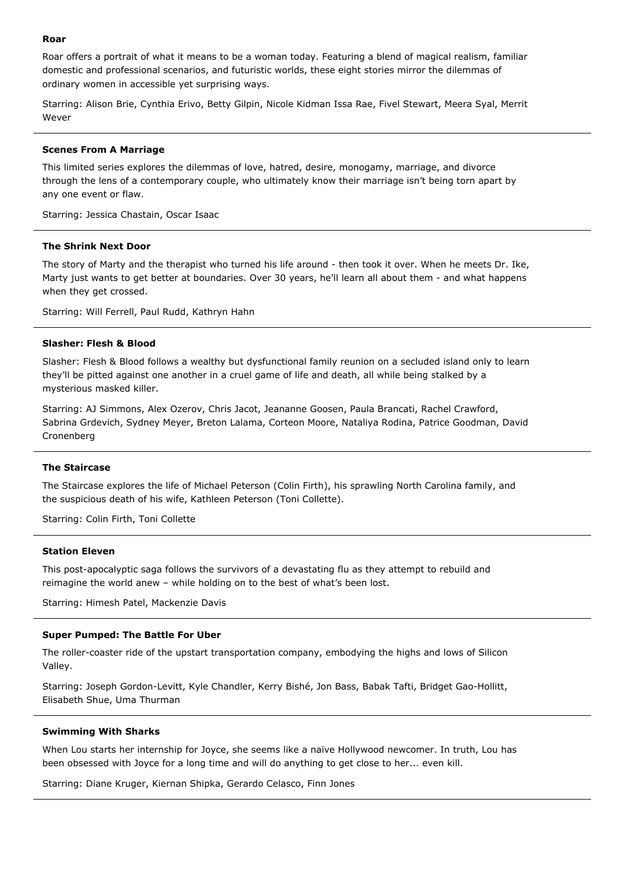**Roar**

Roar offers a portrait of what it means to be a woman today. Featuring a blend of magical realism, familiar domestic and professional scenarios, and futuristic worlds, these eight stories mirror the dilemmas of ordinary women in accessible yet surprising ways.

Starring: Alison Brie, Cynthia Erivo, Betty Gilpin, Nicole Kidman Issa Rae, Fivel Stewart, Meera Syal, Merrit Wever

---

**Scenes From A Marriage**

This limited series explores the dilemmas of love, hatred, desire, monogamy, marriage, and divorce through the lens of a contemporary couple, who ultimately know their marriage isn't being torn apart by any one event or flaw.

Starring: Jessica Chastain, Oscar Isaac

---

**The Shrink Next Door**

The story of Marty and the therapist who turned his life around - then took it over. When he meets Dr. Ike, Marty just wants to get better at boundaries. Over 30 years, he'll learn all about them - and what happens when they get crossed.

Starring: Will Ferrell, Paul Rudd, Kathryn Hahn

---

**Slasher: Flesh & Blood**

Slasher: Flesh & Blood follows a wealthy but dysfunctional family reunion on a secluded island only to learn they'll be pitted against one another in a cruel game of life and death, all while being stalked by a mysterious masked killer.

Starring: AJ Simmons, Alex Ozerov, Chris Jacot, Jeananne Goosen, Paula Brancati, Rachel Crawford, Sabrina Grdevich, Sydney Meyer, Breton Lalama, Corteon Moore, Nataliya Rodina, Patrice Goodman, David Cronenberg

---

**The Staircase**

The Staircase explores the life of Michael Peterson (Colin Firth), his sprawling North Carolina family, and the suspicious death of his wife, Kathleen Peterson (Toni Collette).

Starring: Colin Firth, Toni Collette

---

**Station Eleven**

This post-apocalyptic saga follows the survivors of a devastating flu as they attempt to rebuild and reimagine the world anew – while holding on to the best of what's been lost.

Starring: Himesh Patel, Mackenzie Davis

---

**Super Pumped: The Battle For Uber**

The roller-coaster ride of the upstart transportation company, embodying the highs and lows of Silicon Valley.

Starring: Joseph Gordon-Levitt, Kyle Chandler, Kerry Bishé, Jon Bass, Babak Tafti, Bridget Gao-Hollitt, Elisabeth Shue, Uma Thurman

---

**Swimming With Sharks**

When Lou starts her internship for Joyce, she seems like a naïve Hollywood newcomer. In truth, Lou has been obsessed with Joyce for a long time and will do anything to get close to her... even kill.

Starring: Diane Kruger, Kiernan Shipka, Gerardo Celasco, Finn Jones

---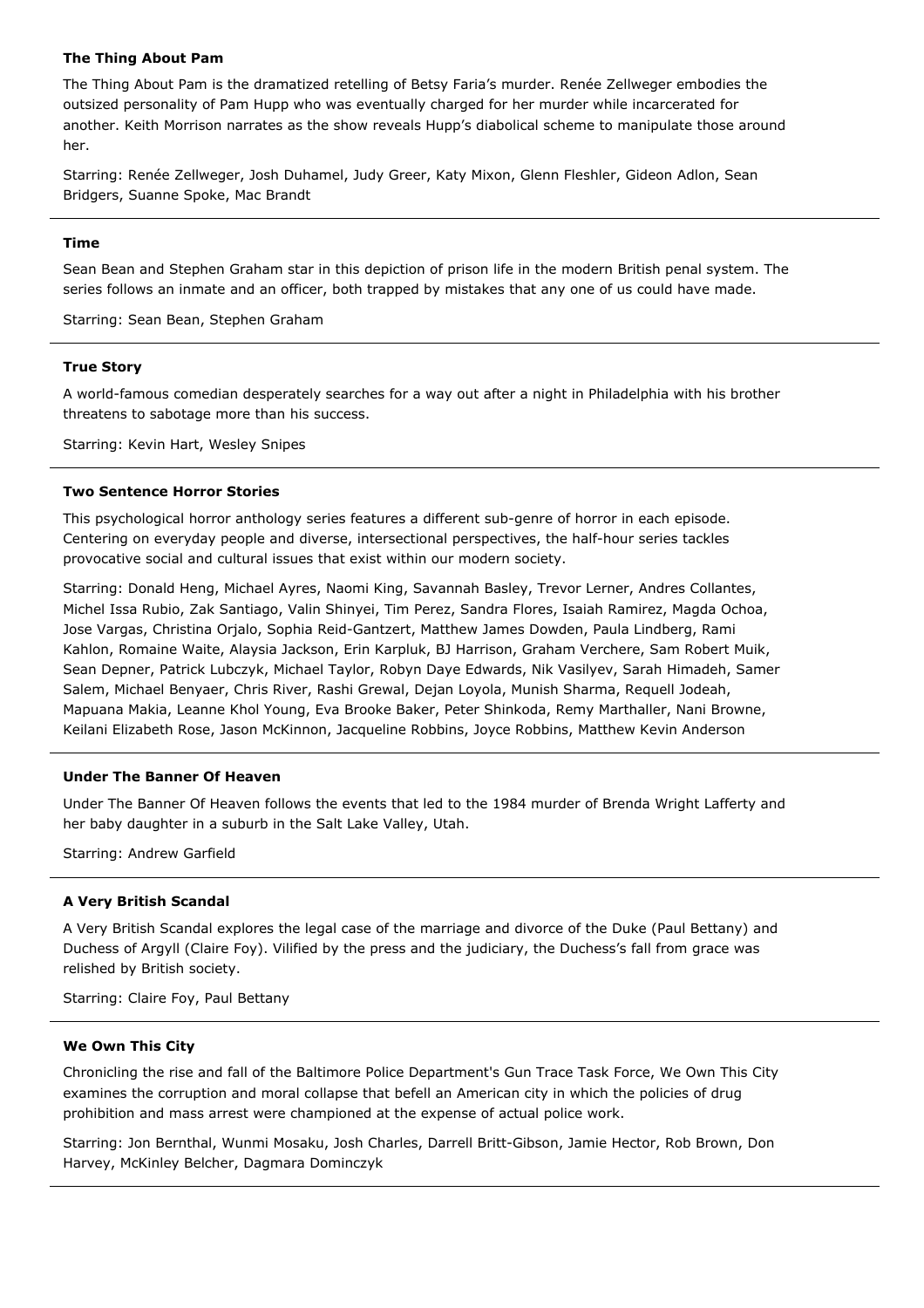**The Thing About Pam**

The Thing About Pam is the dramatized retelling of Betsy Faria's murder. Renée Zellweger embodies the outsized personality of Pam Hupp who was eventually charged for her murder while incarcerated for another. Keith Morrison narrates as the show reveals Hupp's diabolical scheme to manipulate those around her.

Starring: Renée Zellweger, Josh Duhamel, Judy Greer, Katy Mixon, Glenn Fleshler, Gideon Adlon, Sean Bridgers, Suanne Spoke, Mac Brandt

---

**Time**

Sean Bean and Stephen Graham star in this depiction of prison life in the modern British penal system. The series follows an inmate and an officer, both trapped by mistakes that any one of us could have made.

Starring: Sean Bean, Stephen Graham

---

**True Story**

A world-famous comedian desperately searches for a way out after a night in Philadelphia with his brother threatens to sabotage more than his success.

Starring: Kevin Hart, Wesley Snipes

---

**Two Sentence Horror Stories**

This psychological horror anthology series features a different sub-genre of horror in each episode. Centering on everyday people and diverse, intersectional perspectives, the half-hour series tackles provocative social and cultural issues that exist within our modern society.

Starring: Donald Heng, Michael Ayres, Naomi King, Savannah Basley, Trevor Lerner, Andres Collantes, Michel Issa Rubio, Zak Santiago, Valin Shinyei, Tim Perez, Sandra Flores, Isaiah Ramirez, Magda Ochoa, Jose Vargas, Christina Orjalo, Sophia Reid-Gantzert, Matthew James Dowden, Paula Lindberg, Rami Kahlon, Romaine Waite, Alaysia Jackson, Erin Karpluk, BJ Harrison, Graham Verchere, Sam Robert Muik, Sean Depner, Patrick Lubczyk, Michael Taylor, Robyn Daye Edwards, Nik Vasilyev, Sarah Himadeh, Samer Salem, Michael Benyaer, Chris River, Rashi Grewal, Dejan Loyola, Munish Sharma, Requell Jodeah, Mapuana Makia, Leanne Khol Young, Eva Brooke Baker, Peter Shinkoda, Remy Marthaller, Nani Browne, Keilani Elizabeth Rose, Jason McKinnon, Jacqueline Robbins, Joyce Robbins, Matthew Kevin Anderson

---

**Under The Banner Of Heaven**

Under The Banner Of Heaven follows the events that led to the 1984 murder of Brenda Wright Lafferty and her baby daughter in a suburb in the Salt Lake Valley, Utah.

Starring: Andrew Garfield

---

**A Very British Scandal**

A Very British Scandal explores the legal case of the marriage and divorce of the Duke (Paul Bettany) and Duchess of Argyll (Claire Foy). Vilified by the press and the judiciary, the Duchess's fall from grace was relished by British society.

Starring: Claire Foy, Paul Bettany

---

**We Own This City**

Chronicling the rise and fall of the Baltimore Police Department's Gun Trace Task Force, We Own This City examines the corruption and moral collapse that befell an American city in which the policies of drug prohibition and mass arrest were championed at the expense of actual police work.

Starring: Jon Bernthal, Wunmi Mosaku, Josh Charles, Darrell Britt-Gibson, Jamie Hector, Rob Brown, Don Harvey, McKinley Belcher, Dagmara Dominczyk

---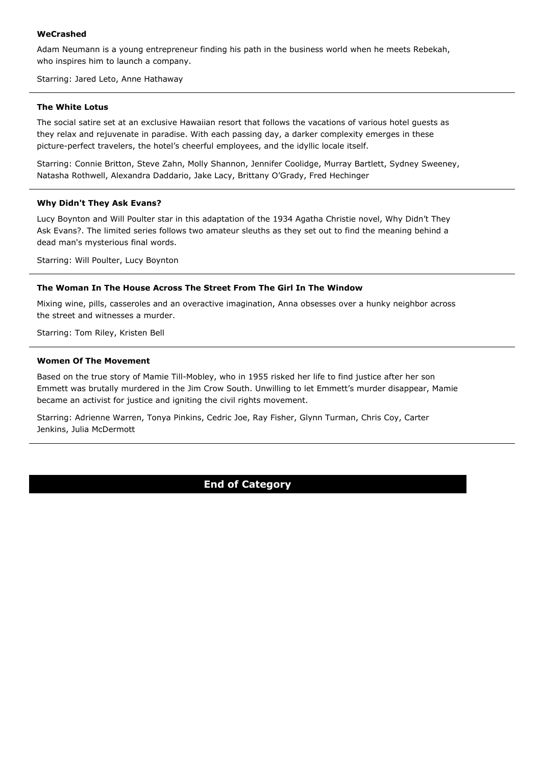**WeCrashed**

Adam Neumann is a young entrepreneur finding his path in the business world when he meets Rebekah, who inspires him to launch a company.

Starring: Jared Leto, Anne Hathaway

---

**The White Lotus**

The social satire set at an exclusive Hawaiian resort that follows the vacations of various hotel guests as they relax and rejuvenate in paradise. With each passing day, a darker complexity emerges in these picture-perfect travelers, the hotel's cheerful employees, and the idyllic locale itself.

Starring: Connie Britton, Steve Zahn, Molly Shannon, Jennifer Coolidge, Murray Bartlett, Sydney Sweeney, Natasha Rothwell, Alexandra Daddario, Jake Lacy, Brittany O'Grady, Fred Hechinger

---

**Why Didn't They Ask Evans?**

Lucy Boynton and Will Poulter star in this adaptation of the 1934 Agatha Christie novel, Why Didn't They Ask Evans?. The limited series follows two amateur sleuths as they set out to find the meaning behind a dead man's mysterious final words.

Starring: Will Poulter, Lucy Boynton

---

**The Woman In The House Across The Street From The Girl In The Window**

Mixing wine, pills, casseroles and an overactive imagination, Anna obsesses over a hunky neighbor across the street and witnesses a murder.

Starring: Tom Riley, Kristen Bell

---

**Women Of The Movement**

Based on the true story of Mamie Till-Mobley, who in 1955 risked her life to find justice after her son Emmett was brutally murdered in the Jim Crow South. Unwilling to let Emmett's murder disappear, Mamie became an activist for justice and igniting the civil rights movement.

Starring: Adrienne Warren, Tonya Pinkins, Cedric Joe, Ray Fisher, Glynn Turman, Chris Coy, Carter Jenkins, Julia McDermott

---

**End of Category**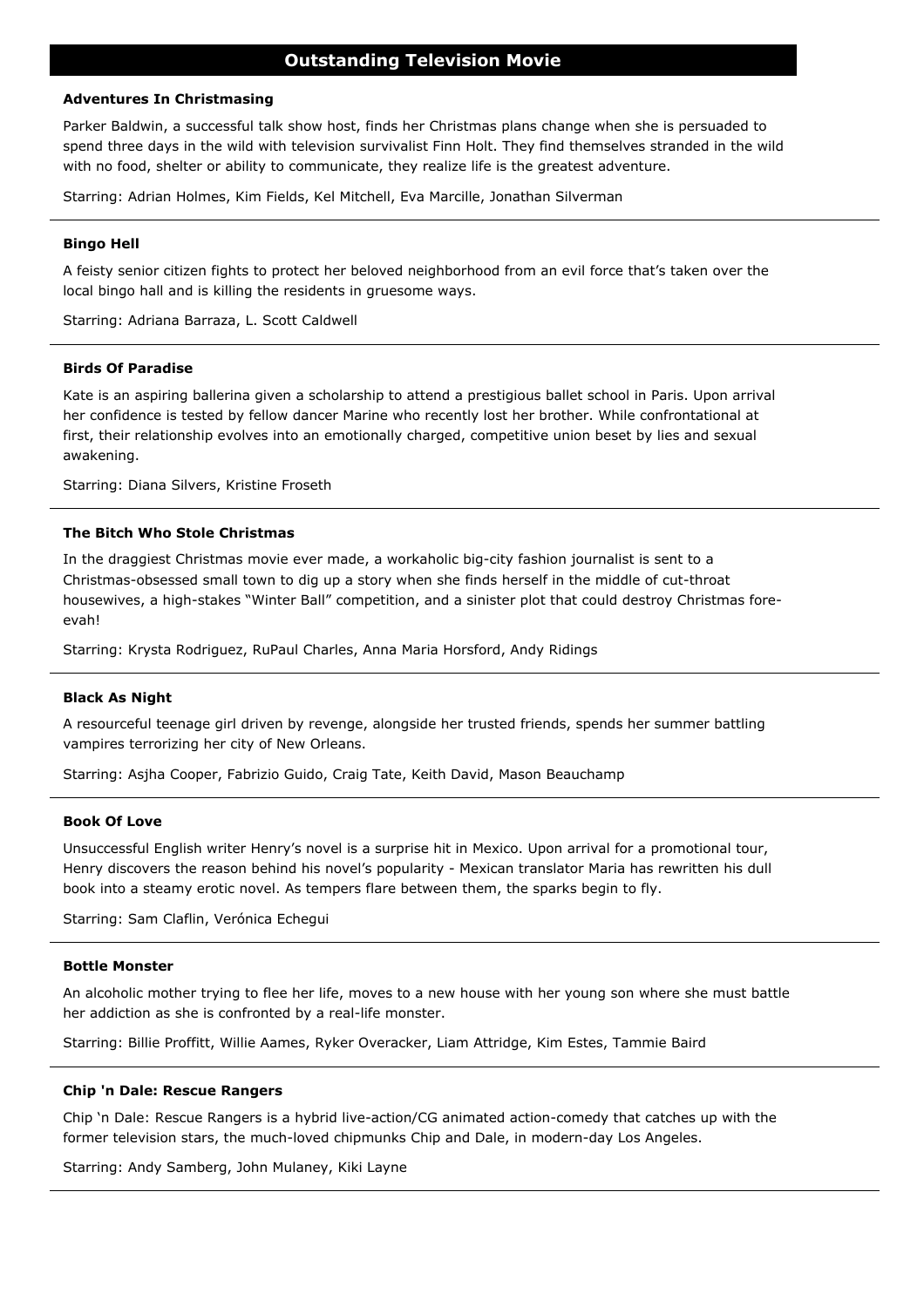## Outstanding Television Movie

**Adventures In Christmasing**

Parker Baldwin, a successful talk show host, finds her Christmas plans change when she is persuaded to spend three days in the wild with television survivalist Finn Holt. They find themselves stranded in the wild with no food, shelter or ability to communicate, they realize life is the greatest adventure.

Starring: Adrian Holmes, Kim Fields, Kel Mitchell, Eva Marcille, Jonathan Silverman

---

**Bingo Hell**

A feisty senior citizen fights to protect her beloved neighborhood from an evil force that's taken over the local bingo hall and is killing the residents in gruesome ways.

Starring: Adriana Barraza, L. Scott Caldwell

---

**Birds Of Paradise**

Kate is an aspiring ballerina given a scholarship to attend a prestigious ballet school in Paris. Upon arrival her confidence is tested by fellow dancer Marine who recently lost her brother. While confrontational at first, their relationship evolves into an emotionally charged, competitive union beset by lies and sexual awakening.

Starring: Diana Silvers, Kristine Froseth

---

**The Bitch Who Stole Christmas**

In the draggiest Christmas movie ever made, a workaholic big-city fashion journalist is sent to a Christmas-obsessed small town to dig up a story when she finds herself in the middle of cut-throat housewives, a high-stakes "Winter Ball" competition, and a sinister plot that could destroy Christmas fore-evah!

Starring: Krysta Rodriguez, RuPaul Charles, Anna Maria Horsford, Andy Ridings

---

**Black As Night**

A resourceful teenage girl driven by revenge, alongside her trusted friends, spends her summer battling vampires terrorizing her city of New Orleans.

Starring: Asjha Cooper, Fabrizio Guido, Craig Tate, Keith David, Mason Beauchamp

---

**Book Of Love**

Unsuccessful English writer Henry's novel is a surprise hit in Mexico. Upon arrival for a promotional tour, Henry discovers the reason behind his novel's popularity - Mexican translator Maria has rewritten his dull book into a steamy erotic novel. As tempers flare between them, the sparks begin to fly.

Starring: Sam Claflin, Verónica Echegui

---

**Bottle Monster**

An alcoholic mother trying to flee her life, moves to a new house with her young son where she must battle her addiction as she is confronted by a real-life monster.

Starring: Billie Proffitt, Willie Aames, Ryker Overacker, Liam Attridge, Kim Estes, Tammie Baird

---

**Chip 'n Dale: Rescue Rangers**

Chip 'n Dale: Rescue Rangers is a hybrid live-action/CG animated action-comedy that catches up with the former television stars, the much-loved chipmunks Chip and Dale, in modern-day Los Angeles.

Starring: Andy Samberg, John Mulaney, Kiki Layne

---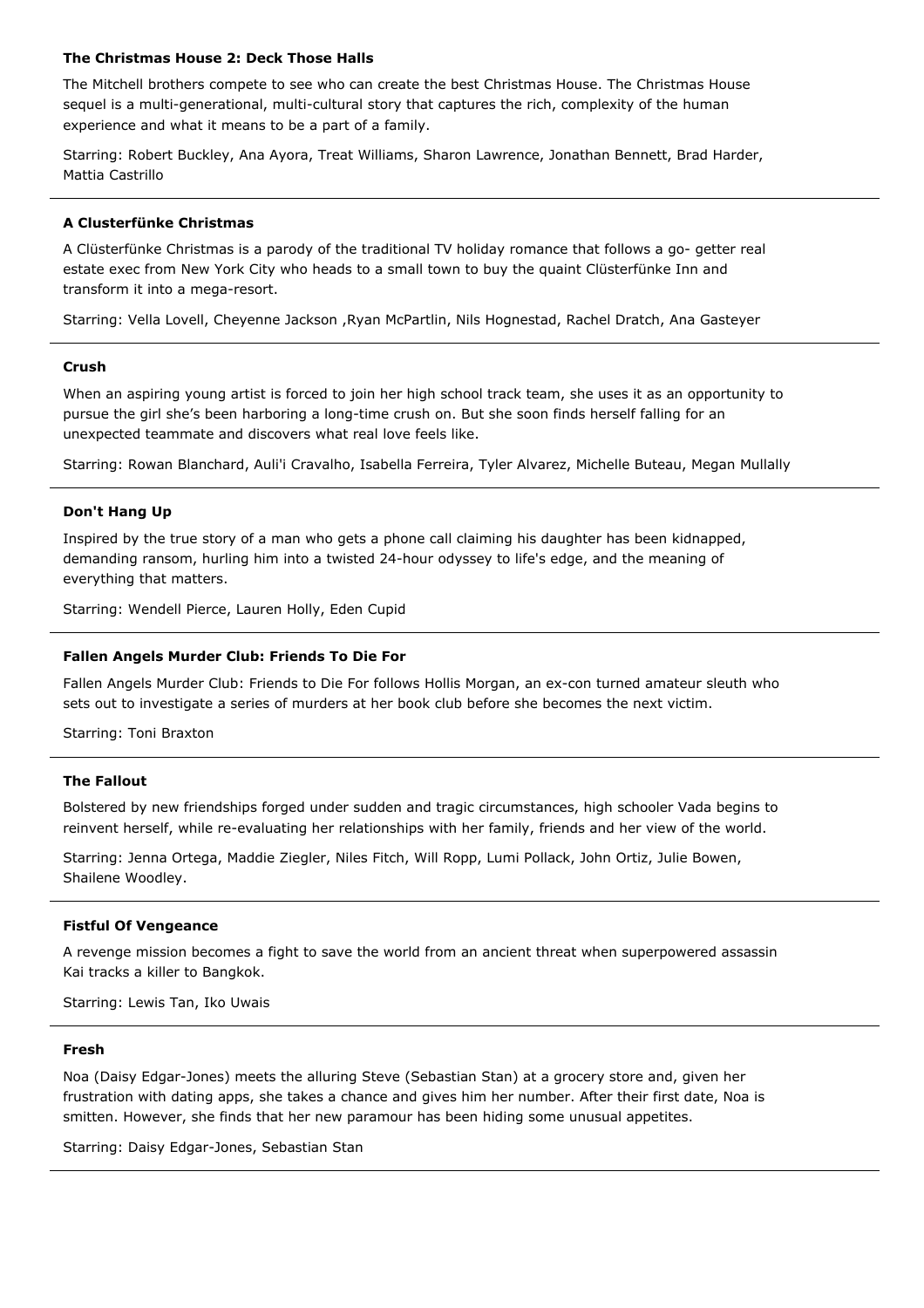**The Christmas House 2: Deck Those Halls**

The Mitchell brothers compete to see who can create the best Christmas House. The Christmas House sequel is a multi-generational, multi-cultural story that captures the rich, complexity of the human experience and what it means to be a part of a family.

Starring: Robert Buckley, Ana Ayora, Treat Williams, Sharon Lawrence, Jonathan Bennett, Brad Harder, Mattia Castrillo

---

**A Clusterfünke Christmas**

A Clüsterfünke Christmas is a parody of the traditional TV holiday romance that follows a go- getter real estate exec from New York City who heads to a small town to buy the quaint Clüsterfünke Inn and transform it into a mega-resort.

Starring: Vella Lovell, Cheyenne Jackson ,Ryan McPartlin, Nils Hognestad, Rachel Dratch, Ana Gasteyer

---

**Crush**

When an aspiring young artist is forced to join her high school track team, she uses it as an opportunity to pursue the girl she's been harboring a long-time crush on. But she soon finds herself falling for an unexpected teammate and discovers what real love feels like.

Starring: Rowan Blanchard, Auli'i Cravalho, Isabella Ferreira, Tyler Alvarez, Michelle Buteau, Megan Mullally

---

**Don't Hang Up**

Inspired by the true story of a man who gets a phone call claiming his daughter has been kidnapped, demanding ransom, hurling him into a twisted 24-hour odyssey to life's edge, and the meaning of everything that matters.

Starring: Wendell Pierce, Lauren Holly, Eden Cupid

---

**Fallen Angels Murder Club: Friends To Die For**

Fallen Angels Murder Club: Friends to Die For follows Hollis Morgan, an ex-con turned amateur sleuth who sets out to investigate a series of murders at her book club before she becomes the next victim.

Starring: Toni Braxton

---

**The Fallout**

Bolstered by new friendships forged under sudden and tragic circumstances, high schooler Vada begins to reinvent herself, while re-evaluating her relationships with her family, friends and her view of the world.

Starring: Jenna Ortega, Maddie Ziegler, Niles Fitch, Will Ropp, Lumi Pollack, John Ortiz, Julie Bowen, Shailene Woodley.

---

**Fistful Of Vengeance**

A revenge mission becomes a fight to save the world from an ancient threat when superpowered assassin Kai tracks a killer to Bangkok.

Starring: Lewis Tan, Iko Uwais

---

**Fresh**

Noa (Daisy Edgar-Jones) meets the alluring Steve (Sebastian Stan) at a grocery store and, given her frustration with dating apps, she takes a chance and gives him her number. After their first date, Noa is smitten. However, she finds that her new paramour has been hiding some unusual appetites.

Starring: Daisy Edgar-Jones, Sebastian Stan

---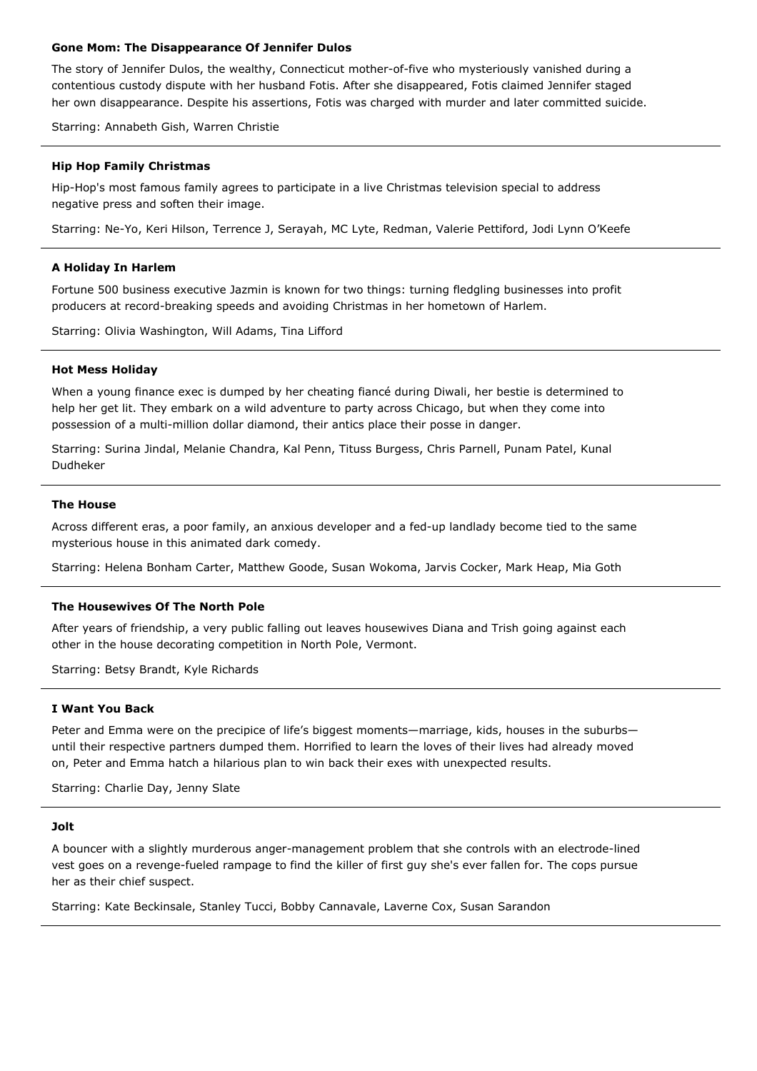**Gone Mom: The Disappearance Of Jennifer Dulos**

The story of Jennifer Dulos, the wealthy, Connecticut mother-of-five who mysteriously vanished during a contentious custody dispute with her husband Fotis. After she disappeared, Fotis claimed Jennifer staged her own disappearance. Despite his assertions, Fotis was charged with murder and later committed suicide.

Starring: Annabeth Gish, Warren Christie

---

**Hip Hop Family Christmas**

Hip-Hop's most famous family agrees to participate in a live Christmas television special to address negative press and soften their image.

Starring: Ne-Yo, Keri Hilson, Terrence J, Serayah, MC Lyte, Redman, Valerie Pettiford, Jodi Lynn O'Keefe

---

**A Holiday In Harlem**

Fortune 500 business executive Jazmin is known for two things: turning fledgling businesses into profit producers at record-breaking speeds and avoiding Christmas in her hometown of Harlem.

Starring: Olivia Washington, Will Adams, Tina Lifford

---

**Hot Mess Holiday**

When a young finance exec is dumped by her cheating fiancé during Diwali, her bestie is determined to help her get lit. They embark on a wild adventure to party across Chicago, but when they come into possession of a multi-million dollar diamond, their antics place their posse in danger.

Starring: Surina Jindal, Melanie Chandra, Kal Penn, Tituss Burgess, Chris Parnell, Punam Patel, Kunal Dudheker

---

**The House**

Across different eras, a poor family, an anxious developer and a fed-up landlady become tied to the same mysterious house in this animated dark comedy.

Starring: Helena Bonham Carter, Matthew Goode, Susan Wokoma, Jarvis Cocker, Mark Heap, Mia Goth

---

**The Housewives Of The North Pole**

After years of friendship, a very public falling out leaves housewives Diana and Trish going against each other in the house decorating competition in North Pole, Vermont.

Starring: Betsy Brandt, Kyle Richards

---

**I Want You Back**

Peter and Emma were on the precipice of life's biggest moments—marriage, kids, houses in the suburbs—until their respective partners dumped them. Horrified to learn the loves of their lives had already moved on, Peter and Emma hatch a hilarious plan to win back their exes with unexpected results.

Starring: Charlie Day, Jenny Slate

---

**Jolt**

A bouncer with a slightly murderous anger-management problem that she controls with an electrode-lined vest goes on a revenge-fueled rampage to find the killer of first guy she's ever fallen for. The cops pursue her as their chief suspect.

Starring: Kate Beckinsale, Stanley Tucci, Bobby Cannavale, Laverne Cox, Susan Sarandon

---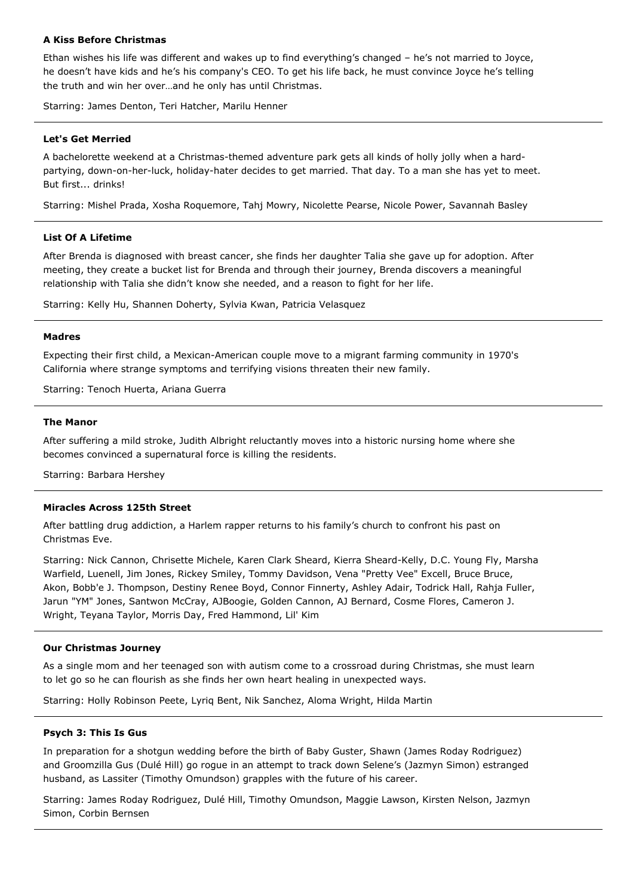**A Kiss Before Christmas**

Ethan wishes his life was different and wakes up to find everything's changed – he's not married to Joyce, he doesn't have kids and he's his company's CEO. To get his life back, he must convince Joyce he's telling the truth and win her over…and he only has until Christmas.

Starring: James Denton, Teri Hatcher, Marilu Henner

---

**Let's Get Merried**

A bachelorette weekend at a Christmas-themed adventure park gets all kinds of holly jolly when a hard-partying, down-on-her-luck, holiday-hater decides to get married. That day. To a man she has yet to meet. But first... drinks!

Starring: Mishel Prada, Xosha Roquemore, Tahj Mowry, Nicolette Pearse, Nicole Power, Savannah Basley

---

**List Of A Lifetime**

After Brenda is diagnosed with breast cancer, she finds her daughter Talia she gave up for adoption. After meeting, they create a bucket list for Brenda and through their journey, Brenda discovers a meaningful relationship with Talia she didn't know she needed, and a reason to fight for her life.

Starring: Kelly Hu, Shannen Doherty, Sylvia Kwan, Patricia Velasquez

---

**Madres**

Expecting their first child, a Mexican-American couple move to a migrant farming community in 1970's California where strange symptoms and terrifying visions threaten their new family.

Starring: Tenoch Huerta, Ariana Guerra

---

**The Manor**

After suffering a mild stroke, Judith Albright reluctantly moves into a historic nursing home where she becomes convinced a supernatural force is killing the residents.

Starring: Barbara Hershey

---

**Miracles Across 125th Street**

After battling drug addiction, a Harlem rapper returns to his family's church to confront his past on Christmas Eve.

Starring: Nick Cannon, Chrisette Michele, Karen Clark Sheard, Kierra Sheard-Kelly, D.C. Young Fly, Marsha Warfield, Luenell, Jim Jones, Rickey Smiley, Tommy Davidson, Vena "Pretty Vee" Excell, Bruce Bruce, Akon, Bobb'e J. Thompson, Destiny Renee Boyd, Connor Finnerty, Ashley Adair, Todrick Hall, Rahja Fuller, Jarun "YM" Jones, Santwon McCray, AJBoogie, Golden Cannon, AJ Bernard, Cosme Flores, Cameron J. Wright, Teyana Taylor, Morris Day, Fred Hammond, Lil' Kim

---

**Our Christmas Journey**

As a single mom and her teenaged son with autism come to a crossroad during Christmas, she must learn to let go so he can flourish as she finds her own heart healing in unexpected ways.

Starring: Holly Robinson Peete, Lyriq Bent, Nik Sanchez, Aloma Wright, Hilda Martin

---

**Psych 3: This Is Gus**

In preparation for a shotgun wedding before the birth of Baby Guster, Shawn (James Roday Rodriguez) and Groomzilla Gus (Dulé Hill) go rogue in an attempt to track down Selene's (Jazmyn Simon) estranged husband, as Lassiter (Timothy Omundson) grapples with the future of his career.

Starring: James Roday Rodriguez, Dulé Hill, Timothy Omundson, Maggie Lawson, Kirsten Nelson, Jazmyn Simon, Corbin Bernsen

---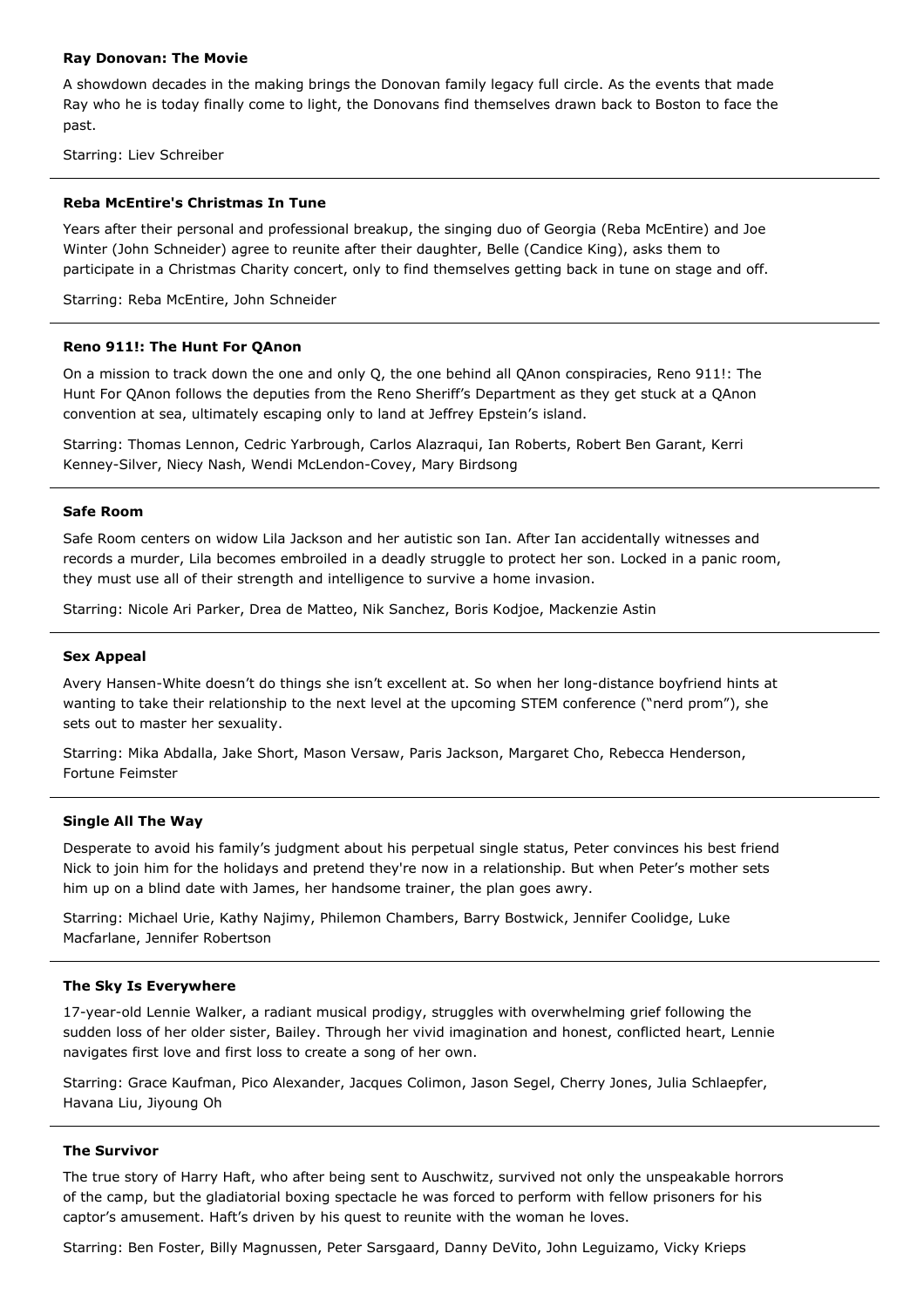**Ray Donovan: The Movie**

A showdown decades in the making brings the Donovan family legacy full circle. As the events that made Ray who he is today finally come to light, the Donovans find themselves drawn back to Boston to face the past.

Starring: Liev Schreiber

---

**Reba McEntire's Christmas In Tune**

Years after their personal and professional breakup, the singing duo of Georgia (Reba McEntire) and Joe Winter (John Schneider) agree to reunite after their daughter, Belle (Candice King), asks them to participate in a Christmas Charity concert, only to find themselves getting back in tune on stage and off.

Starring: Reba McEntire, John Schneider

---

**Reno 911!: The Hunt For QAnon**

On a mission to track down the one and only Q, the one behind all QAnon conspiracies, Reno 911!: The Hunt For QAnon follows the deputies from the Reno Sheriff's Department as they get stuck at a QAnon convention at sea, ultimately escaping only to land at Jeffrey Epstein's island.

Starring: Thomas Lennon, Cedric Yarbrough, Carlos Alazraqui, Ian Roberts, Robert Ben Garant, Kerri Kenney-Silver, Niecy Nash, Wendi McLendon-Covey, Mary Birdsong

---

**Safe Room**

Safe Room centers on widow Lila Jackson and her autistic son Ian. After Ian accidentally witnesses and records a murder, Lila becomes embroiled in a deadly struggle to protect her son. Locked in a panic room, they must use all of their strength and intelligence to survive a home invasion.

Starring: Nicole Ari Parker, Drea de Matteo, Nik Sanchez, Boris Kodjoe, Mackenzie Astin

---

**Sex Appeal**

Avery Hansen-White doesn't do things she isn't excellent at. So when her long-distance boyfriend hints at wanting to take their relationship to the next level at the upcoming STEM conference ("nerd prom"), she sets out to master her sexuality.

Starring: Mika Abdalla, Jake Short, Mason Versaw, Paris Jackson, Margaret Cho, Rebecca Henderson, Fortune Feimster

---

**Single All The Way**

Desperate to avoid his family's judgment about his perpetual single status, Peter convinces his best friend Nick to join him for the holidays and pretend they're now in a relationship. But when Peter's mother sets him up on a blind date with James, her handsome trainer, the plan goes awry.

Starring: Michael Urie, Kathy Najimy, Philemon Chambers, Barry Bostwick, Jennifer Coolidge, Luke Macfarlane, Jennifer Robertson

---

**The Sky Is Everywhere**

17-year-old Lennie Walker, a radiant musical prodigy, struggles with overwhelming grief following the sudden loss of her older sister, Bailey. Through her vivid imagination and honest, conflicted heart, Lennie navigates first love and first loss to create a song of her own.

Starring: Grace Kaufman, Pico Alexander, Jacques Colimon, Jason Segel, Cherry Jones, Julia Schlaepfer, Havana Liu, Jiyoung Oh

---

**The Survivor**

The true story of Harry Haft, who after being sent to Auschwitz, survived not only the unspeakable horrors of the camp, but the gladiatorial boxing spectacle he was forced to perform with fellow prisoners for his captor's amusement. Haft's driven by his quest to reunite with the woman he loves.

Starring: Ben Foster, Billy Magnussen, Peter Sarsgaard, Danny DeVito, John Leguizamo, Vicky Krieps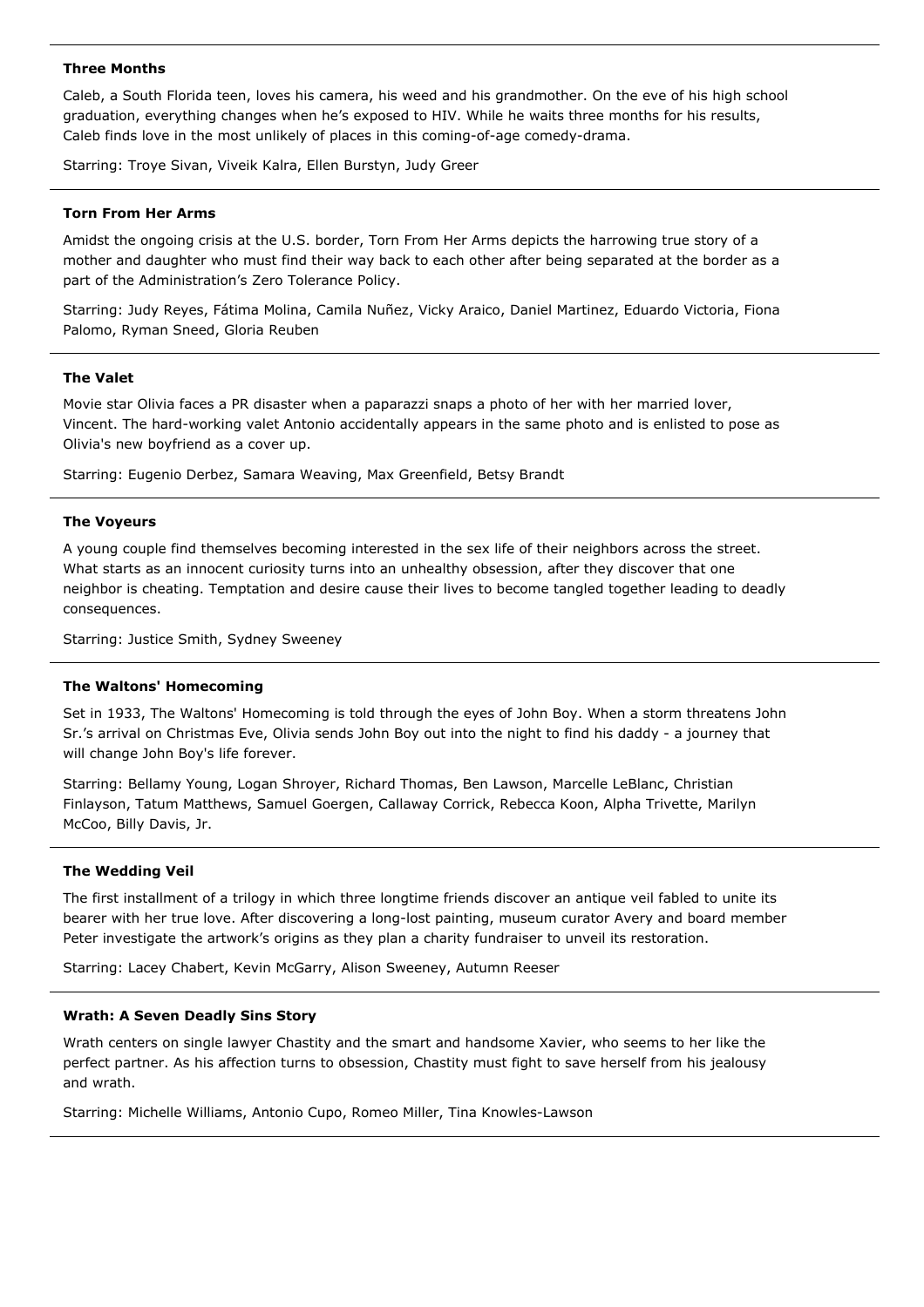**Three Months**

Caleb, a South Florida teen, loves his camera, his weed and his grandmother. On the eve of his high school graduation, everything changes when he's exposed to HIV. While he waits three months for his results, Caleb finds love in the most unlikely of places in this coming-of-age comedy-drama.

Starring: Troye Sivan, Viveik Kalra, Ellen Burstyn, Judy Greer

---

**Torn From Her Arms**

Amidst the ongoing crisis at the U.S. border, Torn From Her Arms depicts the harrowing true story of a mother and daughter who must find their way back to each other after being separated at the border as a part of the Administration's Zero Tolerance Policy.

Starring: Judy Reyes, Fátima Molina, Camila Nuñez, Vicky Araico, Daniel Martinez, Eduardo Victoria, Fiona Palomo, Ryman Sneed, Gloria Reuben

---

**The Valet**

Movie star Olivia faces a PR disaster when a paparazzi snaps a photo of her with her married lover, Vincent. The hard-working valet Antonio accidentally appears in the same photo and is enlisted to pose as Olivia's new boyfriend as a cover up.

Starring: Eugenio Derbez, Samara Weaving, Max Greenfield, Betsy Brandt

---

**The Voyeurs**

A young couple find themselves becoming interested in the sex life of their neighbors across the street. What starts as an innocent curiosity turns into an unhealthy obsession, after they discover that one neighbor is cheating. Temptation and desire cause their lives to become tangled together leading to deadly consequences.

Starring: Justice Smith, Sydney Sweeney

---

**The Waltons' Homecoming**

Set in 1933, The Waltons' Homecoming is told through the eyes of John Boy. When a storm threatens John Sr.'s arrival on Christmas Eve, Olivia sends John Boy out into the night to find his daddy - a journey that will change John Boy's life forever.

Starring: Bellamy Young, Logan Shroyer, Richard Thomas, Ben Lawson, Marcelle LeBlanc, Christian Finlayson, Tatum Matthews, Samuel Goergen, Callaway Corrick, Rebecca Koon, Alpha Trivette, Marilyn McCoo, Billy Davis, Jr.

---

**The Wedding Veil**

The first installment of a trilogy in which three longtime friends discover an antique veil fabled to unite its bearer with her true love. After discovering a long-lost painting, museum curator Avery and board member Peter investigate the artwork's origins as they plan a charity fundraiser to unveil its restoration.

Starring: Lacey Chabert, Kevin McGarry, Alison Sweeney, Autumn Reeser

---

**Wrath: A Seven Deadly Sins Story**

Wrath centers on single lawyer Chastity and the smart and handsome Xavier, who seems to her like the perfect partner. As his affection turns to obsession, Chastity must fight to save herself from his jealousy and wrath.

Starring: Michelle Williams, Antonio Cupo, Romeo Miller, Tina Knowles-Lawson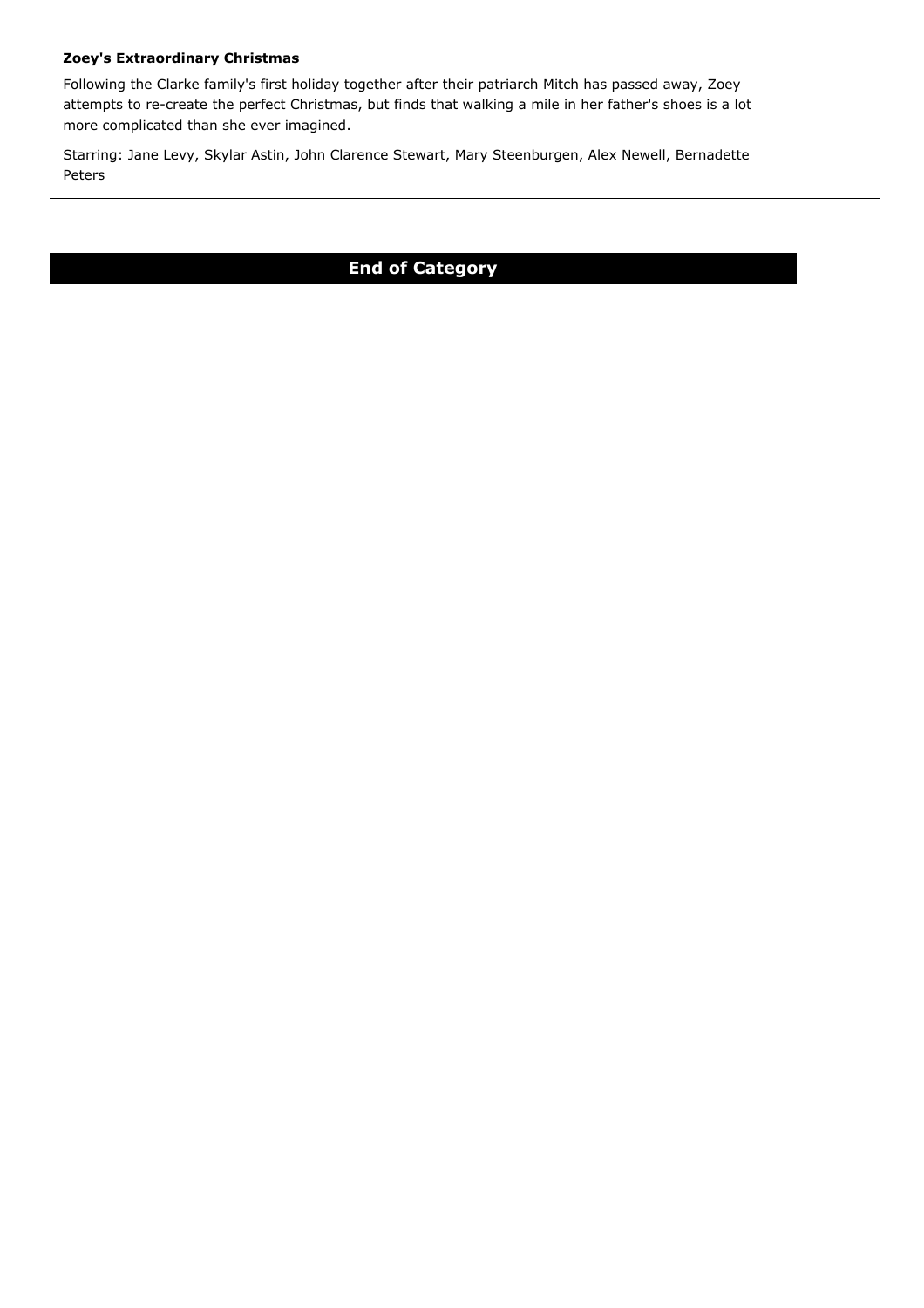**Zoey's Extraordinary Christmas**

Following the Clarke family's first holiday together after their patriarch Mitch has passed away, Zoey attempts to re-create the perfect Christmas, but finds that walking a mile in her father's shoes is a lot more complicated than she ever imagined.

Starring: Jane Levy, Skylar Astin, John Clarence Stewart, Mary Steenburgen, Alex Newell, Bernadette Peters

---

**End of Category**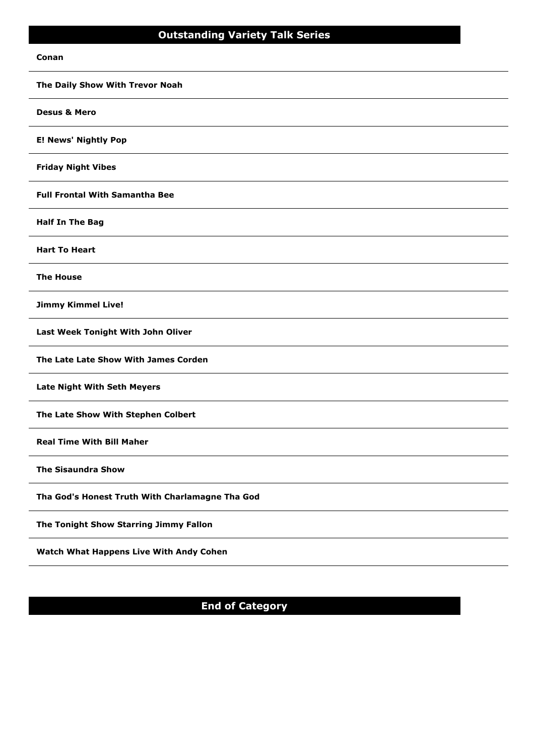## Outstanding Variety Talk Series

**Conan**

**The Daily Show With Trevor Noah**

**Desus & Mero**

**E! News' Nightly Pop**

**Friday Night Vibes**

**Full Frontal With Samantha Bee**

**Half In The Bag**

**Hart To Heart**

**The House**

**Jimmy Kimmel Live!**

**Last Week Tonight With John Oliver**

**The Late Late Show With James Corden**

**Late Night With Seth Meyers**

**The Late Show With Stephen Colbert**

**Real Time With Bill Maher**

**The Sisaundra Show**

**Tha God's Honest Truth With Charlamagne Tha God**

**The Tonight Show Starring Jimmy Fallon**

**Watch What Happens Live With Andy Cohen**

## End of Category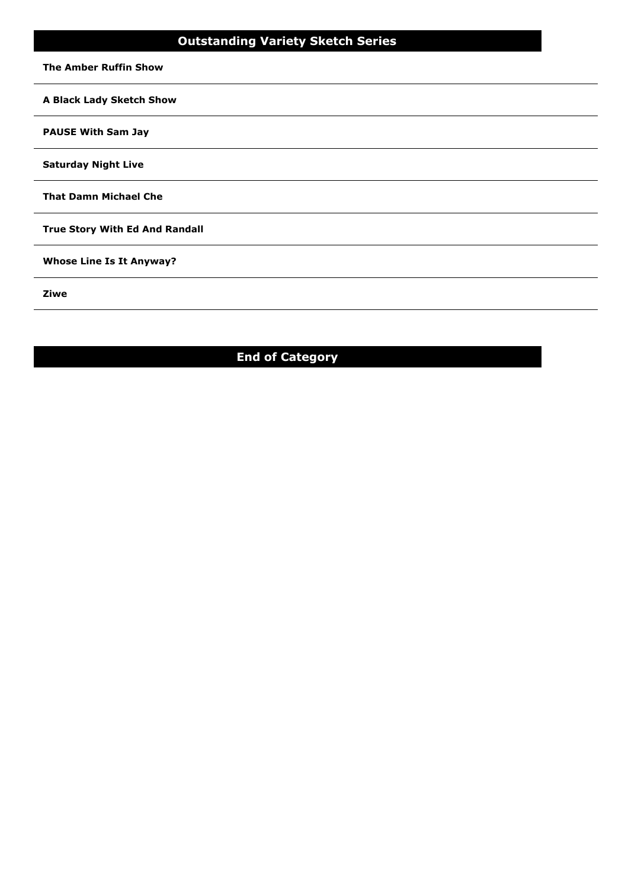## Outstanding Variety Sketch Series

**The Amber Ruffin Show**

**A Black Lady Sketch Show**

**PAUSE With Sam Jay**

**Saturday Night Live**

**That Damn Michael Che**

**True Story With Ed And Randall**

**Whose Line Is It Anyway?**

**Ziwe**

## End of Category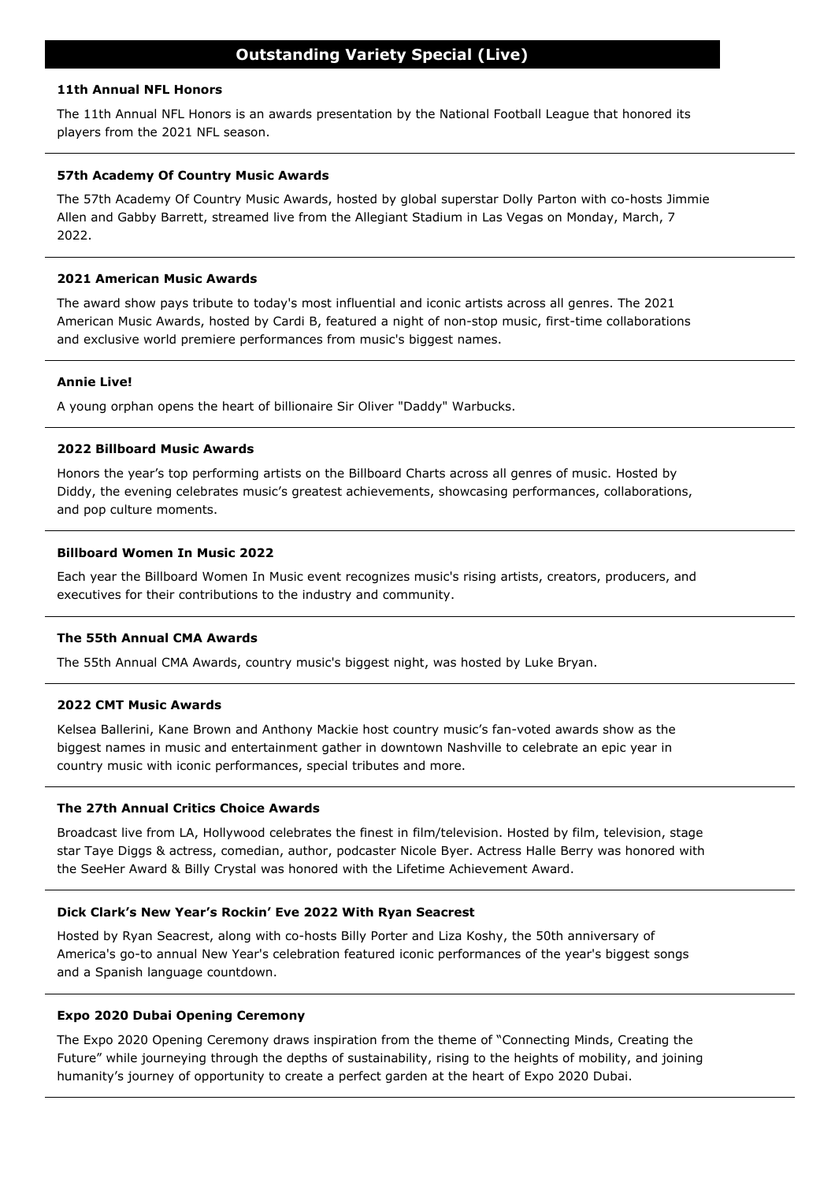## Outstanding Variety Special (Live)

**11th Annual NFL Honors**

The 11th Annual NFL Honors is an awards presentation by the National Football League that honored its players from the 2021 NFL season.

---

**57th Academy Of Country Music Awards**

The 57th Academy Of Country Music Awards, hosted by global superstar Dolly Parton with co-hosts Jimmie Allen and Gabby Barrett, streamed live from the Allegiant Stadium in Las Vegas on Monday, March, 7 2022.

---

**2021 American Music Awards**

The award show pays tribute to today's most influential and iconic artists across all genres. The 2021 American Music Awards, hosted by Cardi B, featured a night of non-stop music, first-time collaborations and exclusive world premiere performances from music's biggest names.

---

**Annie Live!**

A young orphan opens the heart of billionaire Sir Oliver "Daddy" Warbucks.

---

**2022 Billboard Music Awards**

Honors the year's top performing artists on the Billboard Charts across all genres of music. Hosted by Diddy, the evening celebrates music's greatest achievements, showcasing performances, collaborations, and pop culture moments.

---

**Billboard Women In Music 2022**

Each year the Billboard Women In Music event recognizes music's rising artists, creators, producers, and executives for their contributions to the industry and community.

---

**The 55th Annual CMA Awards**

The 55th Annual CMA Awards, country music's biggest night, was hosted by Luke Bryan.

---

**2022 CMT Music Awards**

Kelsea Ballerini, Kane Brown and Anthony Mackie host country music's fan-voted awards show as the biggest names in music and entertainment gather in downtown Nashville to celebrate an epic year in country music with iconic performances, special tributes and more.

---

**The 27th Annual Critics Choice Awards**

Broadcast live from LA, Hollywood celebrates the finest in film/television. Hosted by film, television, stage star Taye Diggs & actress, comedian, author, podcaster Nicole Byer. Actress Halle Berry was honored with the SeeHer Award & Billy Crystal was honored with the Lifetime Achievement Award.

---

**Dick Clark's New Year's Rockin' Eve 2022 With Ryan Seacrest**

Hosted by Ryan Seacrest, along with co-hosts Billy Porter and Liza Koshy, the 50th anniversary of America's go-to annual New Year's celebration featured iconic performances of the year's biggest songs and a Spanish language countdown.

---

**Expo 2020 Dubai Opening Ceremony**

The Expo 2020 Opening Ceremony draws inspiration from the theme of "Connecting Minds, Creating the Future" while journeying through the depths of sustainability, rising to the heights of mobility, and joining humanity's journey of opportunity to create a perfect garden at the heart of Expo 2020 Dubai.

---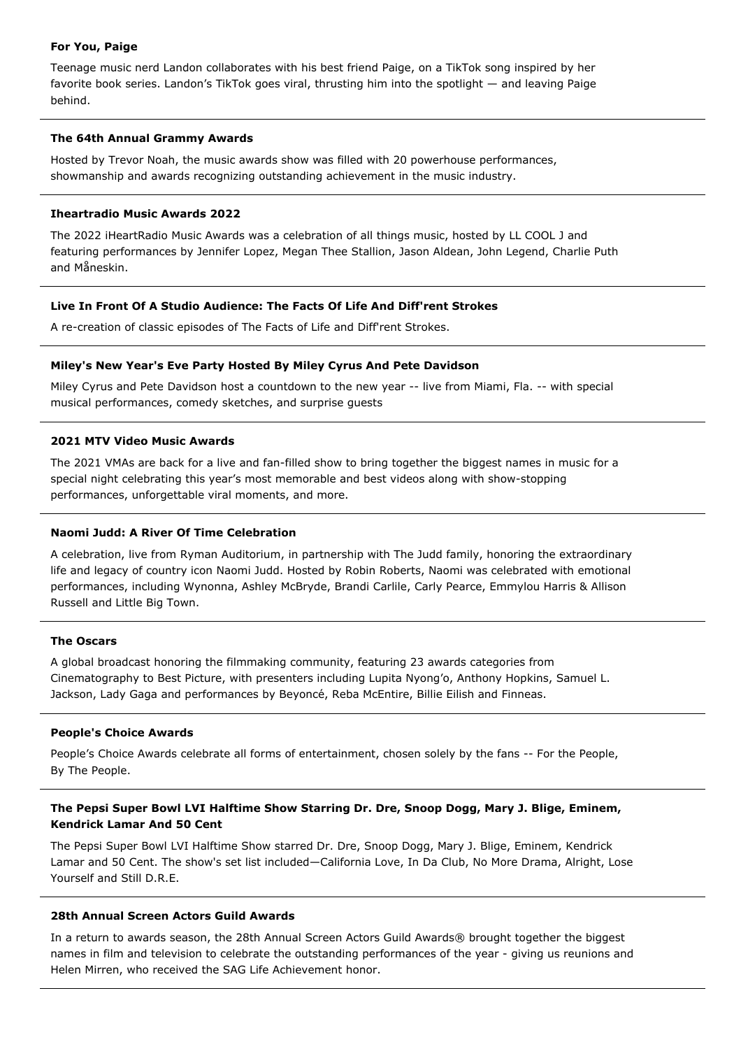**For You, Paige**

Teenage music nerd Landon collaborates with his best friend Paige, on a TikTok song inspired by her favorite book series. Landon's TikTok goes viral, thrusting him into the spotlight — and leaving Paige behind.

---

**The 64th Annual Grammy Awards**

Hosted by Trevor Noah, the music awards show was filled with 20 powerhouse performances, showmanship and awards recognizing outstanding achievement in the music industry.

---

**Iheartradio Music Awards 2022**

The 2022 iHeartRadio Music Awards was a celebration of all things music, hosted by LL COOL J and featuring performances by Jennifer Lopez, Megan Thee Stallion, Jason Aldean, John Legend, Charlie Puth and Måneskin.

---

**Live In Front Of A Studio Audience: The Facts Of Life And Diff'rent Strokes**

A re-creation of classic episodes of The Facts of Life and Diff'rent Strokes.

---

**Miley's New Year's Eve Party Hosted By Miley Cyrus And Pete Davidson**

Miley Cyrus and Pete Davidson host a countdown to the new year -- live from Miami, Fla. -- with special musical performances, comedy sketches, and surprise guests

---

**2021 MTV Video Music Awards**

The 2021 VMAs are back for a live and fan-filled show to bring together the biggest names in music for a special night celebrating this year's most memorable and best videos along with show-stopping performances, unforgettable viral moments, and more.

---

**Naomi Judd: A River Of Time Celebration**

A celebration, live from Ryman Auditorium, in partnership with The Judd family, honoring the extraordinary life and legacy of country icon Naomi Judd. Hosted by Robin Roberts, Naomi was celebrated with emotional performances, including Wynonna, Ashley McBryde, Brandi Carlile, Carly Pearce, Emmylou Harris & Allison Russell and Little Big Town.

---

**The Oscars**

A global broadcast honoring the filmmaking community, featuring 23 awards categories from Cinematography to Best Picture, with presenters including Lupita Nyong'o, Anthony Hopkins, Samuel L. Jackson, Lady Gaga and performances by Beyoncé, Reba McEntire, Billie Eilish and Finneas.

---

**People's Choice Awards**

People's Choice Awards celebrate all forms of entertainment, chosen solely by the fans -- For the People, By The People.

---

**The Pepsi Super Bowl LVI Halftime Show Starring Dr. Dre, Snoop Dogg, Mary J. Blige, Eminem, Kendrick Lamar And 50 Cent**

The Pepsi Super Bowl LVI Halftime Show starred Dr. Dre, Snoop Dogg, Mary J. Blige, Eminem, Kendrick Lamar and 50 Cent. The show's set list included—California Love, In Da Club, No More Drama, Alright, Lose Yourself and Still D.R.E.

---

**28th Annual Screen Actors Guild Awards**

In a return to awards season, the 28th Annual Screen Actors Guild Awards® brought together the biggest names in film and television to celebrate the outstanding performances of the year - giving us reunions and Helen Mirren, who received the SAG Life Achievement honor.

---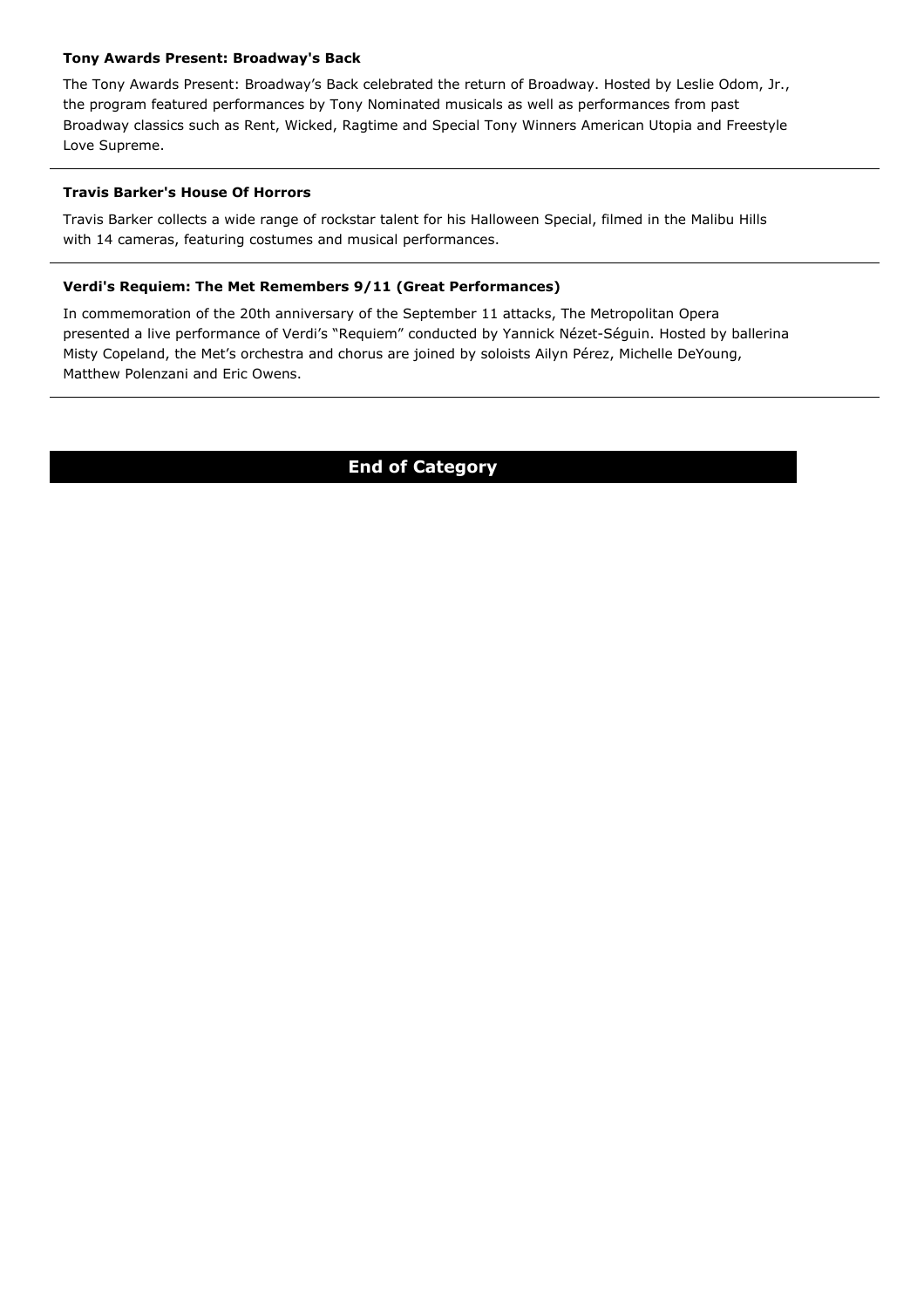**Tony Awards Present: Broadway's Back**

The Tony Awards Present: Broadway's Back celebrated the return of Broadway. Hosted by Leslie Odom, Jr., the program featured performances by Tony Nominated musicals as well as performances from past Broadway classics such as Rent, Wicked, Ragtime and Special Tony Winners American Utopia and Freestyle Love Supreme.

---

**Travis Barker's House Of Horrors**

Travis Barker collects a wide range of rockstar talent for his Halloween Special, filmed in the Malibu Hills with 14 cameras, featuring costumes and musical performances.

---

**Verdi's Requiem: The Met Remembers 9/11 (Great Performances)**

In commemoration of the 20th anniversary of the September 11 attacks, The Metropolitan Opera presented a live performance of Verdi's "Requiem" conducted by Yannick Nézet-Séguin. Hosted by ballerina Misty Copeland, the Met's orchestra and chorus are joined by soloists Ailyn Pérez, Michelle DeYoung, Matthew Polenzani and Eric Owens.

---

**End of Category**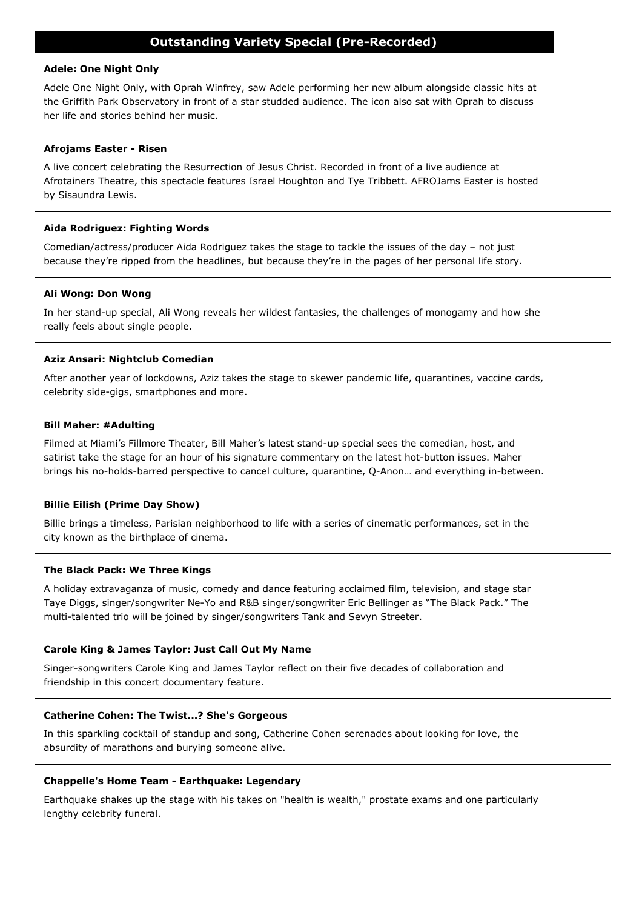## Outstanding Variety Special (Pre-Recorded)

**Adele: One Night Only**

Adele One Night Only, with Oprah Winfrey, saw Adele performing her new album alongside classic hits at the Griffith Park Observatory in front of a star studded audience. The icon also sat with Oprah to discuss her life and stories behind her music.

---

**Afrojams Easter - Risen**

A live concert celebrating the Resurrection of Jesus Christ. Recorded in front of a live audience at Afrotainers Theatre, this spectacle features Israel Houghton and Tye Tribbett. AFROJams Easter is hosted by Sisaundra Lewis.

---

**Aida Rodriguez: Fighting Words**

Comedian/actress/producer Aida Rodriguez takes the stage to tackle the issues of the day – not just because they're ripped from the headlines, but because they're in the pages of her personal life story.

---

**Ali Wong: Don Wong**

In her stand-up special, Ali Wong reveals her wildest fantasies, the challenges of monogamy and how she really feels about single people.

---

**Aziz Ansari: Nightclub Comedian**

After another year of lockdowns, Aziz takes the stage to skewer pandemic life, quarantines, vaccine cards, celebrity side-gigs, smartphones and more.

---

**Bill Maher: #Adulting**

Filmed at Miami's Fillmore Theater, Bill Maher's latest stand-up special sees the comedian, host, and satirist take the stage for an hour of his signature commentary on the latest hot-button issues. Maher brings his no-holds-barred perspective to cancel culture, quarantine, Q-Anon… and everything in-between.

---

**Billie Eilish (Prime Day Show)**

Billie brings a timeless, Parisian neighborhood to life with a series of cinematic performances, set in the city known as the birthplace of cinema.

---

**The Black Pack: We Three Kings**

A holiday extravaganza of music, comedy and dance featuring acclaimed film, television, and stage star Taye Diggs, singer/songwriter Ne-Yo and R&B singer/songwriter Eric Bellinger as "The Black Pack." The multi-talented trio will be joined by singer/songwriters Tank and Sevyn Streeter.

---

**Carole King & James Taylor: Just Call Out My Name**

Singer-songwriters Carole King and James Taylor reflect on their five decades of collaboration and friendship in this concert documentary feature.

---

**Catherine Cohen: The Twist...? She's Gorgeous**

In this sparkling cocktail of standup and song, Catherine Cohen serenades about looking for love, the absurdity of marathons and burying someone alive.

---

**Chappelle's Home Team - Earthquake: Legendary**

Earthquake shakes up the stage with his takes on "health is wealth," prostate exams and one particularly lengthy celebrity funeral.

---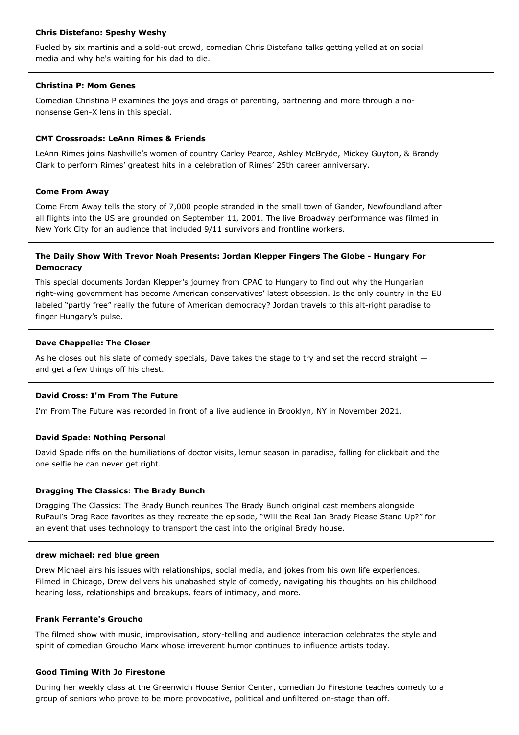**Chris Distefano: Speshy Weshy**

Fueled by six martinis and a sold-out crowd, comedian Chris Distefano talks getting yelled at on social media and why he's waiting for his dad to die.

---

**Christina P: Mom Genes**

Comedian Christina P examines the joys and drags of parenting, partnering and more through a no-nonsense Gen-X lens in this special.

---

**CMT Crossroads: LeAnn Rimes & Friends**

LeAnn Rimes joins Nashville's women of country Carley Pearce, Ashley McBryde, Mickey Guyton, & Brandy Clark to perform Rimes' greatest hits in a celebration of Rimes' 25th career anniversary.

---

**Come From Away**

Come From Away tells the story of 7,000 people stranded in the small town of Gander, Newfoundland after all flights into the US are grounded on September 11, 2001. The live Broadway performance was filmed in New York City for an audience that included 9/11 survivors and frontline workers.

---

**The Daily Show With Trevor Noah Presents: Jordan Klepper Fingers The Globe - Hungary For Democracy**

This special documents Jordan Klepper's journey from CPAC to Hungary to find out why the Hungarian right-wing government has become American conservatives' latest obsession. Is the only country in the EU labeled "partly free" really the future of American democracy? Jordan travels to this alt-right paradise to finger Hungary's pulse.

---

**Dave Chappelle: The Closer**

As he closes out his slate of comedy specials, Dave takes the stage to try and set the record straight — and get a few things off his chest.

---

**David Cross: I'm From The Future**

I'm From The Future was recorded in front of a live audience in Brooklyn, NY in November 2021.

---

**David Spade: Nothing Personal**

David Spade riffs on the humiliations of doctor visits, lemur season in paradise, falling for clickbait and the one selfie he can never get right.

---

**Dragging The Classics: The Brady Bunch**

Dragging The Classics: The Brady Bunch reunites The Brady Bunch original cast members alongside RuPaul's Drag Race favorites as they recreate the episode, "Will the Real Jan Brady Please Stand Up?" for an event that uses technology to transport the cast into the original Brady house.

---

**drew michael: red blue green**

Drew Michael airs his issues with relationships, social media, and jokes from his own life experiences. Filmed in Chicago, Drew delivers his unabashed style of comedy, navigating his thoughts on his childhood hearing loss, relationships and breakups, fears of intimacy, and more.

---

**Frank Ferrante's Groucho**

The filmed show with music, improvisation, story-telling and audience interaction celebrates the style and spirit of comedian Groucho Marx whose irreverent humor continues to influence artists today.

---

**Good Timing With Jo Firestone**

During her weekly class at the Greenwich House Senior Center, comedian Jo Firestone teaches comedy to a group of seniors who prove to be more provocative, political and unfiltered on-stage than off.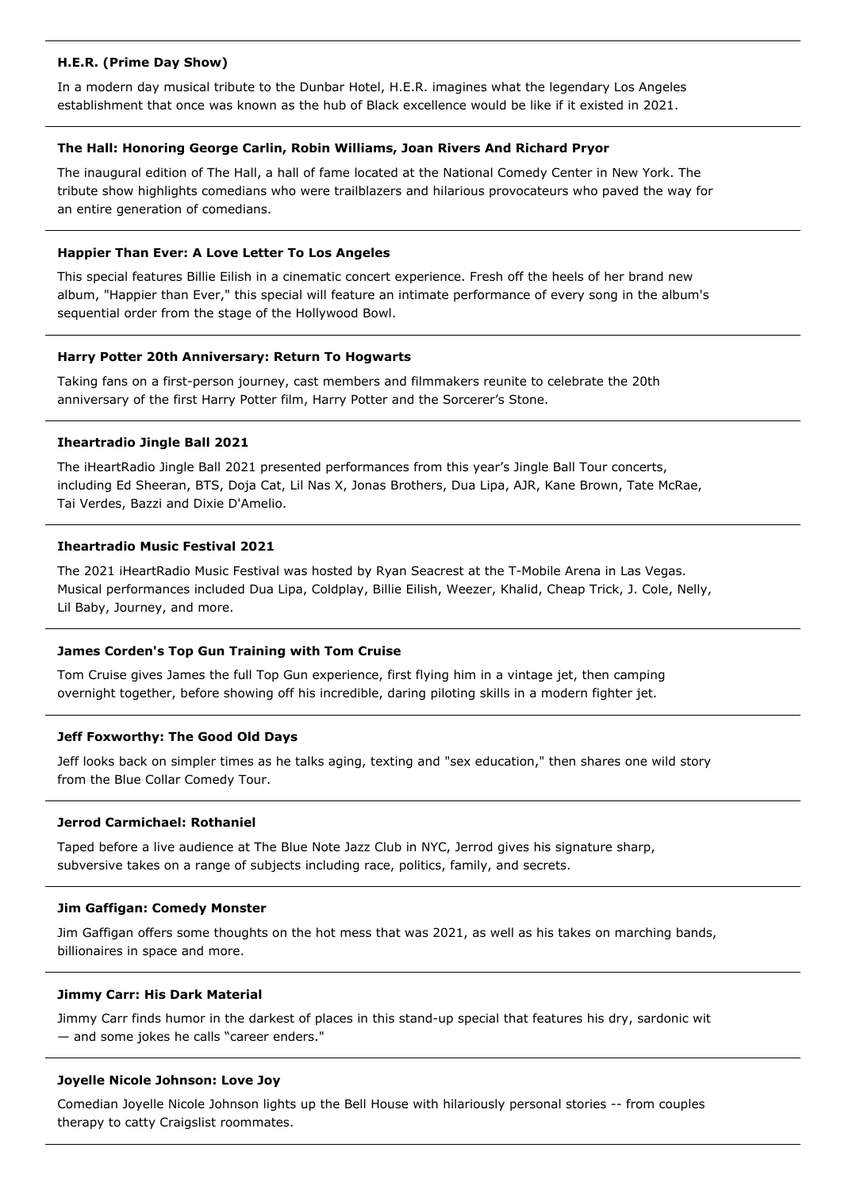**H.E.R. (Prime Day Show)**

In a modern day musical tribute to the Dunbar Hotel, H.E.R. imagines what the legendary Los Angeles establishment that once was known as the hub of Black excellence would be like if it existed in 2021.

---

**The Hall: Honoring George Carlin, Robin Williams, Joan Rivers And Richard Pryor**

The inaugural edition of The Hall, a hall of fame located at the National Comedy Center in New York. The tribute show highlights comedians who were trailblazers and hilarious provocateurs who paved the way for an entire generation of comedians.

---

**Happier Than Ever: A Love Letter To Los Angeles**

This special features Billie Eilish in a cinematic concert experience. Fresh off the heels of her brand new album, "Happier than Ever," this special will feature an intimate performance of every song in the album's sequential order from the stage of the Hollywood Bowl.

---

**Harry Potter 20th Anniversary: Return To Hogwarts**

Taking fans on a first-person journey, cast members and filmmakers reunite to celebrate the 20th anniversary of the first Harry Potter film, Harry Potter and the Sorcerer's Stone.

---

**Iheartradio Jingle Ball 2021**

The iHeartRadio Jingle Ball 2021 presented performances from this year's Jingle Ball Tour concerts, including Ed Sheeran, BTS, Doja Cat, Lil Nas X, Jonas Brothers, Dua Lipa, AJR, Kane Brown, Tate McRae, Tai Verdes, Bazzi and Dixie D'Amelio.

---

**Iheartradio Music Festival 2021**

The 2021 iHeartRadio Music Festival was hosted by Ryan Seacrest at the T-Mobile Arena in Las Vegas. Musical performances included Dua Lipa, Coldplay, Billie Eilish, Weezer, Khalid, Cheap Trick, J. Cole, Nelly, Lil Baby, Journey, and more.

---

**James Corden's Top Gun Training with Tom Cruise**

Tom Cruise gives James the full Top Gun experience, first flying him in a vintage jet, then camping overnight together, before showing off his incredible, daring piloting skills in a modern fighter jet.

---

**Jeff Foxworthy: The Good Old Days**

Jeff looks back on simpler times as he talks aging, texting and "sex education," then shares one wild story from the Blue Collar Comedy Tour.

---

**Jerrod Carmichael: Rothaniel**

Taped before a live audience at The Blue Note Jazz Club in NYC, Jerrod gives his signature sharp, subversive takes on a range of subjects including race, politics, family, and secrets.

---

**Jim Gaffigan: Comedy Monster**

Jim Gaffigan offers some thoughts on the hot mess that was 2021, as well as his takes on marching bands, billionaires in space and more.

---

**Jimmy Carr: His Dark Material**

Jimmy Carr finds humor in the darkest of places in this stand-up special that features his dry, sardonic wit — and some jokes he calls "career enders."

---

**Joyelle Nicole Johnson: Love Joy**

Comedian Joyelle Nicole Johnson lights up the Bell House with hilariously personal stories -- from couples therapy to catty Craigslist roommates.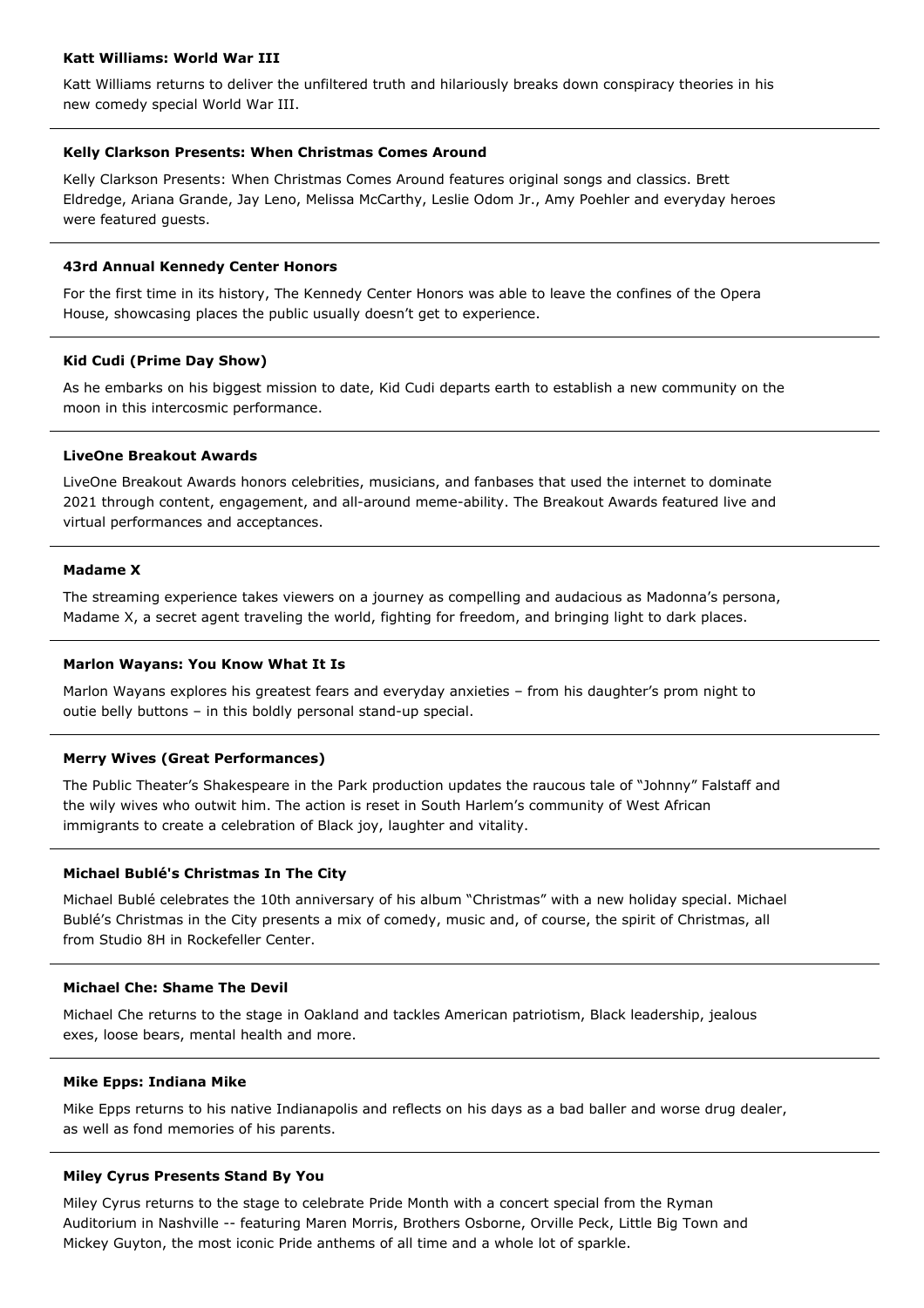**Katt Williams: World War III**

Katt Williams returns to deliver the unfiltered truth and hilariously breaks down conspiracy theories in his new comedy special World War III.

---

**Kelly Clarkson Presents: When Christmas Comes Around**

Kelly Clarkson Presents: When Christmas Comes Around features original songs and classics. Brett Eldredge, Ariana Grande, Jay Leno, Melissa McCarthy, Leslie Odom Jr., Amy Poehler and everyday heroes were featured guests.

---

**43rd Annual Kennedy Center Honors**

For the first time in its history, The Kennedy Center Honors was able to leave the confines of the Opera House, showcasing places the public usually doesn't get to experience.

---

**Kid Cudi (Prime Day Show)**

As he embarks on his biggest mission to date, Kid Cudi departs earth to establish a new community on the moon in this intercosmic performance.

---

**LiveOne Breakout Awards**

LiveOne Breakout Awards honors celebrities, musicians, and fanbases that used the internet to dominate 2021 through content, engagement, and all-around meme-ability. The Breakout Awards featured live and virtual performances and acceptances.

---

**Madame X**

The streaming experience takes viewers on a journey as compelling and audacious as Madonna's persona, Madame X, a secret agent traveling the world, fighting for freedom, and bringing light to dark places.

---

**Marlon Wayans: You Know What It Is**

Marlon Wayans explores his greatest fears and everyday anxieties – from his daughter's prom night to outie belly buttons – in this boldly personal stand-up special.

---

**Merry Wives (Great Performances)**

The Public Theater's Shakespeare in the Park production updates the raucous tale of "Johnny" Falstaff and the wily wives who outwit him. The action is reset in South Harlem's community of West African immigrants to create a celebration of Black joy, laughter and vitality.

---

**Michael Bublé's Christmas In The City**

Michael Bublé celebrates the 10th anniversary of his album "Christmas" with a new holiday special. Michael Bublé's Christmas in the City presents a mix of comedy, music and, of course, the spirit of Christmas, all from Studio 8H in Rockefeller Center.

---

**Michael Che: Shame The Devil**

Michael Che returns to the stage in Oakland and tackles American patriotism, Black leadership, jealous exes, loose bears, mental health and more.

---

**Mike Epps: Indiana Mike**

Mike Epps returns to his native Indianapolis and reflects on his days as a bad baller and worse drug dealer, as well as fond memories of his parents.

---

**Miley Cyrus Presents Stand By You**

Miley Cyrus returns to the stage to celebrate Pride Month with a concert special from the Ryman Auditorium in Nashville -- featuring Maren Morris, Brothers Osborne, Orville Peck, Little Big Town and Mickey Guyton, the most iconic Pride anthems of all time and a whole lot of sparkle.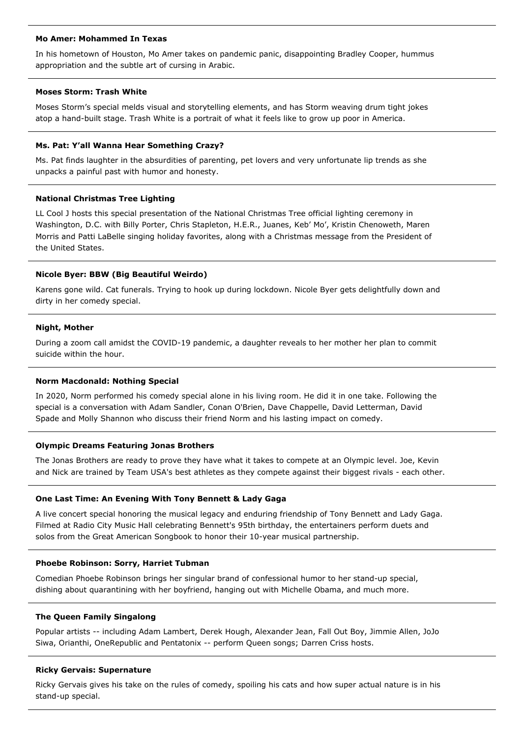**Mo Amer: Mohammed In Texas**

In his hometown of Houston, Mo Amer takes on pandemic panic, disappointing Bradley Cooper, hummus appropriation and the subtle art of cursing in Arabic.

---

**Moses Storm: Trash White**

Moses Storm's special melds visual and storytelling elements, and has Storm weaving drum tight jokes atop a hand-built stage. Trash White is a portrait of what it feels like to grow up poor in America.

---

**Ms. Pat: Y'all Wanna Hear Something Crazy?**

Ms. Pat finds laughter in the absurdities of parenting, pet lovers and very unfortunate lip trends as she unpacks a painful past with humor and honesty.

---

**National Christmas Tree Lighting**

LL Cool J hosts this special presentation of the National Christmas Tree official lighting ceremony in Washington, D.C. with Billy Porter, Chris Stapleton, H.E.R., Juanes, Keb' Mo', Kristin Chenoweth, Maren Morris and Patti LaBelle singing holiday favorites, along with a Christmas message from the President of the United States.

---

**Nicole Byer: BBW (Big Beautiful Weirdo)**

Karens gone wild. Cat funerals. Trying to hook up during lockdown. Nicole Byer gets delightfully down and dirty in her comedy special.

---

**Night, Mother**

During a zoom call amidst the COVID-19 pandemic, a daughter reveals to her mother her plan to commit suicide within the hour.

---

**Norm Macdonald: Nothing Special**

In 2020, Norm performed his comedy special alone in his living room. He did it in one take. Following the special is a conversation with Adam Sandler, Conan O'Brien, Dave Chappelle, David Letterman, David Spade and Molly Shannon who discuss their friend Norm and his lasting impact on comedy.

---

**Olympic Dreams Featuring Jonas Brothers**

The Jonas Brothers are ready to prove they have what it takes to compete at an Olympic level. Joe, Kevin and Nick are trained by Team USA's best athletes as they compete against their biggest rivals - each other.

---

**One Last Time: An Evening With Tony Bennett & Lady Gaga**

A live concert special honoring the musical legacy and enduring friendship of Tony Bennett and Lady Gaga. Filmed at Radio City Music Hall celebrating Bennett's 95th birthday, the entertainers perform duets and solos from the Great American Songbook to honor their 10-year musical partnership.

---

**Phoebe Robinson: Sorry, Harriet Tubman**

Comedian Phoebe Robinson brings her singular brand of confessional humor to her stand-up special, dishing about quarantining with her boyfriend, hanging out with Michelle Obama, and much more.

---

**The Queen Family Singalong**

Popular artists -- including Adam Lambert, Derek Hough, Alexander Jean, Fall Out Boy, Jimmie Allen, JoJo Siwa, Orianthi, OneRepublic and Pentatonix -- perform Queen songs; Darren Criss hosts.

---

**Ricky Gervais: Supernature**

Ricky Gervais gives his take on the rules of comedy, spoiling his cats and how super actual nature is in his stand-up special.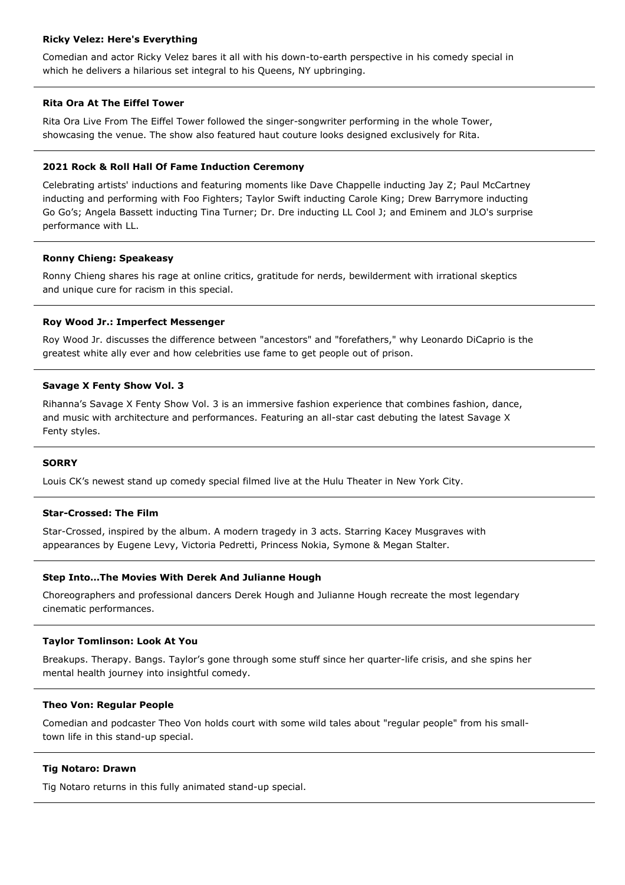**Ricky Velez: Here's Everything**

Comedian and actor Ricky Velez bares it all with his down-to-earth perspective in his comedy special in which he delivers a hilarious set integral to his Queens, NY upbringing.

---

**Rita Ora At The Eiffel Tower**

Rita Ora Live From The Eiffel Tower followed the singer-songwriter performing in the whole Tower, showcasing the venue. The show also featured haut couture looks designed exclusively for Rita.

---

**2021 Rock & Roll Hall Of Fame Induction Ceremony**

Celebrating artists' inductions and featuring moments like Dave Chappelle inducting Jay Z; Paul McCartney inducting and performing with Foo Fighters; Taylor Swift inducting Carole King; Drew Barrymore inducting Go Go's; Angela Bassett inducting Tina Turner; Dr. Dre inducting LL Cool J; and Eminem and JLO's surprise performance with LL.

---

**Ronny Chieng: Speakeasy**

Ronny Chieng shares his rage at online critics, gratitude for nerds, bewilderment with irrational skeptics and unique cure for racism in this special.

---

**Roy Wood Jr.: Imperfect Messenger**

Roy Wood Jr. discusses the difference between "ancestors" and "forefathers," why Leonardo DiCaprio is the greatest white ally ever and how celebrities use fame to get people out of prison.

---

**Savage X Fenty Show Vol. 3**

Rihanna's Savage X Fenty Show Vol. 3 is an immersive fashion experience that combines fashion, dance, and music with architecture and performances. Featuring an all-star cast debuting the latest Savage X Fenty styles.

---

**SORRY**

Louis CK's newest stand up comedy special filmed live at the Hulu Theater in New York City.

---

**Star-Crossed: The Film**

Star-Crossed, inspired by the album. A modern tragedy in 3 acts. Starring Kacey Musgraves with appearances by Eugene Levy, Victoria Pedretti, Princess Nokia, Symone & Megan Stalter.

---

**Step Into...The Movies With Derek And Julianne Hough**

Choreographers and professional dancers Derek Hough and Julianne Hough recreate the most legendary cinematic performances.

---

**Taylor Tomlinson: Look At You**

Breakups. Therapy. Bangs. Taylor's gone through some stuff since her quarter-life crisis, and she spins her mental health journey into insightful comedy.

---

**Theo Von: Regular People**

Comedian and podcaster Theo Von holds court with some wild tales about "regular people" from his small-town life in this stand-up special.

---

**Tig Notaro: Drawn**

Tig Notaro returns in this fully animated stand-up special.

---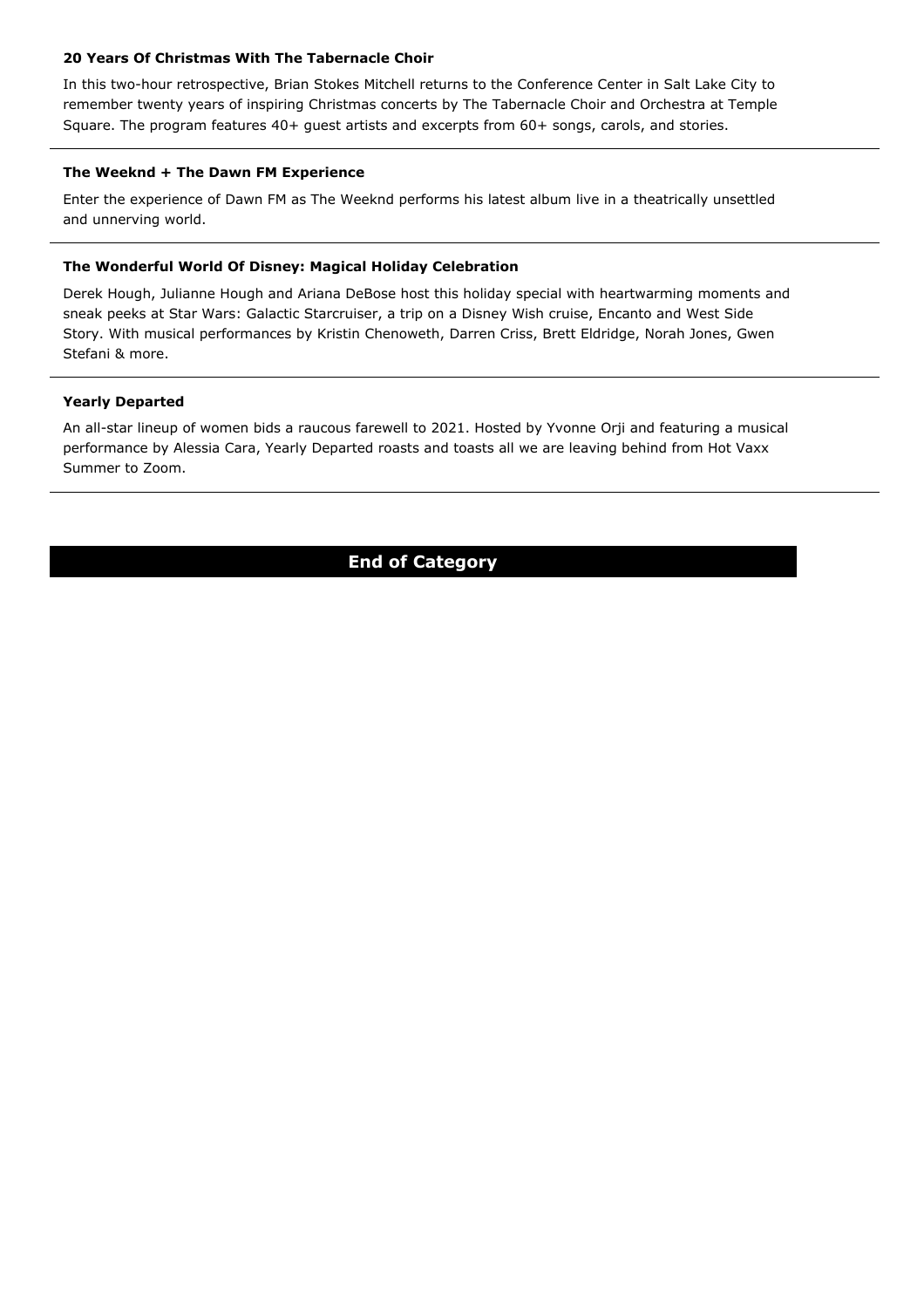**20 Years Of Christmas With The Tabernacle Choir**

In this two-hour retrospective, Brian Stokes Mitchell returns to the Conference Center in Salt Lake City to remember twenty years of inspiring Christmas concerts by The Tabernacle Choir and Orchestra at Temple Square. The program features 40+ guest artists and excerpts from 60+ songs, carols, and stories.

---

**The Weeknd + The Dawn FM Experience**

Enter the experience of Dawn FM as The Weeknd performs his latest album live in a theatrically unsettled and unnerving world.

---

**The Wonderful World Of Disney: Magical Holiday Celebration**

Derek Hough, Julianne Hough and Ariana DeBose host this holiday special with heartwarming moments and sneak peeks at Star Wars: Galactic Starcruiser, a trip on a Disney Wish cruise, Encanto and West Side Story. With musical performances by Kristin Chenoweth, Darren Criss, Brett Eldridge, Norah Jones, Gwen Stefani & more.

---

**Yearly Departed**

An all-star lineup of women bids a raucous farewell to 2021. Hosted by Yvonne Orji and featuring a musical performance by Alessia Cara, Yearly Departed roasts and toasts all we are leaving behind from Hot Vaxx Summer to Zoom.

---

**End of Category**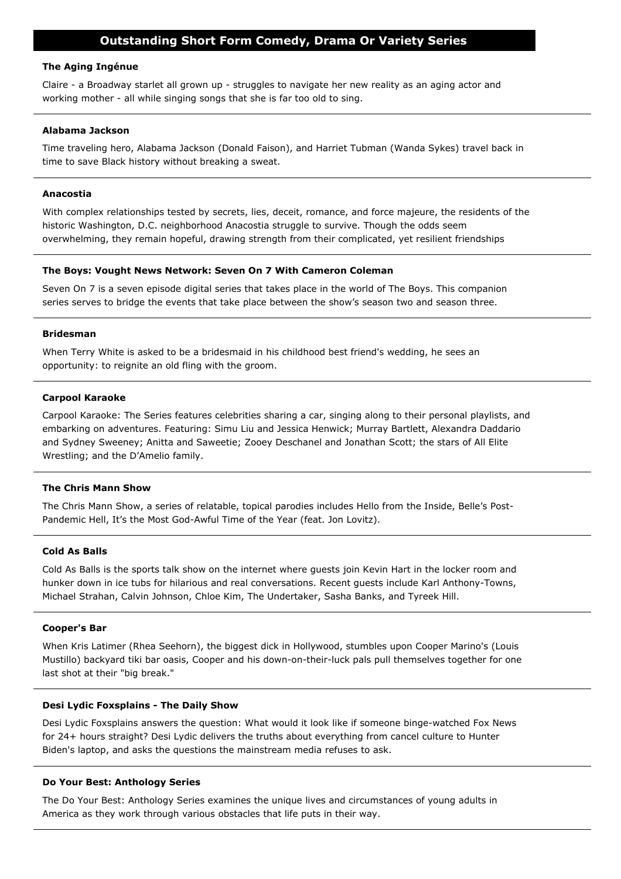## Outstanding Short Form Comedy, Drama Or Variety Series

**The Aging Ingénue**

Claire - a Broadway starlet all grown up - struggles to navigate her new reality as an aging actor and working mother - all while singing songs that she is far too old to sing.

---

**Alabama Jackson**

Time traveling hero, Alabama Jackson (Donald Faison), and Harriet Tubman (Wanda Sykes) travel back in time to save Black history without breaking a sweat.

---

**Anacostia**

With complex relationships tested by secrets, lies, deceit, romance, and force majeure, the residents of the historic Washington, D.C. neighborhood Anacostia struggle to survive. Though the odds seem overwhelming, they remain hopeful, drawing strength from their complicated, yet resilient friendships

---

**The Boys: Vought News Network: Seven On 7 With Cameron Coleman**

Seven On 7 is a seven episode digital series that takes place in the world of The Boys. This companion series serves to bridge the events that take place between the show's season two and season three.

---

**Bridesman**

When Terry White is asked to be a bridesmaid in his childhood best friend's wedding, he sees an opportunity: to reignite an old fling with the groom.

---

**Carpool Karaoke**

Carpool Karaoke: The Series features celebrities sharing a car, singing along to their personal playlists, and embarking on adventures. Featuring: Simu Liu and Jessica Henwick; Murray Bartlett, Alexandra Daddario and Sydney Sweeney; Anitta and Saweetie; Zooey Deschanel and Jonathan Scott; the stars of All Elite Wrestling; and the D'Amelio family.

---

**The Chris Mann Show**

The Chris Mann Show, a series of relatable, topical parodies includes Hello from the Inside, Belle's Post-Pandemic Hell, It's the Most God-Awful Time of the Year (feat. Jon Lovitz).

---

**Cold As Balls**

Cold As Balls is the sports talk show on the internet where guests join Kevin Hart in the locker room and hunker down in ice tubs for hilarious and real conversations. Recent guests include Karl Anthony-Towns, Michael Strahan, Calvin Johnson, Chloe Kim, The Undertaker, Sasha Banks, and Tyreek Hill.

---

**Cooper's Bar**

When Kris Latimer (Rhea Seehorn), the biggest dick in Hollywood, stumbles upon Cooper Marino's (Louis Mustillo) backyard tiki bar oasis, Cooper and his down-on-their-luck pals pull themselves together for one last shot at their "big break."

---

**Desi Lydic Foxsplains - The Daily Show**

Desi Lydic Foxsplains answers the question: What would it look like if someone binge-watched Fox News for 24+ hours straight? Desi Lydic delivers the truths about everything from cancel culture to Hunter Biden's laptop, and asks the questions the mainstream media refuses to ask.

---

**Do Your Best: Anthology Series**

The Do Your Best: Anthology Series examines the unique lives and circumstances of young adults in America as they work through various obstacles that life puts in their way.

---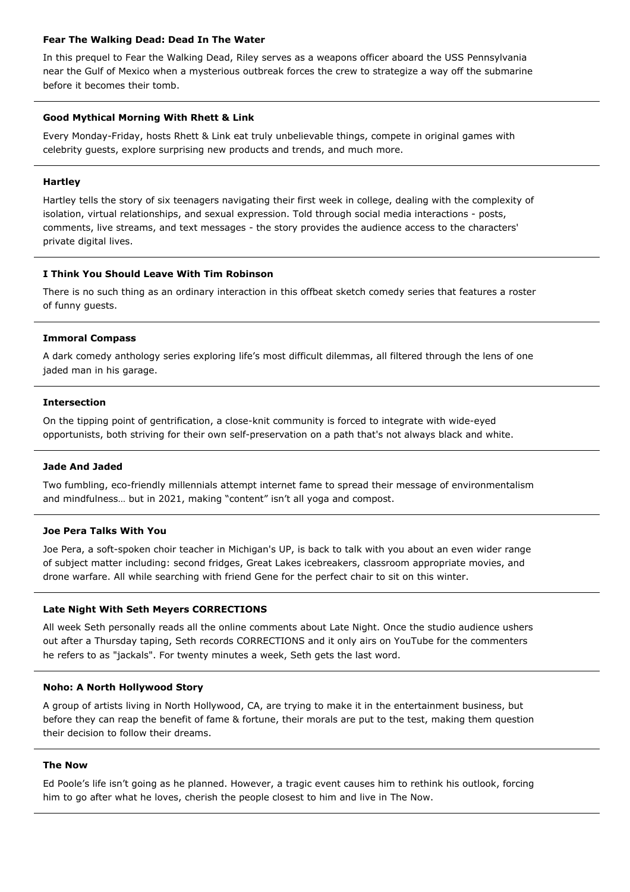**Fear The Walking Dead: Dead In The Water**

In this prequel to Fear the Walking Dead, Riley serves as a weapons officer aboard the USS Pennsylvania near the Gulf of Mexico when a mysterious outbreak forces the crew to strategize a way off the submarine before it becomes their tomb.

---

**Good Mythical Morning With Rhett & Link**

Every Monday-Friday, hosts Rhett & Link eat truly unbelievable things, compete in original games with celebrity guests, explore surprising new products and trends, and much more.

---

**Hartley**

Hartley tells the story of six teenagers navigating their first week in college, dealing with the complexity of isolation, virtual relationships, and sexual expression. Told through social media interactions - posts, comments, live streams, and text messages - the story provides the audience access to the characters' private digital lives.

---

**I Think You Should Leave With Tim Robinson**

There is no such thing as an ordinary interaction in this offbeat sketch comedy series that features a roster of funny guests.

---

**Immoral Compass**

A dark comedy anthology series exploring life's most difficult dilemmas, all filtered through the lens of one jaded man in his garage.

---

**Intersection**

On the tipping point of gentrification, a close-knit community is forced to integrate with wide-eyed opportunists, both striving for their own self-preservation on a path that's not always black and white.

---

**Jade And Jaded**

Two fumbling, eco-friendly millennials attempt internet fame to spread their message of environmentalism and mindfulness… but in 2021, making "content" isn't all yoga and compost.

---

**Joe Pera Talks With You**

Joe Pera, a soft-spoken choir teacher in Michigan's UP, is back to talk with you about an even wider range of subject matter including: second fridges, Great Lakes icebreakers, classroom appropriate movies, and drone warfare. All while searching with friend Gene for the perfect chair to sit on this winter.

---

**Late Night With Seth Meyers CORRECTIONS**

All week Seth personally reads all the online comments about Late Night. Once the studio audience ushers out after a Thursday taping, Seth records CORRECTIONS and it only airs on YouTube for the commenters he refers to as "jackals". For twenty minutes a week, Seth gets the last word.

---

**Noho: A North Hollywood Story**

A group of artists living in North Hollywood, CA, are trying to make it in the entertainment business, but before they can reap the benefit of fame & fortune, their morals are put to the test, making them question their decision to follow their dreams.

---

**The Now**

Ed Poole's life isn't going as he planned. However, a tragic event causes him to rethink his outlook, forcing him to go after what he loves, cherish the people closest to him and live in The Now.

---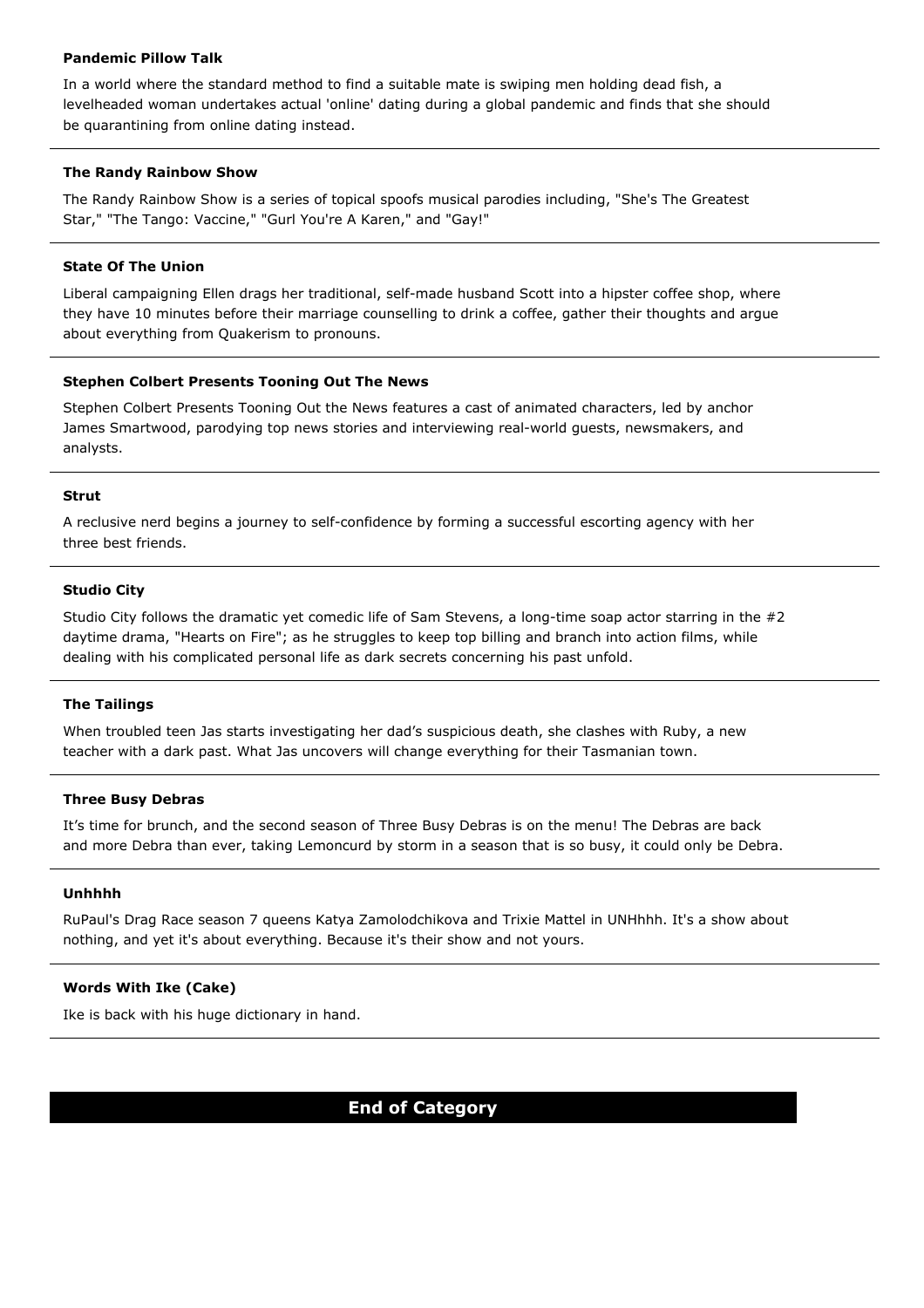**Pandemic Pillow Talk**

In a world where the standard method to find a suitable mate is swiping men holding dead fish, a levelheaded woman undertakes actual 'online' dating during a global pandemic and finds that she should be quarantining from online dating instead.

---

**The Randy Rainbow Show**

The Randy Rainbow Show is a series of topical spoofs musical parodies including, "She's The Greatest Star," "The Tango: Vaccine," "Gurl You're A Karen," and "Gay!"

---

**State Of The Union**

Liberal campaigning Ellen drags her traditional, self-made husband Scott into a hipster coffee shop, where they have 10 minutes before their marriage counselling to drink a coffee, gather their thoughts and argue about everything from Quakerism to pronouns.

---

**Stephen Colbert Presents Tooning Out The News**

Stephen Colbert Presents Tooning Out the News features a cast of animated characters, led by anchor James Smartwood, parodying top news stories and interviewing real-world guests, newsmakers, and analysts.

---

**Strut**

A reclusive nerd begins a journey to self-confidence by forming a successful escorting agency with her three best friends.

---

**Studio City**

Studio City follows the dramatic yet comedic life of Sam Stevens, a long-time soap actor starring in the #2 daytime drama, "Hearts on Fire"; as he struggles to keep top billing and branch into action films, while dealing with his complicated personal life as dark secrets concerning his past unfold.

---

**The Tailings**

When troubled teen Jas starts investigating her dad's suspicious death, she clashes with Ruby, a new teacher with a dark past. What Jas uncovers will change everything for their Tasmanian town.

---

**Three Busy Debras**

It's time for brunch, and the second season of Three Busy Debras is on the menu! The Debras are back and more Debra than ever, taking Lemoncurd by storm in a season that is so busy, it could only be Debra.

---

**Unhhhh**

RuPaul's Drag Race season 7 queens Katya Zamolodchikova and Trixie Mattel in UNHhhh. It's a show about nothing, and yet it's about everything. Because it's their show and not yours.

---

**Words With Ike (Cake)**

Ike is back with his huge dictionary in hand.

---

**End of Category**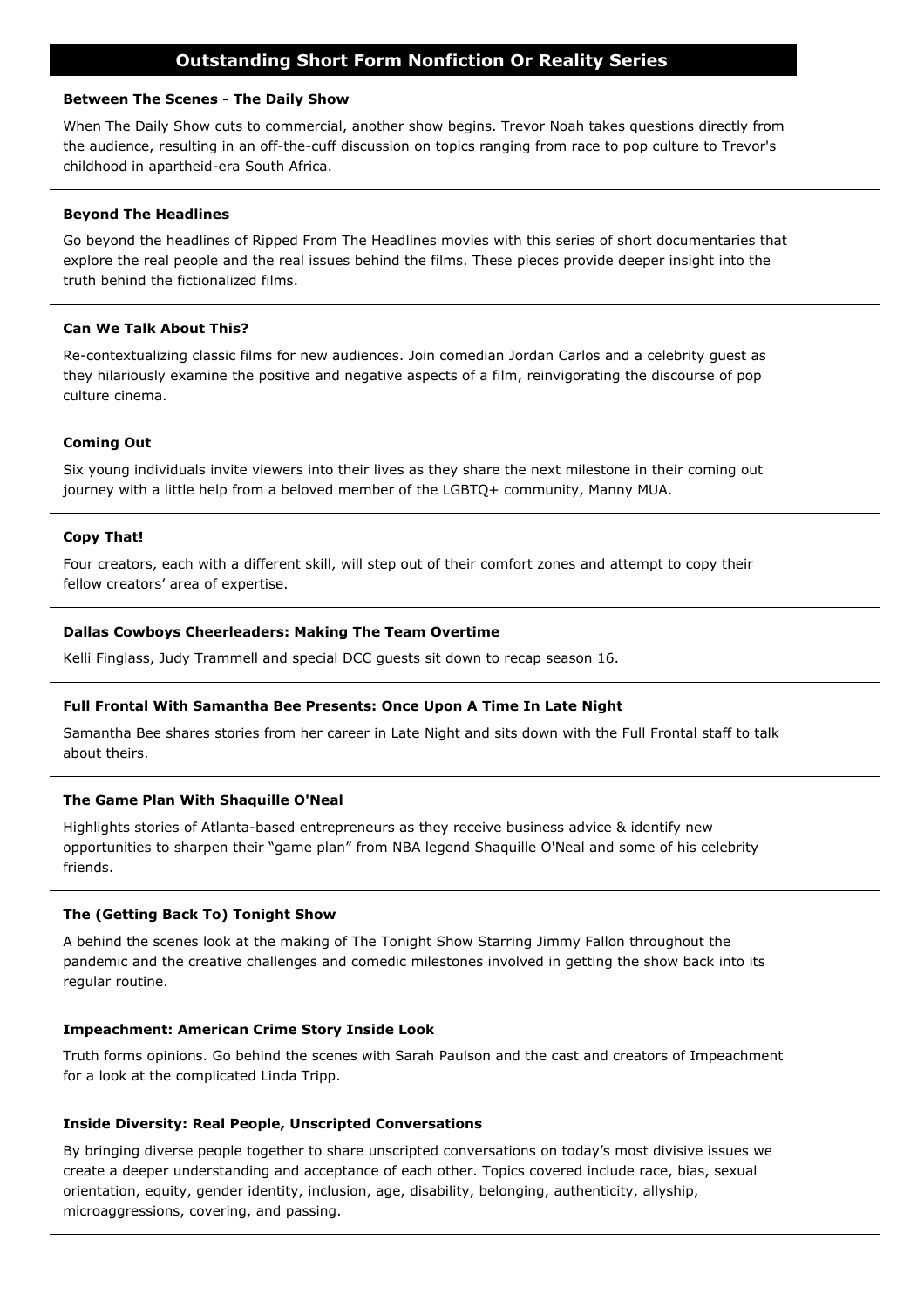## Outstanding Short Form Nonfiction Or Reality Series

**Between The Scenes - The Daily Show**

When The Daily Show cuts to commercial, another show begins. Trevor Noah takes questions directly from the audience, resulting in an off-the-cuff discussion on topics ranging from race to pop culture to Trevor's childhood in apartheid-era South Africa.

---

**Beyond The Headlines**

Go beyond the headlines of Ripped From The Headlines movies with this series of short documentaries that explore the real people and the real issues behind the films. These pieces provide deeper insight into the truth behind the fictionalized films.

---

**Can We Talk About This?**

Re-contextualizing classic films for new audiences. Join comedian Jordan Carlos and a celebrity guest as they hilariously examine the positive and negative aspects of a film, reinvigorating the discourse of pop culture cinema.

---

**Coming Out**

Six young individuals invite viewers into their lives as they share the next milestone in their coming out journey with a little help from a beloved member of the LGBTQ+ community, Manny MUA.

---

**Copy That!**

Four creators, each with a different skill, will step out of their comfort zones and attempt to copy their fellow creators' area of expertise.

---

**Dallas Cowboys Cheerleaders: Making The Team Overtime**

Kelli Finglass, Judy Trammell and special DCC guests sit down to recap season 16.

---

**Full Frontal With Samantha Bee Presents: Once Upon A Time In Late Night**

Samantha Bee shares stories from her career in Late Night and sits down with the Full Frontal staff to talk about theirs.

---

**The Game Plan With Shaquille O'Neal**

Highlights stories of Atlanta-based entrepreneurs as they receive business advice & identify new opportunities to sharpen their "game plan" from NBA legend Shaquille O'Neal and some of his celebrity friends.

---

**The (Getting Back To) Tonight Show**

A behind the scenes look at the making of The Tonight Show Starring Jimmy Fallon throughout the pandemic and the creative challenges and comedic milestones involved in getting the show back into its regular routine.

---

**Impeachment: American Crime Story Inside Look**

Truth forms opinions. Go behind the scenes with Sarah Paulson and the cast and creators of Impeachment for a look at the complicated Linda Tripp.

---

**Inside Diversity: Real People, Unscripted Conversations**

By bringing diverse people together to share unscripted conversations on today's most divisive issues we create a deeper understanding and acceptance of each other. Topics covered include race, bias, sexual orientation, equity, gender identity, inclusion, age, disability, belonging, authenticity, allyship, microaggressions, covering, and passing.

---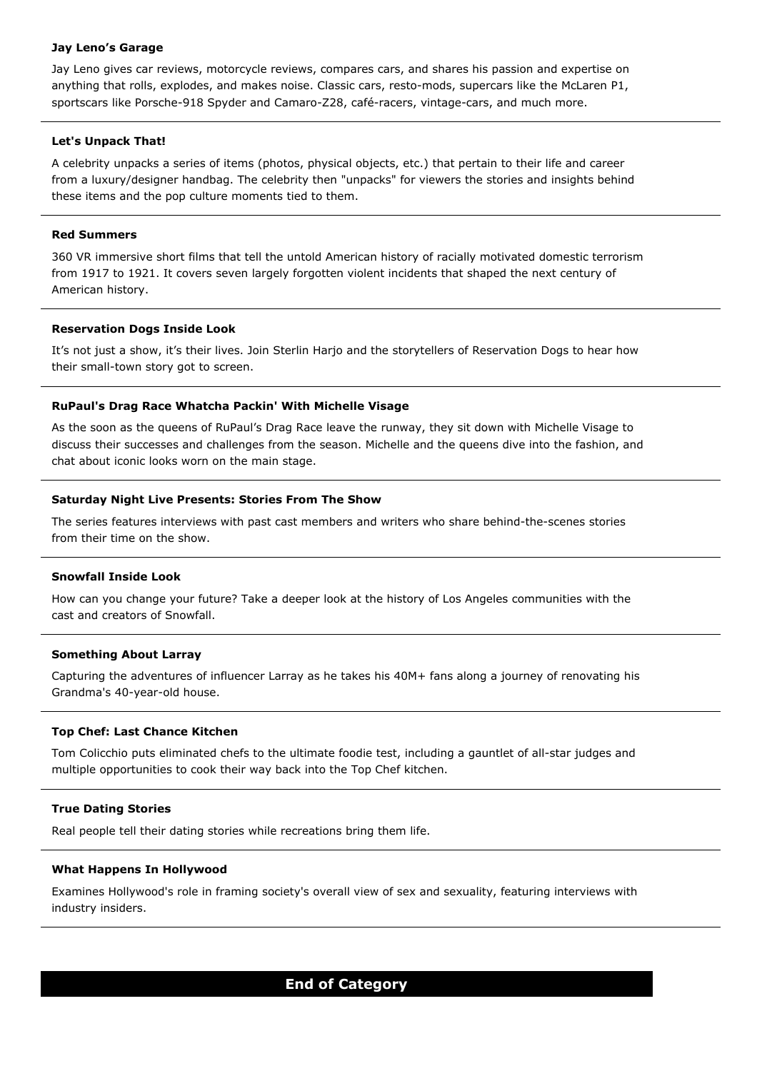**Jay Leno's Garage**

Jay Leno gives car reviews, motorcycle reviews, compares cars, and shares his passion and expertise on anything that rolls, explodes, and makes noise. Classic cars, resto-mods, supercars like the McLaren P1, sportscars like Porsche-918 Spyder and Camaro-Z28, café-racers, vintage-cars, and much more.

---

**Let's Unpack That!**

A celebrity unpacks a series of items (photos, physical objects, etc.) that pertain to their life and career from a luxury/designer handbag. The celebrity then "unpacks" for viewers the stories and insights behind these items and the pop culture moments tied to them.

---

**Red Summers**

360 VR immersive short films that tell the untold American history of racially motivated domestic terrorism from 1917 to 1921. It covers seven largely forgotten violent incidents that shaped the next century of American history.

---

**Reservation Dogs Inside Look**

It's not just a show, it's their lives. Join Sterlin Harjo and the storytellers of Reservation Dogs to hear how their small-town story got to screen.

---

**RuPaul's Drag Race Whatcha Packin' With Michelle Visage**

As the soon as the queens of RuPaul's Drag Race leave the runway, they sit down with Michelle Visage to discuss their successes and challenges from the season. Michelle and the queens dive into the fashion, and chat about iconic looks worn on the main stage.

---

**Saturday Night Live Presents: Stories From The Show**

The series features interviews with past cast members and writers who share behind-the-scenes stories from their time on the show.

---

**Snowfall Inside Look**

How can you change your future? Take a deeper look at the history of Los Angeles communities with the cast and creators of Snowfall.

---

**Something About Larray**

Capturing the adventures of influencer Larray as he takes his 40M+ fans along a journey of renovating his Grandma's 40-year-old house.

---

**Top Chef: Last Chance Kitchen**

Tom Colicchio puts eliminated chefs to the ultimate foodie test, including a gauntlet of all-star judges and multiple opportunities to cook their way back into the Top Chef kitchen.

---

**True Dating Stories**

Real people tell their dating stories while recreations bring them life.

---

**What Happens In Hollywood**

Examines Hollywood's role in framing society's overall view of sex and sexuality, featuring interviews with industry insiders.

---

**End of Category**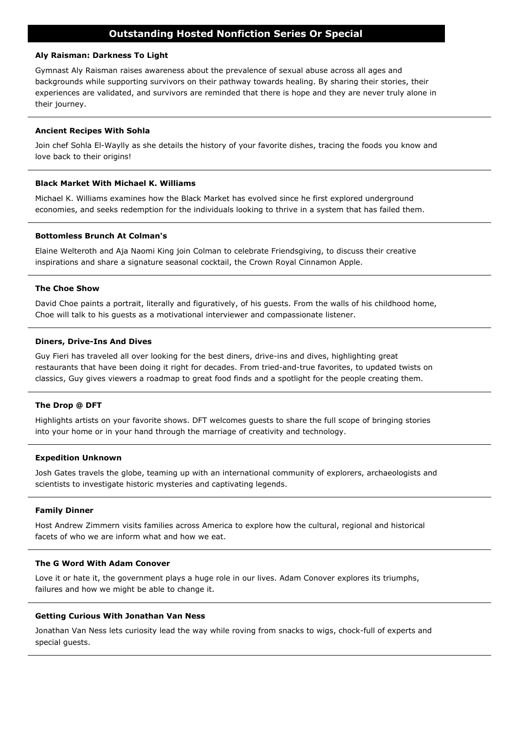## Outstanding Hosted Nonfiction Series Or Special

**Aly Raisman: Darkness To Light**

Gymnast Aly Raisman raises awareness about the prevalence of sexual abuse across all ages and backgrounds while supporting survivors on their pathway towards healing. By sharing their stories, their experiences are validated, and survivors are reminded that there is hope and they are never truly alone in their journey.

---

**Ancient Recipes With Sohla**

Join chef Sohla El-Waylly as she details the history of your favorite dishes, tracing the foods you know and love back to their origins!

---

**Black Market With Michael K. Williams**

Michael K. Williams examines how the Black Market has evolved since he first explored underground economies, and seeks redemption for the individuals looking to thrive in a system that has failed them.

---

**Bottomless Brunch At Colman's**

Elaine Welteroth and Aja Naomi King join Colman to celebrate Friendsgiving, to discuss their creative inspirations and share a signature seasonal cocktail, the Crown Royal Cinnamon Apple.

---

**The Choe Show**

David Choe paints a portrait, literally and figuratively, of his guests. From the walls of his childhood home, Choe will talk to his guests as a motivational interviewer and compassionate listener.

---

**Diners, Drive-Ins And Dives**

Guy Fieri has traveled all over looking for the best diners, drive-ins and dives, highlighting great restaurants that have been doing it right for decades. From tried-and-true favorites, to updated twists on classics, Guy gives viewers a roadmap to great food finds and a spotlight for the people creating them.

---

**The Drop @ DFT**

Highlights artists on your favorite shows. DFT welcomes guests to share the full scope of bringing stories into your home or in your hand through the marriage of creativity and technology.

---

**Expedition Unknown**

Josh Gates travels the globe, teaming up with an international community of explorers, archaeologists and scientists to investigate historic mysteries and captivating legends.

---

**Family Dinner**

Host Andrew Zimmern visits families across America to explore how the cultural, regional and historical facets of who we are inform what and how we eat.

---

**The G Word With Adam Conover**

Love it or hate it, the government plays a huge role in our lives. Adam Conover explores its triumphs, failures and how we might be able to change it.

---

**Getting Curious With Jonathan Van Ness**

Jonathan Van Ness lets curiosity lead the way while roving from snacks to wigs, chock-full of experts and special guests.

---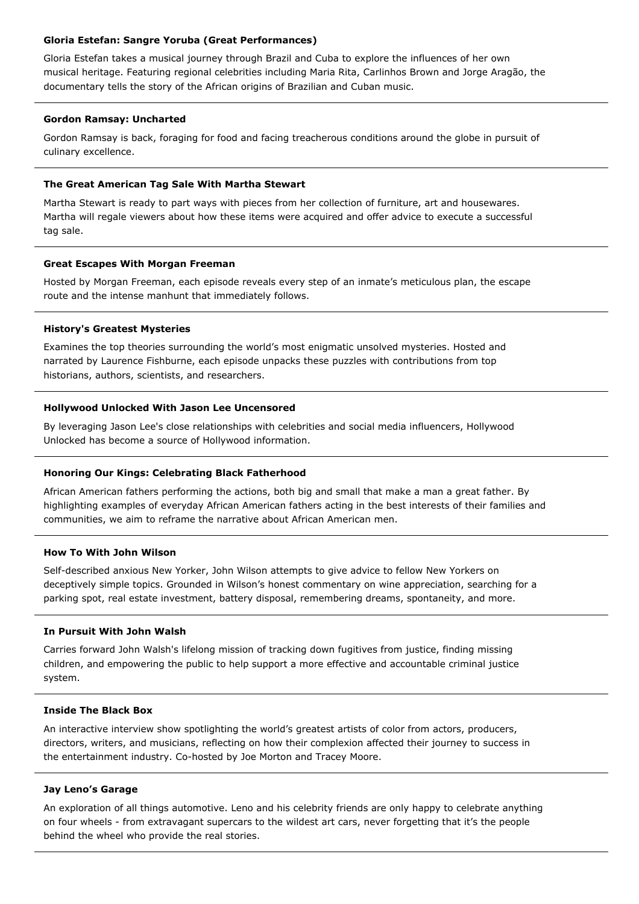**Gloria Estefan: Sangre Yoruba (Great Performances)**

Gloria Estefan takes a musical journey through Brazil and Cuba to explore the influences of her own musical heritage. Featuring regional celebrities including Maria Rita, Carlinhos Brown and Jorge Aragão, the documentary tells the story of the African origins of Brazilian and Cuban music.

---

**Gordon Ramsay: Uncharted**

Gordon Ramsay is back, foraging for food and facing treacherous conditions around the globe in pursuit of culinary excellence.

---

**The Great American Tag Sale With Martha Stewart**

Martha Stewart is ready to part ways with pieces from her collection of furniture, art and housewares. Martha will regale viewers about how these items were acquired and offer advice to execute a successful tag sale.

---

**Great Escapes With Morgan Freeman**

Hosted by Morgan Freeman, each episode reveals every step of an inmate's meticulous plan, the escape route and the intense manhunt that immediately follows.

---

**History's Greatest Mysteries**

Examines the top theories surrounding the world's most enigmatic unsolved mysteries. Hosted and narrated by Laurence Fishburne, each episode unpacks these puzzles with contributions from top historians, authors, scientists, and researchers.

---

**Hollywood Unlocked With Jason Lee Uncensored**

By leveraging Jason Lee's close relationships with celebrities and social media influencers, Hollywood Unlocked has become a source of Hollywood information.

---

**Honoring Our Kings: Celebrating Black Fatherhood**

African American fathers performing the actions, both big and small that make a man a great father. By highlighting examples of everyday African American fathers acting in the best interests of their families and communities, we aim to reframe the narrative about African American men.

---

**How To With John Wilson**

Self-described anxious New Yorker, John Wilson attempts to give advice to fellow New Yorkers on deceptively simple topics. Grounded in Wilson's honest commentary on wine appreciation, searching for a parking spot, real estate investment, battery disposal, remembering dreams, spontaneity, and more.

---

**In Pursuit With John Walsh**

Carries forward John Walsh's lifelong mission of tracking down fugitives from justice, finding missing children, and empowering the public to help support a more effective and accountable criminal justice system.

---

**Inside The Black Box**

An interactive interview show spotlighting the world's greatest artists of color from actors, producers, directors, writers, and musicians, reflecting on how their complexion affected their journey to success in the entertainment industry. Co-hosted by Joe Morton and Tracey Moore.

---

**Jay Leno's Garage**

An exploration of all things automotive. Leno and his celebrity friends are only happy to celebrate anything on four wheels - from extravagant supercars to the wildest art cars, never forgetting that it's the people behind the wheel who provide the real stories.

---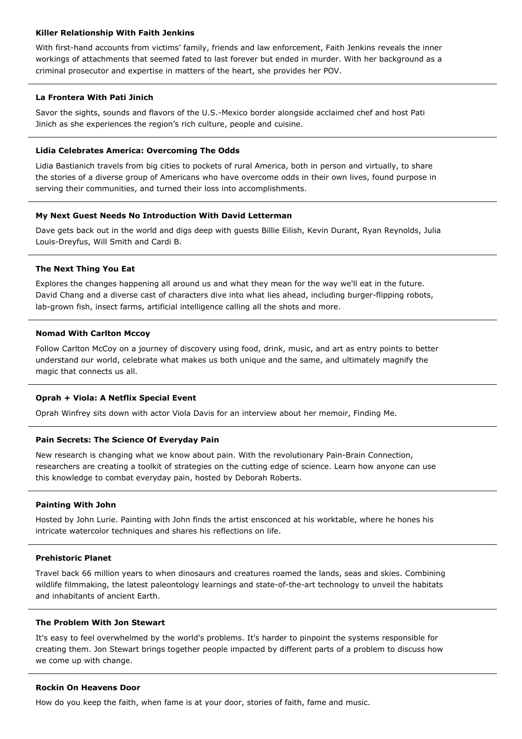**Killer Relationship With Faith Jenkins**

With first-hand accounts from victims' family, friends and law enforcement, Faith Jenkins reveals the inner workings of attachments that seemed fated to last forever but ended in murder. With her background as a criminal prosecutor and expertise in matters of the heart, she provides her POV.

---

**La Frontera With Pati Jinich**

Savor the sights, sounds and flavors of the U.S.-Mexico border alongside acclaimed chef and host Pati Jinich as she experiences the region's rich culture, people and cuisine.

---

**Lidia Celebrates America: Overcoming The Odds**

Lidia Bastianich travels from big cities to pockets of rural America, both in person and virtually, to share the stories of a diverse group of Americans who have overcome odds in their own lives, found purpose in serving their communities, and turned their loss into accomplishments.

---

**My Next Guest Needs No Introduction With David Letterman**

Dave gets back out in the world and digs deep with guests Billie Eilish, Kevin Durant, Ryan Reynolds, Julia Louis-Dreyfus, Will Smith and Cardi B.

---

**The Next Thing You Eat**

Explores the changes happening all around us and what they mean for the way we'll eat in the future. David Chang and a diverse cast of characters dive into what lies ahead, including burger-flipping robots, lab-grown fish, insect farms, artificial intelligence calling all the shots and more.

---

**Nomad With Carlton Mccoy**

Follow Carlton McCoy on a journey of discovery using food, drink, music, and art as entry points to better understand our world, celebrate what makes us both unique and the same, and ultimately magnify the magic that connects us all.

---

**Oprah + Viola: A Netflix Special Event**

Oprah Winfrey sits down with actor Viola Davis for an interview about her memoir, Finding Me.

---

**Pain Secrets: The Science Of Everyday Pain**

New research is changing what we know about pain. With the revolutionary Pain-Brain Connection, researchers are creating a toolkit of strategies on the cutting edge of science. Learn how anyone can use this knowledge to combat everyday pain, hosted by Deborah Roberts.

---

**Painting With John**

Hosted by John Lurie. Painting with John finds the artist ensconced at his worktable, where he hones his intricate watercolor techniques and shares his reflections on life.

---

**Prehistoric Planet**

Travel back 66 million years to when dinosaurs and creatures roamed the lands, seas and skies. Combining wildlife filmmaking, the latest paleontology learnings and state-of-the-art technology to unveil the habitats and inhabitants of ancient Earth.

---

**The Problem With Jon Stewart**

It's easy to feel overwhelmed by the world's problems. It's harder to pinpoint the systems responsible for creating them. Jon Stewart brings together people impacted by different parts of a problem to discuss how we come up with change.

---

**Rockin On Heavens Door**

How do you keep the faith, when fame is at your door, stories of faith, fame and music.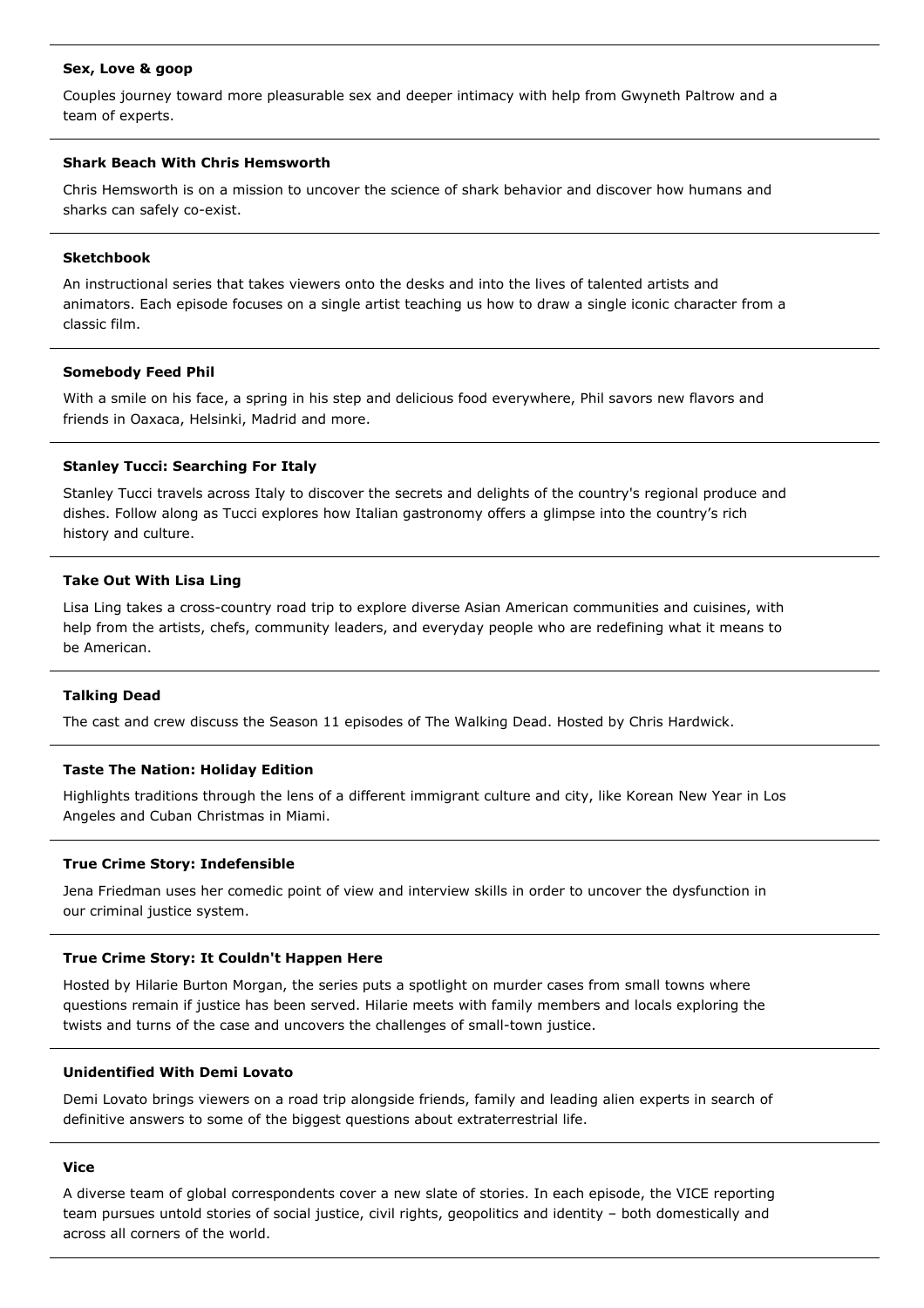**Sex, Love & goop**

Couples journey toward more pleasurable sex and deeper intimacy with help from Gwyneth Paltrow and a team of experts.

---

**Shark Beach With Chris Hemsworth**

Chris Hemsworth is on a mission to uncover the science of shark behavior and discover how humans and sharks can safely co-exist.

---

**Sketchbook**

An instructional series that takes viewers onto the desks and into the lives of talented artists and animators. Each episode focuses on a single artist teaching us how to draw a single iconic character from a classic film.

---

**Somebody Feed Phil**

With a smile on his face, a spring in his step and delicious food everywhere, Phil savors new flavors and friends in Oaxaca, Helsinki, Madrid and more.

---

**Stanley Tucci: Searching For Italy**

Stanley Tucci travels across Italy to discover the secrets and delights of the country's regional produce and dishes. Follow along as Tucci explores how Italian gastronomy offers a glimpse into the country's rich history and culture.

---

**Take Out With Lisa Ling**

Lisa Ling takes a cross-country road trip to explore diverse Asian American communities and cuisines, with help from the artists, chefs, community leaders, and everyday people who are redefining what it means to be American.

---

**Talking Dead**

The cast and crew discuss the Season 11 episodes of The Walking Dead. Hosted by Chris Hardwick.

---

**Taste The Nation: Holiday Edition**

Highlights traditions through the lens of a different immigrant culture and city, like Korean New Year in Los Angeles and Cuban Christmas in Miami.

---

**True Crime Story: Indefensible**

Jena Friedman uses her comedic point of view and interview skills in order to uncover the dysfunction in our criminal justice system.

---

**True Crime Story: It Couldn't Happen Here**

Hosted by Hilarie Burton Morgan, the series puts a spotlight on murder cases from small towns where questions remain if justice has been served. Hilarie meets with family members and locals exploring the twists and turns of the case and uncovers the challenges of small-town justice.

---

**Unidentified With Demi Lovato**

Demi Lovato brings viewers on a road trip alongside friends, family and leading alien experts in search of definitive answers to some of the biggest questions about extraterrestrial life.

---

**Vice**

A diverse team of global correspondents cover a new slate of stories. In each episode, the VICE reporting team pursues untold stories of social justice, civil rights, geopolitics and identity – both domestically and across all corners of the world.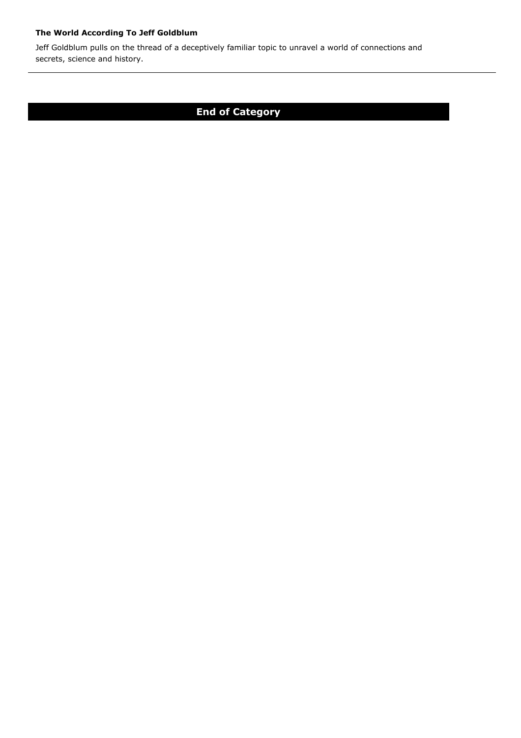**The World According To Jeff Goldblum**

Jeff Goldblum pulls on the thread of a deceptively familiar topic to unravel a world of connections and secrets, science and history.

---

## End of Category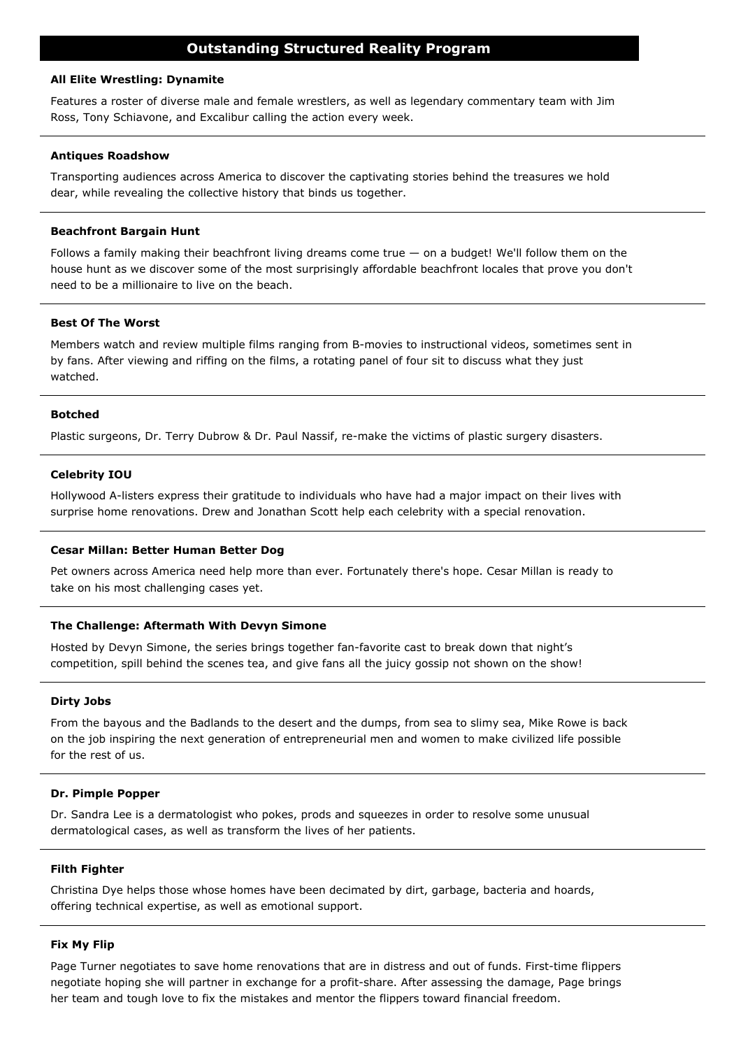## Outstanding Structured Reality Program

**All Elite Wrestling: Dynamite**

Features a roster of diverse male and female wrestlers, as well as legendary commentary team with Jim Ross, Tony Schiavone, and Excalibur calling the action every week.

---

**Antiques Roadshow**

Transporting audiences across America to discover the captivating stories behind the treasures we hold dear, while revealing the collective history that binds us together.

---

**Beachfront Bargain Hunt**

Follows a family making their beachfront living dreams come true — on a budget! We'll follow them on the house hunt as we discover some of the most surprisingly affordable beachfront locales that prove you don't need to be a millionaire to live on the beach.

---

**Best Of The Worst**

Members watch and review multiple films ranging from B-movies to instructional videos, sometimes sent in by fans. After viewing and riffing on the films, a rotating panel of four sit to discuss what they just watched.

---

**Botched**

Plastic surgeons, Dr. Terry Dubrow & Dr. Paul Nassif, re-make the victims of plastic surgery disasters.

---

**Celebrity IOU**

Hollywood A-listers express their gratitude to individuals who have had a major impact on their lives with surprise home renovations. Drew and Jonathan Scott help each celebrity with a special renovation.

---

**Cesar Millan: Better Human Better Dog**

Pet owners across America need help more than ever. Fortunately there's hope. Cesar Millan is ready to take on his most challenging cases yet.

---

**The Challenge: Aftermath With Devyn Simone**

Hosted by Devyn Simone, the series brings together fan-favorite cast to break down that night's competition, spill behind the scenes tea, and give fans all the juicy gossip not shown on the show!

---

**Dirty Jobs**

From the bayous and the Badlands to the desert and the dumps, from sea to slimy sea, Mike Rowe is back on the job inspiring the next generation of entrepreneurial men and women to make civilized life possible for the rest of us.

---

**Dr. Pimple Popper**

Dr. Sandra Lee is a dermatologist who pokes, prods and squeezes in order to resolve some unusual dermatological cases, as well as transform the lives of her patients.

---

**Filth Fighter**

Christina Dye helps those whose homes have been decimated by dirt, garbage, bacteria and hoards, offering technical expertise, as well as emotional support.

---

**Fix My Flip**

Page Turner negotiates to save home renovations that are in distress and out of funds. First-time flippers negotiate hoping she will partner in exchange for a profit-share. After assessing the damage, Page brings her team and tough love to fix the mistakes and mentor the flippers toward financial freedom.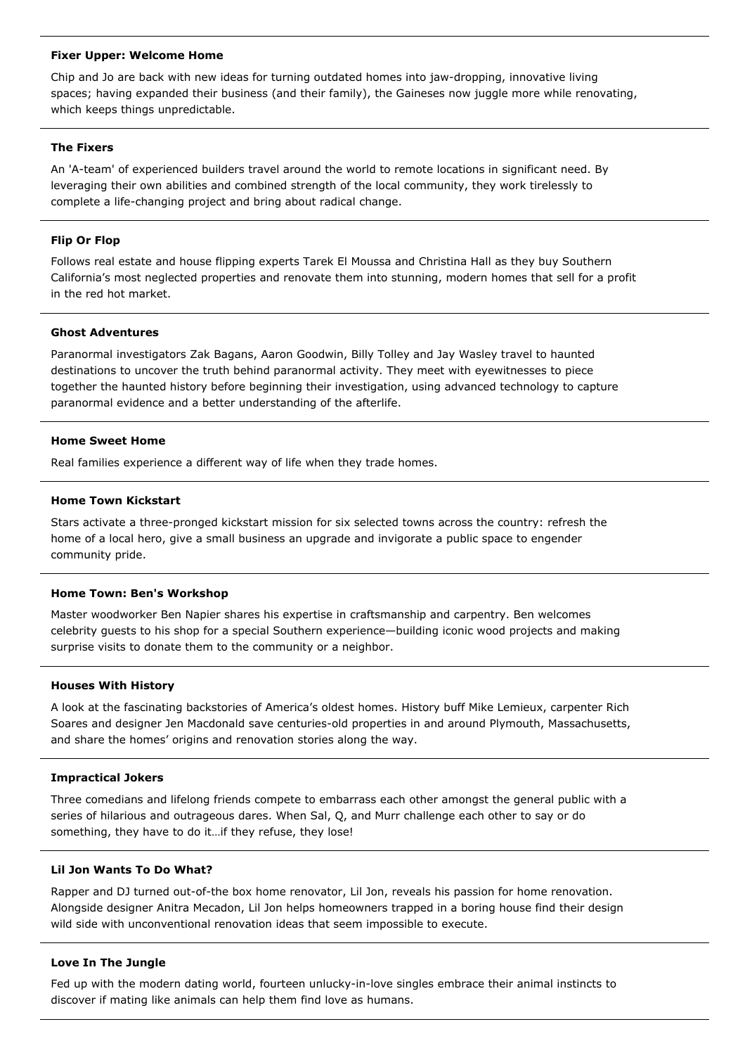**Fixer Upper: Welcome Home**

Chip and Jo are back with new ideas for turning outdated homes into jaw-dropping, innovative living spaces; having expanded their business (and their family), the Gaineses now juggle more while renovating, which keeps things unpredictable.

---

**The Fixers**

An 'A-team' of experienced builders travel around the world to remote locations in significant need. By leveraging their own abilities and combined strength of the local community, they work tirelessly to complete a life-changing project and bring about radical change.

---

**Flip Or Flop**

Follows real estate and house flipping experts Tarek El Moussa and Christina Hall as they buy Southern California's most neglected properties and renovate them into stunning, modern homes that sell for a profit in the red hot market.

---

**Ghost Adventures**

Paranormal investigators Zak Bagans, Aaron Goodwin, Billy Tolley and Jay Wasley travel to haunted destinations to uncover the truth behind paranormal activity. They meet with eyewitnesses to piece together the haunted history before beginning their investigation, using advanced technology to capture paranormal evidence and a better understanding of the afterlife.

---

**Home Sweet Home**

Real families experience a different way of life when they trade homes.

---

**Home Town Kickstart**

Stars activate a three-pronged kickstart mission for six selected towns across the country: refresh the home of a local hero, give a small business an upgrade and invigorate a public space to engender community pride.

---

**Home Town: Ben's Workshop**

Master woodworker Ben Napier shares his expertise in craftsmanship and carpentry. Ben welcomes celebrity guests to his shop for a special Southern experience—building iconic wood projects and making surprise visits to donate them to the community or a neighbor.

---

**Houses With History**

A look at the fascinating backstories of America's oldest homes. History buff Mike Lemieux, carpenter Rich Soares and designer Jen Macdonald save centuries-old properties in and around Plymouth, Massachusetts, and share the homes' origins and renovation stories along the way.

---

**Impractical Jokers**

Three comedians and lifelong friends compete to embarrass each other amongst the general public with a series of hilarious and outrageous dares. When Sal, Q, and Murr challenge each other to say or do something, they have to do it…if they refuse, they lose!

---

**Lil Jon Wants To Do What?**

Rapper and DJ turned out-of-the box home renovator, Lil Jon, reveals his passion for home renovation. Alongside designer Anitra Mecadon, Lil Jon helps homeowners trapped in a boring house find their design wild side with unconventional renovation ideas that seem impossible to execute.

---

**Love In The Jungle**

Fed up with the modern dating world, fourteen unlucky-in-love singles embrace their animal instincts to discover if mating like animals can help them find love as humans.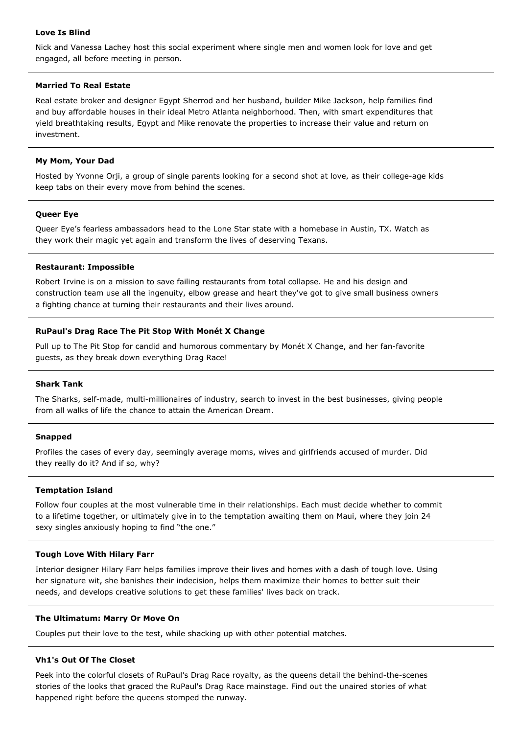**Love Is Blind**

Nick and Vanessa Lachey host this social experiment where single men and women look for love and get engaged, all before meeting in person.

---

**Married To Real Estate**

Real estate broker and designer Egypt Sherrod and her husband, builder Mike Jackson, help families find and buy affordable houses in their ideal Metro Atlanta neighborhood. Then, with smart expenditures that yield breathtaking results, Egypt and Mike renovate the properties to increase their value and return on investment.

---

**My Mom, Your Dad**

Hosted by Yvonne Orji, a group of single parents looking for a second shot at love, as their college-age kids keep tabs on their every move from behind the scenes.

---

**Queer Eye**

Queer Eye's fearless ambassadors head to the Lone Star state with a homebase in Austin, TX. Watch as they work their magic yet again and transform the lives of deserving Texans.

---

**Restaurant: Impossible**

Robert Irvine is on a mission to save failing restaurants from total collapse. He and his design and construction team use all the ingenuity, elbow grease and heart they've got to give small business owners a fighting chance at turning their restaurants and their lives around.

---

**RuPaul's Drag Race The Pit Stop With Monét X Change**

Pull up to The Pit Stop for candid and humorous commentary by Monét X Change, and her fan-favorite guests, as they break down everything Drag Race!

---

**Shark Tank**

The Sharks, self-made, multi-millionaires of industry, search to invest in the best businesses, giving people from all walks of life the chance to attain the American Dream.

---

**Snapped**

Profiles the cases of every day, seemingly average moms, wives and girlfriends accused of murder. Did they really do it? And if so, why?

---

**Temptation Island**

Follow four couples at the most vulnerable time in their relationships. Each must decide whether to commit to a lifetime together, or ultimately give in to the temptation awaiting them on Maui, where they join 24 sexy singles anxiously hoping to find "the one."

---

**Tough Love With Hilary Farr**

Interior designer Hilary Farr helps families improve their lives and homes with a dash of tough love. Using her signature wit, she banishes their indecision, helps them maximize their homes to better suit their needs, and develops creative solutions to get these families' lives back on track.

---

**The Ultimatum: Marry Or Move On**

Couples put their love to the test, while shacking up with other potential matches.

---

**Vh1's Out Of The Closet**

Peek into the colorful closets of RuPaul's Drag Race royalty, as the queens detail the behind-the-scenes stories of the looks that graced the RuPaul's Drag Race mainstage. Find out the unaired stories of what happened right before the queens stomped the runway.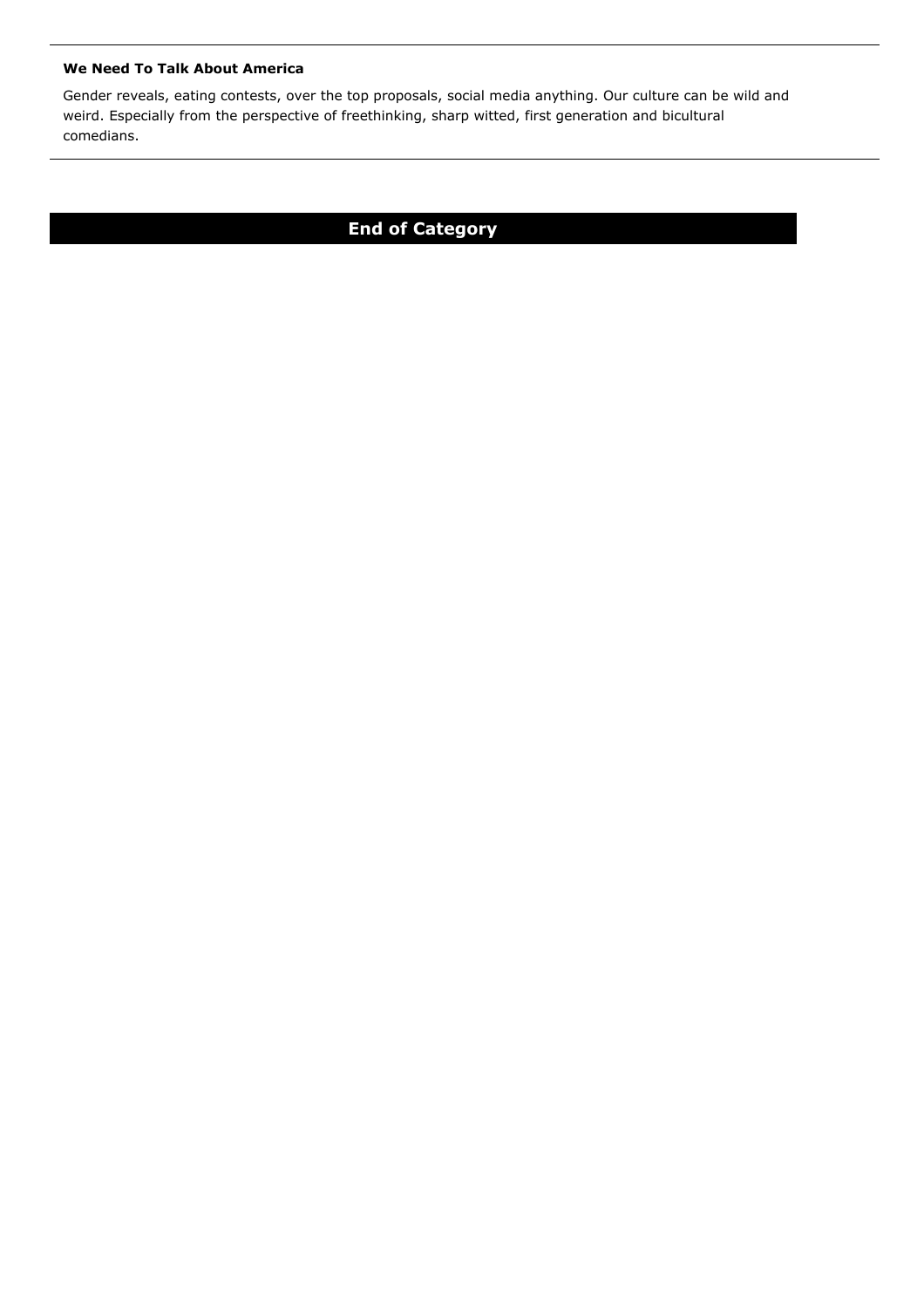**We Need To Talk About America**

Gender reveals, eating contests, over the top proposals, social media anything. Our culture can be wild and weird. Especially from the perspective of freethinking, sharp witted, first generation and bicultural comedians.

## End of Category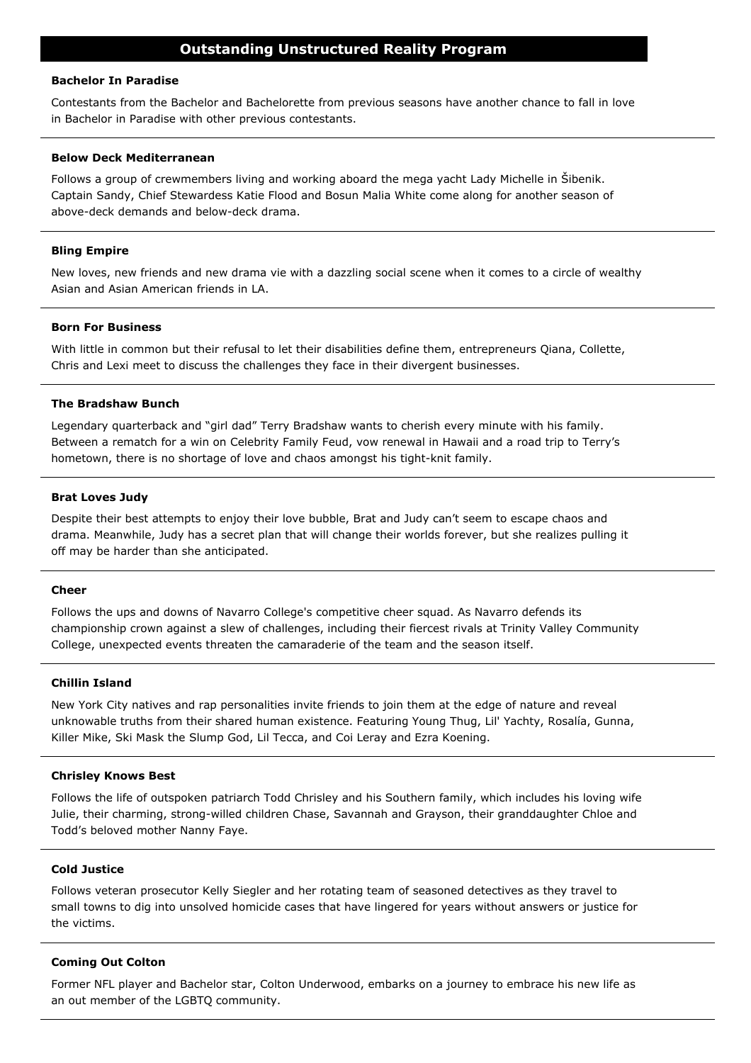## Outstanding Unstructured Reality Program

**Bachelor In Paradise**

Contestants from the Bachelor and Bachelorette from previous seasons have another chance to fall in love in Bachelor in Paradise with other previous contestants.

---

**Below Deck Mediterranean**

Follows a group of crewmembers living and working aboard the mega yacht Lady Michelle in Šibenik. Captain Sandy, Chief Stewardess Katie Flood and Bosun Malia White come along for another season of above-deck demands and below-deck drama.

---

**Bling Empire**

New loves, new friends and new drama vie with a dazzling social scene when it comes to a circle of wealthy Asian and Asian American friends in LA.

---

**Born For Business**

With little in common but their refusal to let their disabilities define them, entrepreneurs Qiana, Collette, Chris and Lexi meet to discuss the challenges they face in their divergent businesses.

---

**The Bradshaw Bunch**

Legendary quarterback and "girl dad" Terry Bradshaw wants to cherish every minute with his family. Between a rematch for a win on Celebrity Family Feud, vow renewal in Hawaii and a road trip to Terry's hometown, there is no shortage of love and chaos amongst his tight-knit family.

---

**Brat Loves Judy**

Despite their best attempts to enjoy their love bubble, Brat and Judy can't seem to escape chaos and drama. Meanwhile, Judy has a secret plan that will change their worlds forever, but she realizes pulling it off may be harder than she anticipated.

---

**Cheer**

Follows the ups and downs of Navarro College's competitive cheer squad. As Navarro defends its championship crown against a slew of challenges, including their fiercest rivals at Trinity Valley Community College, unexpected events threaten the camaraderie of the team and the season itself.

---

**Chillin Island**

New York City natives and rap personalities invite friends to join them at the edge of nature and reveal unknowable truths from their shared human existence. Featuring Young Thug, Lil' Yachty, Rosalía, Gunna, Killer Mike, Ski Mask the Slump God, Lil Tecca, and Coi Leray and Ezra Koening.

---

**Chrisley Knows Best**

Follows the life of outspoken patriarch Todd Chrisley and his Southern family, which includes his loving wife Julie, their charming, strong-willed children Chase, Savannah and Grayson, their granddaughter Chloe and Todd's beloved mother Nanny Faye.

---

**Cold Justice**

Follows veteran prosecutor Kelly Siegler and her rotating team of seasoned detectives as they travel to small towns to dig into unsolved homicide cases that have lingered for years without answers or justice for the victims.

---

**Coming Out Colton**

Former NFL player and Bachelor star, Colton Underwood, embarks on a journey to embrace his new life as an out member of the LGBTQ community.

---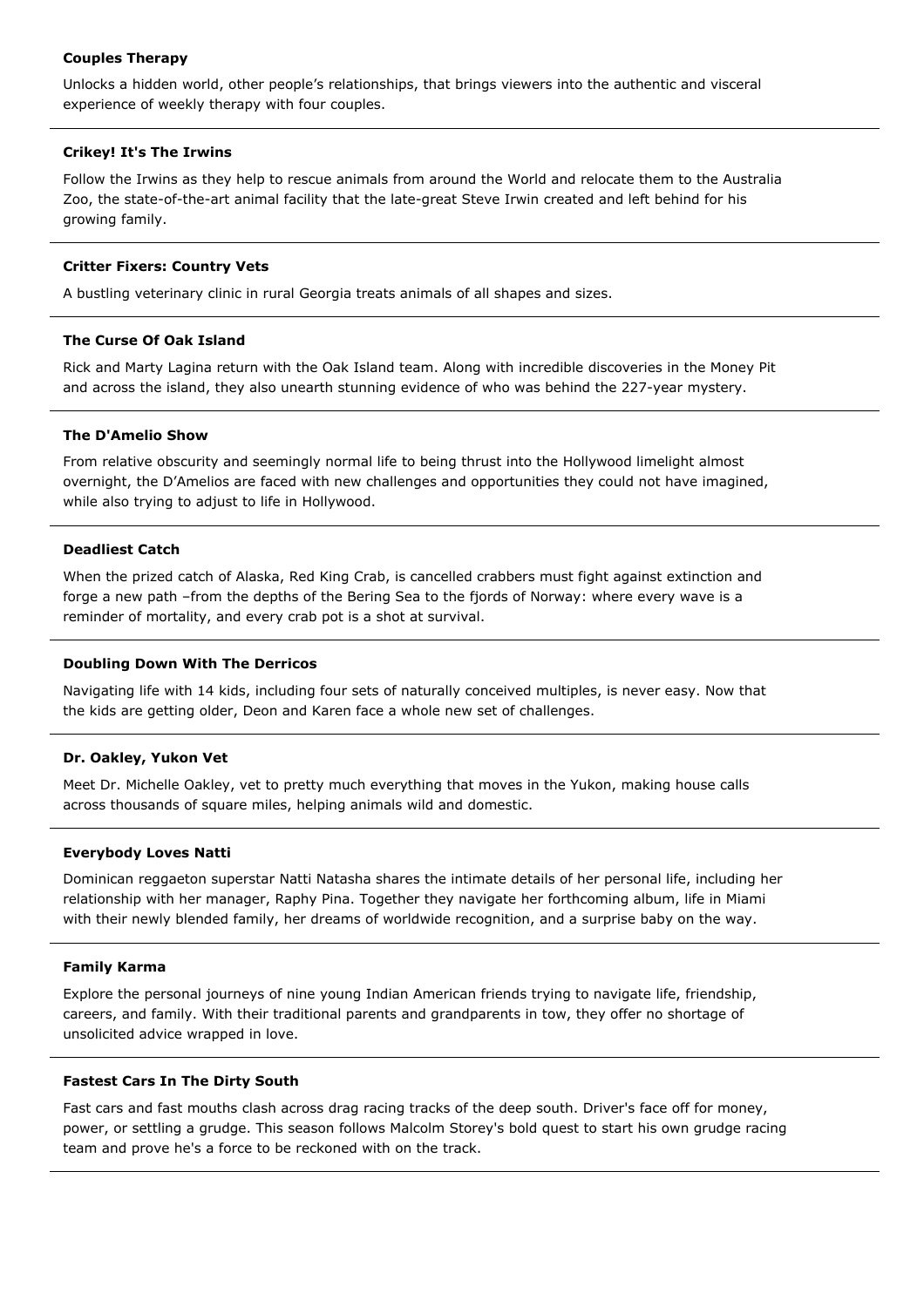**Couples Therapy**

Unlocks a hidden world, other people's relationships, that brings viewers into the authentic and visceral experience of weekly therapy with four couples.

---

**Crikey! It's The Irwins**

Follow the Irwins as they help to rescue animals from around the World and relocate them to the Australia Zoo, the state-of-the-art animal facility that the late-great Steve Irwin created and left behind for his growing family.

---

**Critter Fixers: Country Vets**

A bustling veterinary clinic in rural Georgia treats animals of all shapes and sizes.

---

**The Curse Of Oak Island**

Rick and Marty Lagina return with the Oak Island team. Along with incredible discoveries in the Money Pit and across the island, they also unearth stunning evidence of who was behind the 227-year mystery.

---

**The D'Amelio Show**

From relative obscurity and seemingly normal life to being thrust into the Hollywood limelight almost overnight, the D'Amelios are faced with new challenges and opportunities they could not have imagined, while also trying to adjust to life in Hollywood.

---

**Deadliest Catch**

When the prized catch of Alaska, Red King Crab, is cancelled crabbers must fight against extinction and forge a new path –from the depths of the Bering Sea to the fjords of Norway: where every wave is a reminder of mortality, and every crab pot is a shot at survival.

---

**Doubling Down With The Derricos**

Navigating life with 14 kids, including four sets of naturally conceived multiples, is never easy. Now that the kids are getting older, Deon and Karen face a whole new set of challenges.

---

**Dr. Oakley, Yukon Vet**

Meet Dr. Michelle Oakley, vet to pretty much everything that moves in the Yukon, making house calls across thousands of square miles, helping animals wild and domestic.

---

**Everybody Loves Natti**

Dominican reggaeton superstar Natti Natasha shares the intimate details of her personal life, including her relationship with her manager, Raphy Pina. Together they navigate her forthcoming album, life in Miami with their newly blended family, her dreams of worldwide recognition, and a surprise baby on the way.

---

**Family Karma**

Explore the personal journeys of nine young Indian American friends trying to navigate life, friendship, careers, and family. With their traditional parents and grandparents in tow, they offer no shortage of unsolicited advice wrapped in love.

---

**Fastest Cars In The Dirty South**

Fast cars and fast mouths clash across drag racing tracks of the deep south. Driver's face off for money, power, or settling a grudge. This season follows Malcolm Storey's bold quest to start his own grudge racing team and prove he's a force to be reckoned with on the track.

---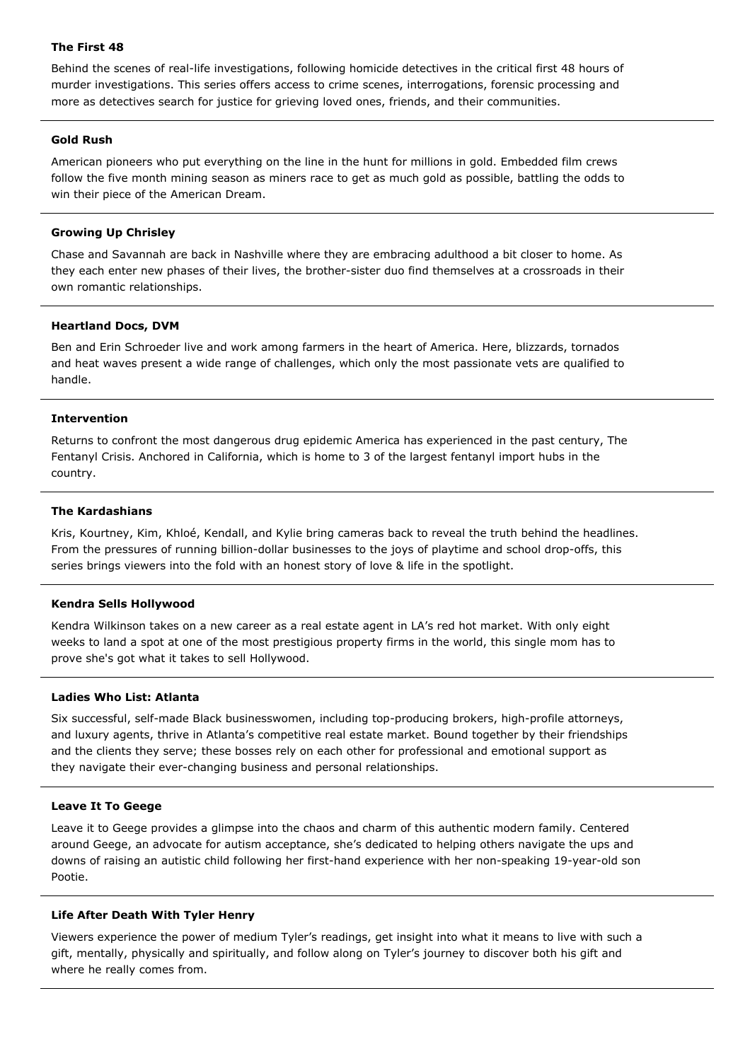**The First 48**

Behind the scenes of real-life investigations, following homicide detectives in the critical first 48 hours of murder investigations. This series offers access to crime scenes, interrogations, forensic processing and more as detectives search for justice for grieving loved ones, friends, and their communities.

---

**Gold Rush**

American pioneers who put everything on the line in the hunt for millions in gold. Embedded film crews follow the five month mining season as miners race to get as much gold as possible, battling the odds to win their piece of the American Dream.

---

**Growing Up Chrisley**

Chase and Savannah are back in Nashville where they are embracing adulthood a bit closer to home. As they each enter new phases of their lives, the brother-sister duo find themselves at a crossroads in their own romantic relationships.

---

**Heartland Docs, DVM**

Ben and Erin Schroeder live and work among farmers in the heart of America. Here, blizzards, tornados and heat waves present a wide range of challenges, which only the most passionate vets are qualified to handle.

---

**Intervention**

Returns to confront the most dangerous drug epidemic America has experienced in the past century, The Fentanyl Crisis. Anchored in California, which is home to 3 of the largest fentanyl import hubs in the country.

---

**The Kardashians**

Kris, Kourtney, Kim, Khloé, Kendall, and Kylie bring cameras back to reveal the truth behind the headlines. From the pressures of running billion-dollar businesses to the joys of playtime and school drop-offs, this series brings viewers into the fold with an honest story of love & life in the spotlight.

---

**Kendra Sells Hollywood**

Kendra Wilkinson takes on a new career as a real estate agent in LA's red hot market. With only eight weeks to land a spot at one of the most prestigious property firms in the world, this single mom has to prove she's got what it takes to sell Hollywood.

---

**Ladies Who List: Atlanta**

Six successful, self-made Black businesswomen, including top-producing brokers, high-profile attorneys, and luxury agents, thrive in Atlanta's competitive real estate market. Bound together by their friendships and the clients they serve; these bosses rely on each other for professional and emotional support as they navigate their ever-changing business and personal relationships.

---

**Leave It To Geege**

Leave it to Geege provides a glimpse into the chaos and charm of this authentic modern family. Centered around Geege, an advocate for autism acceptance, she's dedicated to helping others navigate the ups and downs of raising an autistic child following her first-hand experience with her non-speaking 19-year-old son Pootie.

---

**Life After Death With Tyler Henry**

Viewers experience the power of medium Tyler's readings, get insight into what it means to live with such a gift, mentally, physically and spiritually, and follow along on Tyler's journey to discover both his gift and where he really comes from.

---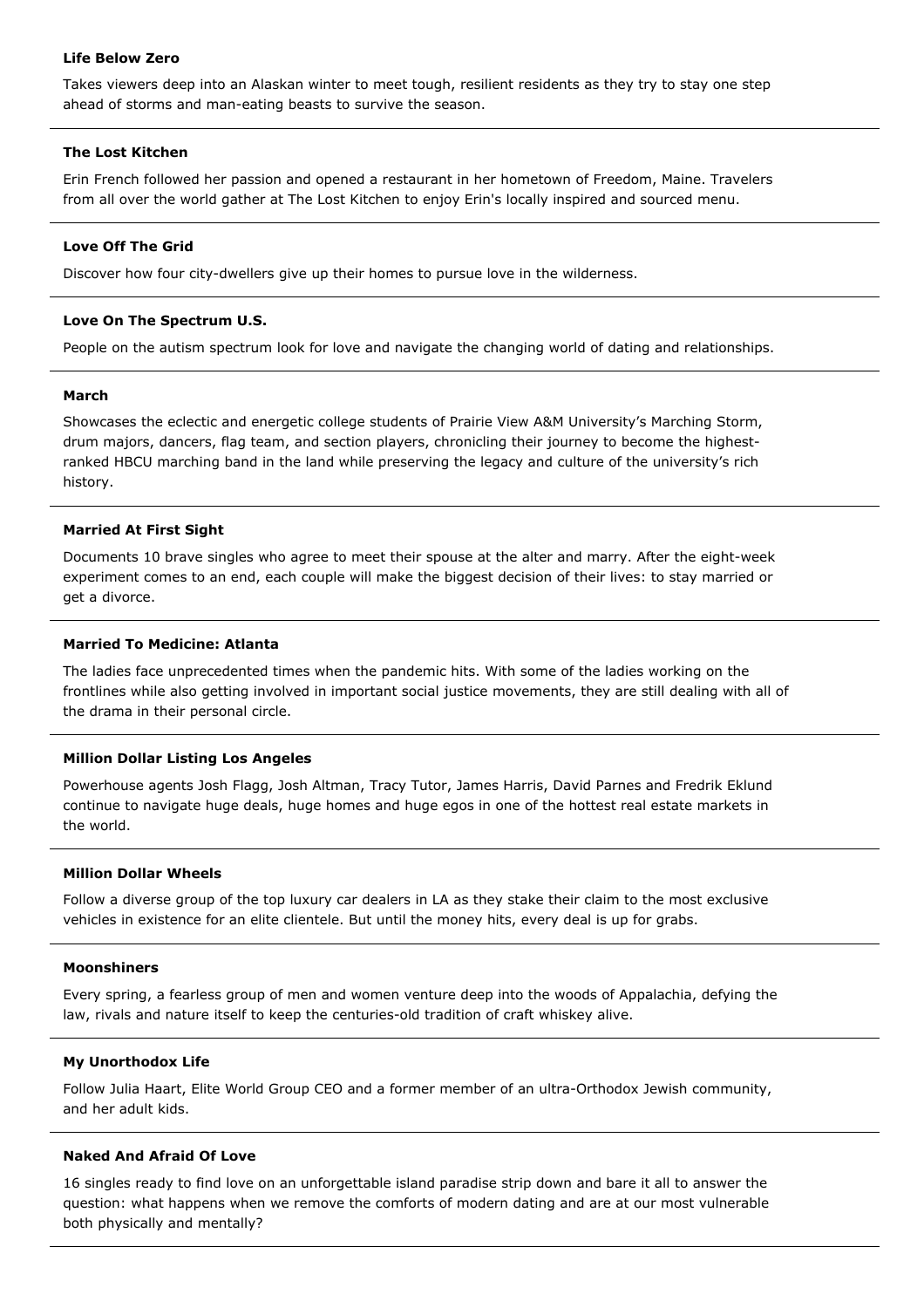**Life Below Zero**

Takes viewers deep into an Alaskan winter to meet tough, resilient residents as they try to stay one step ahead of storms and man-eating beasts to survive the season.

---

**The Lost Kitchen**

Erin French followed her passion and opened a restaurant in her hometown of Freedom, Maine. Travelers from all over the world gather at The Lost Kitchen to enjoy Erin's locally inspired and sourced menu.

---

**Love Off The Grid**

Discover how four city-dwellers give up their homes to pursue love in the wilderness.

---

**Love On The Spectrum U.S.**

People on the autism spectrum look for love and navigate the changing world of dating and relationships.

---

**March**

Showcases the eclectic and energetic college students of Prairie View A&M University's Marching Storm, drum majors, dancers, flag team, and section players, chronicling their journey to become the highest-ranked HBCU marching band in the land while preserving the legacy and culture of the university's rich history.

---

**Married At First Sight**

Documents 10 brave singles who agree to meet their spouse at the alter and marry. After the eight-week experiment comes to an end, each couple will make the biggest decision of their lives: to stay married or get a divorce.

---

**Married To Medicine: Atlanta**

The ladies face unprecedented times when the pandemic hits. With some of the ladies working on the frontlines while also getting involved in important social justice movements, they are still dealing with all of the drama in their personal circle.

---

**Million Dollar Listing Los Angeles**

Powerhouse agents Josh Flagg, Josh Altman, Tracy Tutor, James Harris, David Parnes and Fredrik Eklund continue to navigate huge deals, huge homes and huge egos in one of the hottest real estate markets in the world.

---

**Million Dollar Wheels**

Follow a diverse group of the top luxury car dealers in LA as they stake their claim to the most exclusive vehicles in existence for an elite clientele. But until the money hits, every deal is up for grabs.

---

**Moonshiners**

Every spring, a fearless group of men and women venture deep into the woods of Appalachia, defying the law, rivals and nature itself to keep the centuries-old tradition of craft whiskey alive.

---

**My Unorthodox Life**

Follow Julia Haart, Elite World Group CEO and a former member of an ultra-Orthodox Jewish community, and her adult kids.

---

**Naked And Afraid Of Love**

16 singles ready to find love on an unforgettable island paradise strip down and bare it all to answer the question: what happens when we remove the comforts of modern dating and are at our most vulnerable both physically and mentally?

---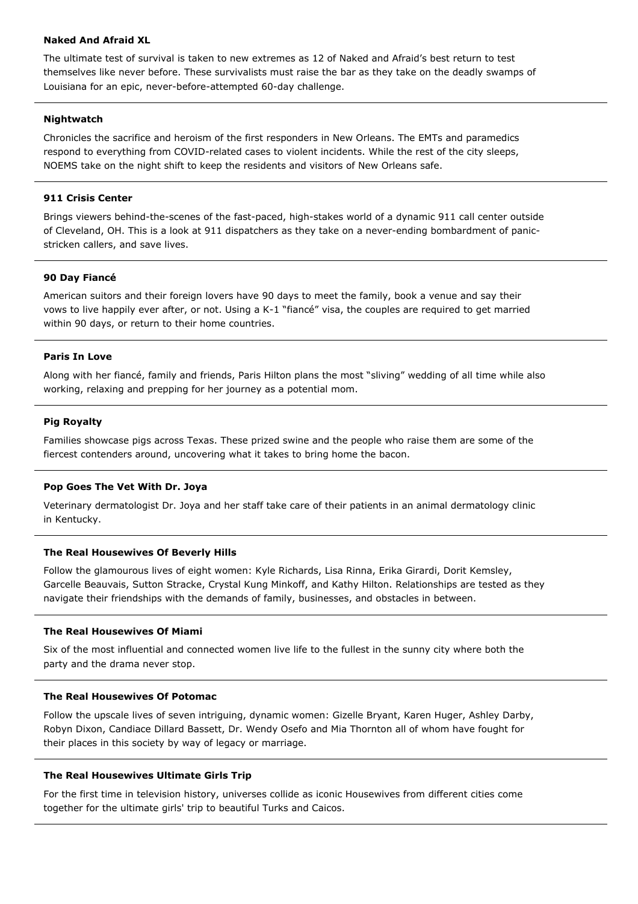**Naked And Afraid XL**

The ultimate test of survival is taken to new extremes as 12 of Naked and Afraid's best return to test themselves like never before. These survivalists must raise the bar as they take on the deadly swamps of Louisiana for an epic, never-before-attempted 60-day challenge.

---

**Nightwatch**

Chronicles the sacrifice and heroism of the first responders in New Orleans. The EMTs and paramedics respond to everything from COVID-related cases to violent incidents. While the rest of the city sleeps, NOEMS take on the night shift to keep the residents and visitors of New Orleans safe.

---

**911 Crisis Center**

Brings viewers behind-the-scenes of the fast-paced, high-stakes world of a dynamic 911 call center outside of Cleveland, OH. This is a look at 911 dispatchers as they take on a never-ending bombardment of panic-stricken callers, and save lives.

---

**90 Day Fiancé**

American suitors and their foreign lovers have 90 days to meet the family, book a venue and say their vows to live happily ever after, or not. Using a K-1 "fiancé" visa, the couples are required to get married within 90 days, or return to their home countries.

---

**Paris In Love**

Along with her fiancé, family and friends, Paris Hilton plans the most "sliving" wedding of all time while also working, relaxing and prepping for her journey as a potential mom.

---

**Pig Royalty**

Families showcase pigs across Texas. These prized swine and the people who raise them are some of the fiercest contenders around, uncovering what it takes to bring home the bacon.

---

**Pop Goes The Vet With Dr. Joya**

Veterinary dermatologist Dr. Joya and her staff take care of their patients in an animal dermatology clinic in Kentucky.

---

**The Real Housewives Of Beverly Hills**

Follow the glamourous lives of eight women: Kyle Richards, Lisa Rinna, Erika Girardi, Dorit Kemsley, Garcelle Beauvais, Sutton Stracke, Crystal Kung Minkoff, and Kathy Hilton. Relationships are tested as they navigate their friendships with the demands of family, businesses, and obstacles in between.

---

**The Real Housewives Of Miami**

Six of the most influential and connected women live life to the fullest in the sunny city where both the party and the drama never stop.

---

**The Real Housewives Of Potomac**

Follow the upscale lives of seven intriguing, dynamic women: Gizelle Bryant, Karen Huger, Ashley Darby, Robyn Dixon, Candiace Dillard Bassett, Dr. Wendy Osefo and Mia Thornton all of whom have fought for their places in this society by way of legacy or marriage.

---

**The Real Housewives Ultimate Girls Trip**

For the first time in television history, universes collide as iconic Housewives from different cities come together for the ultimate girls' trip to beautiful Turks and Caicos.

---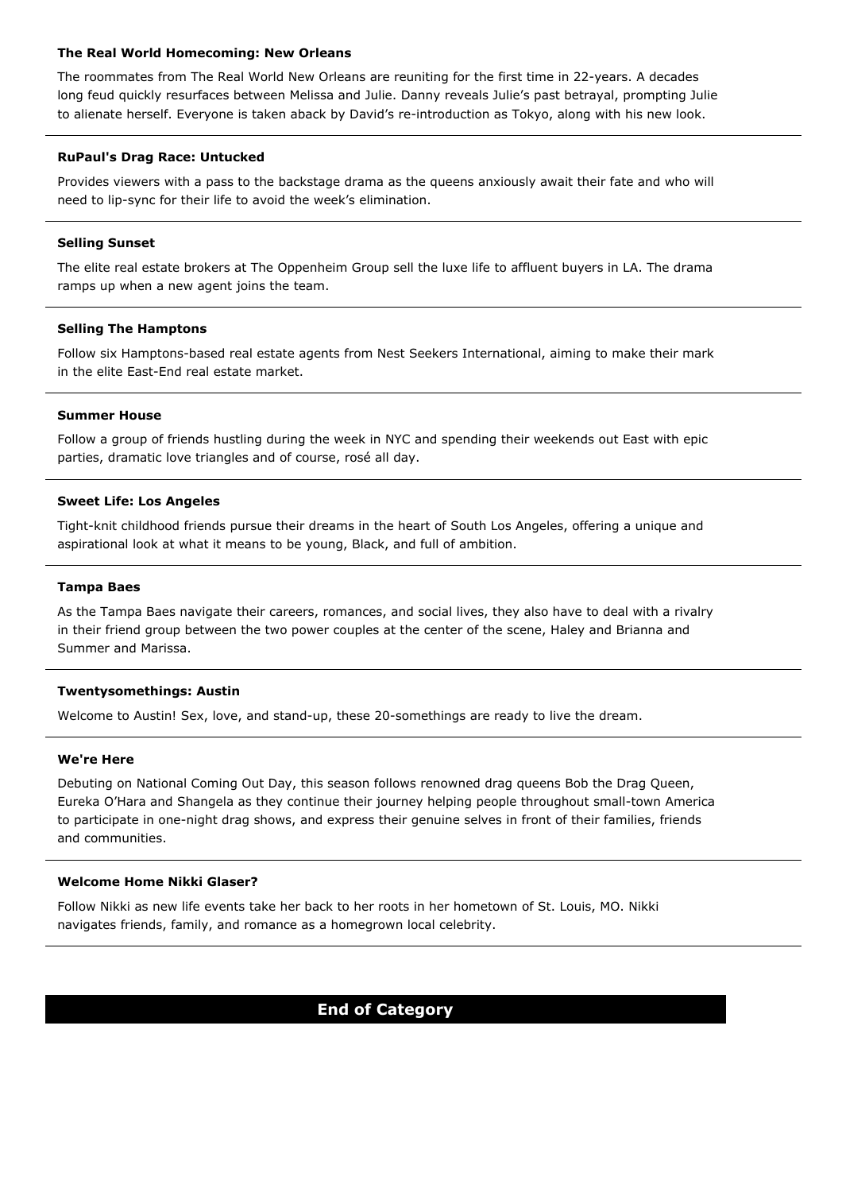**The Real World Homecoming: New Orleans**

The roommates from The Real World New Orleans are reuniting for the first time in 22-years. A decades long feud quickly resurfaces between Melissa and Julie. Danny reveals Julie's past betrayal, prompting Julie to alienate herself. Everyone is taken aback by David's re-introduction as Tokyo, along with his new look.

---

**RuPaul's Drag Race: Untucked**

Provides viewers with a pass to the backstage drama as the queens anxiously await their fate and who will need to lip-sync for their life to avoid the week's elimination.

---

**Selling Sunset**

The elite real estate brokers at The Oppenheim Group sell the luxe life to affluent buyers in LA. The drama ramps up when a new agent joins the team.

---

**Selling The Hamptons**

Follow six Hamptons-based real estate agents from Nest Seekers International, aiming to make their mark in the elite East-End real estate market.

---

**Summer House**

Follow a group of friends hustling during the week in NYC and spending their weekends out East with epic parties, dramatic love triangles and of course, rosé all day.

---

**Sweet Life: Los Angeles**

Tight-knit childhood friends pursue their dreams in the heart of South Los Angeles, offering a unique and aspirational look at what it means to be young, Black, and full of ambition.

---

**Tampa Baes**

As the Tampa Baes navigate their careers, romances, and social lives, they also have to deal with a rivalry in their friend group between the two power couples at the center of the scene, Haley and Brianna and Summer and Marissa.

---

**Twentysomethings: Austin**

Welcome to Austin! Sex, love, and stand-up, these 20-somethings are ready to live the dream.

---

**We're Here**

Debuting on National Coming Out Day, this season follows renowned drag queens Bob the Drag Queen, Eureka O'Hara and Shangela as they continue their journey helping people throughout small-town America to participate in one-night drag shows, and express their genuine selves in front of their families, friends and communities.

---

**Welcome Home Nikki Glaser?**

Follow Nikki as new life events take her back to her roots in her hometown of St. Louis, MO. Nikki navigates friends, family, and romance as a homegrown local celebrity.

---

**End of Category**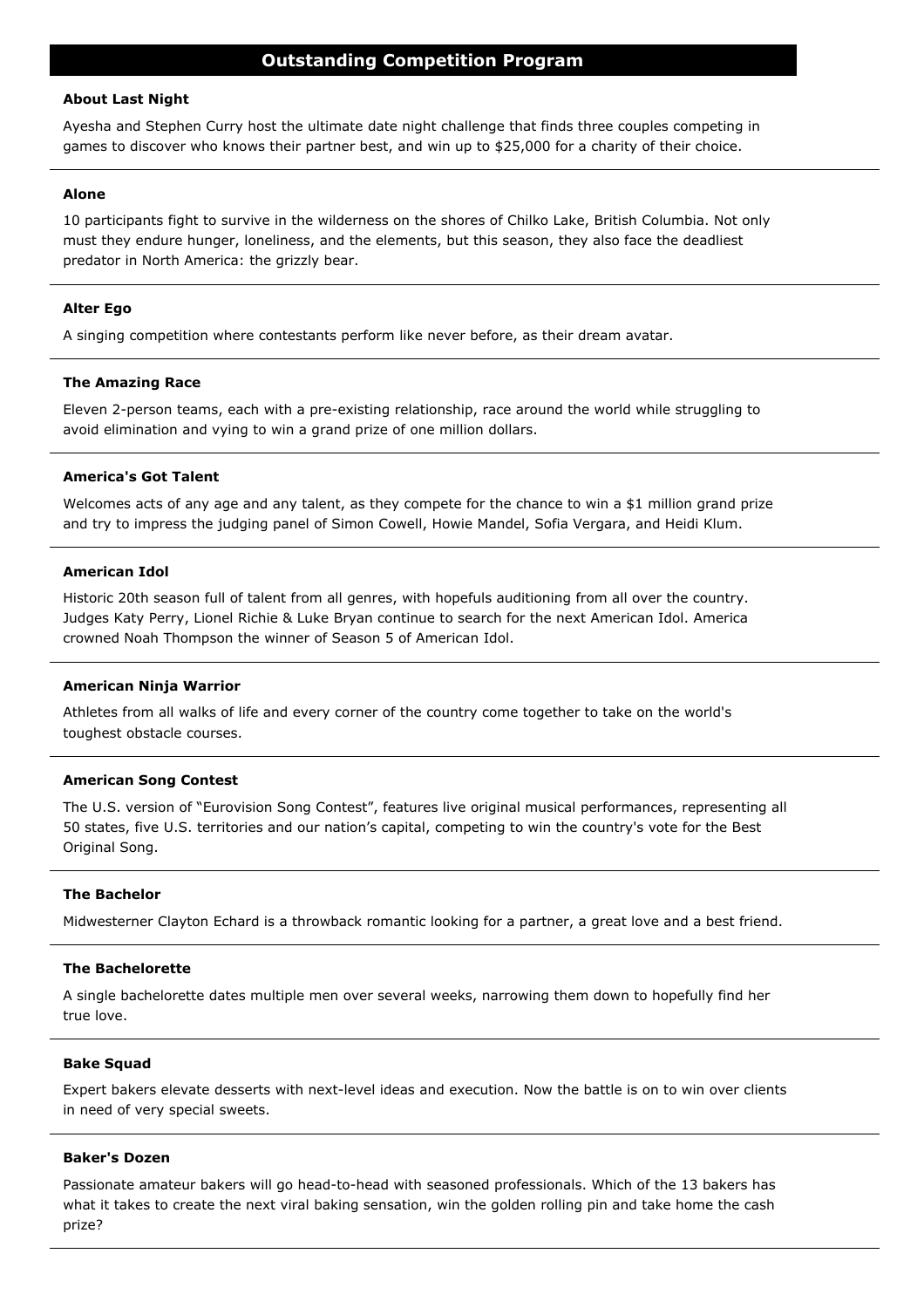## Outstanding Competition Program

**About Last Night**

Ayesha and Stephen Curry host the ultimate date night challenge that finds three couples competing in games to discover who knows their partner best, and win up to $25,000 for a charity of their choice.

---

**Alone**

10 participants fight to survive in the wilderness on the shores of Chilko Lake, British Columbia. Not only must they endure hunger, loneliness, and the elements, but this season, they also face the deadliest predator in North America: the grizzly bear.

---

**Alter Ego**

A singing competition where contestants perform like never before, as their dream avatar.

---

**The Amazing Race**

Eleven 2-person teams, each with a pre-existing relationship, race around the world while struggling to avoid elimination and vying to win a grand prize of one million dollars.

---

**America's Got Talent**

Welcomes acts of any age and any talent, as they compete for the chance to win a $1 million grand prize and try to impress the judging panel of Simon Cowell, Howie Mandel, Sofia Vergara, and Heidi Klum.

---

**American Idol**

Historic 20th season full of talent from all genres, with hopefuls auditioning from all over the country. Judges Katy Perry, Lionel Richie & Luke Bryan continue to search for the next American Idol. America crowned Noah Thompson the winner of Season 5 of American Idol.

---

**American Ninja Warrior**

Athletes from all walks of life and every corner of the country come together to take on the world's toughest obstacle courses.

---

**American Song Contest**

The U.S. version of "Eurovision Song Contest", features live original musical performances, representing all 50 states, five U.S. territories and our nation's capital, competing to win the country's vote for the Best Original Song.

---

**The Bachelor**

Midwesterner Clayton Echard is a throwback romantic looking for a partner, a great love and a best friend.

---

**The Bachelorette**

A single bachelorette dates multiple men over several weeks, narrowing them down to hopefully find her true love.

---

**Bake Squad**

Expert bakers elevate desserts with next-level ideas and execution. Now the battle is on to win over clients in need of very special sweets.

---

**Baker's Dozen**

Passionate amateur bakers will go head-to-head with seasoned professionals. Which of the 13 bakers has what it takes to create the next viral baking sensation, win the golden rolling pin and take home the cash prize?

---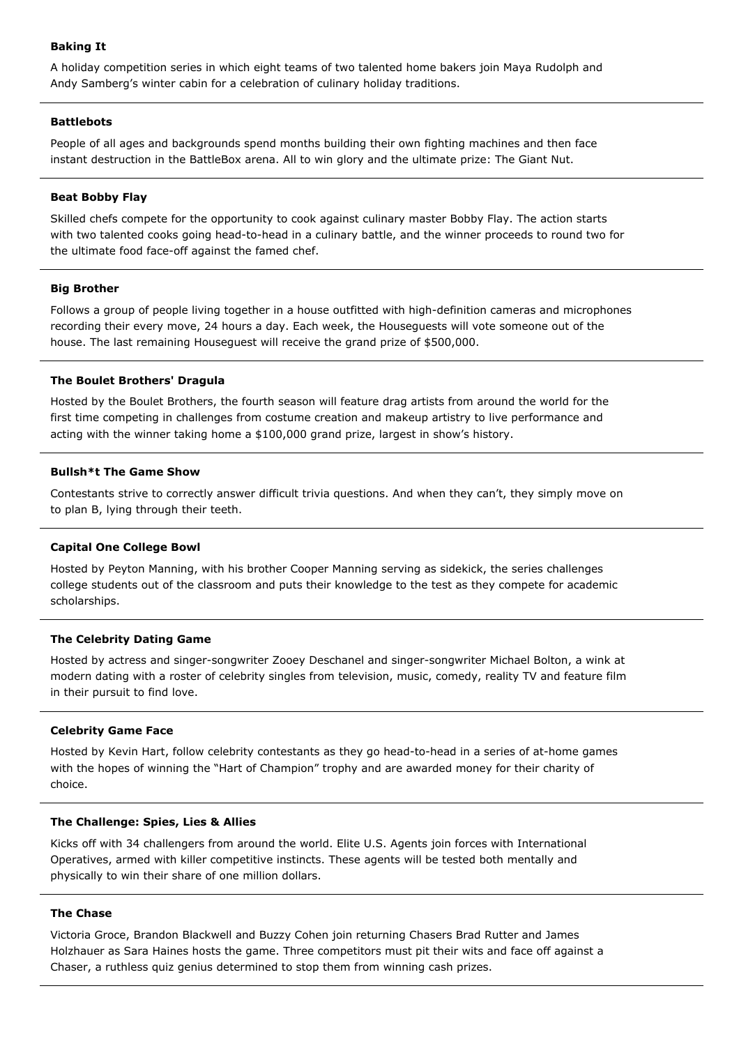**Baking It**

A holiday competition series in which eight teams of two talented home bakers join Maya Rudolph and Andy Samberg's winter cabin for a celebration of culinary holiday traditions.

---

**Battlebots**

People of all ages and backgrounds spend months building their own fighting machines and then face instant destruction in the BattleBox arena. All to win glory and the ultimate prize: The Giant Nut.

---

**Beat Bobby Flay**

Skilled chefs compete for the opportunity to cook against culinary master Bobby Flay. The action starts with two talented cooks going head-to-head in a culinary battle, and the winner proceeds to round two for the ultimate food face-off against the famed chef.

---

**Big Brother**

Follows a group of people living together in a house outfitted with high-definition cameras and microphones recording their every move, 24 hours a day. Each week, the Houseguests will vote someone out of the house. The last remaining Houseguest will receive the grand prize of $500,000.

---

**The Boulet Brothers' Dragula**

Hosted by the Boulet Brothers, the fourth season will feature drag artists from around the world for the first time competing in challenges from costume creation and makeup artistry to live performance and acting with the winner taking home a $100,000 grand prize, largest in show's history.

---

**Bullsh*t The Game Show**

Contestants strive to correctly answer difficult trivia questions. And when they can't, they simply move on to plan B, lying through their teeth.

---

**Capital One College Bowl**

Hosted by Peyton Manning, with his brother Cooper Manning serving as sidekick, the series challenges college students out of the classroom and puts their knowledge to the test as they compete for academic scholarships.

---

**The Celebrity Dating Game**

Hosted by actress and singer-songwriter Zooey Deschanel and singer-songwriter Michael Bolton, a wink at modern dating with a roster of celebrity singles from television, music, comedy, reality TV and feature film in their pursuit to find love.

---

**Celebrity Game Face**

Hosted by Kevin Hart, follow celebrity contestants as they go head-to-head in a series of at-home games with the hopes of winning the "Hart of Champion" trophy and are awarded money for their charity of choice.

---

**The Challenge: Spies, Lies & Allies**

Kicks off with 34 challengers from around the world. Elite U.S. Agents join forces with International Operatives, armed with killer competitive instincts. These agents will be tested both mentally and physically to win their share of one million dollars.

---

**The Chase**

Victoria Groce, Brandon Blackwell and Buzzy Cohen join returning Chasers Brad Rutter and James Holzhauer as Sara Haines hosts the game. Three competitors must pit their wits and face off against a Chaser, a ruthless quiz genius determined to stop them from winning cash prizes.

---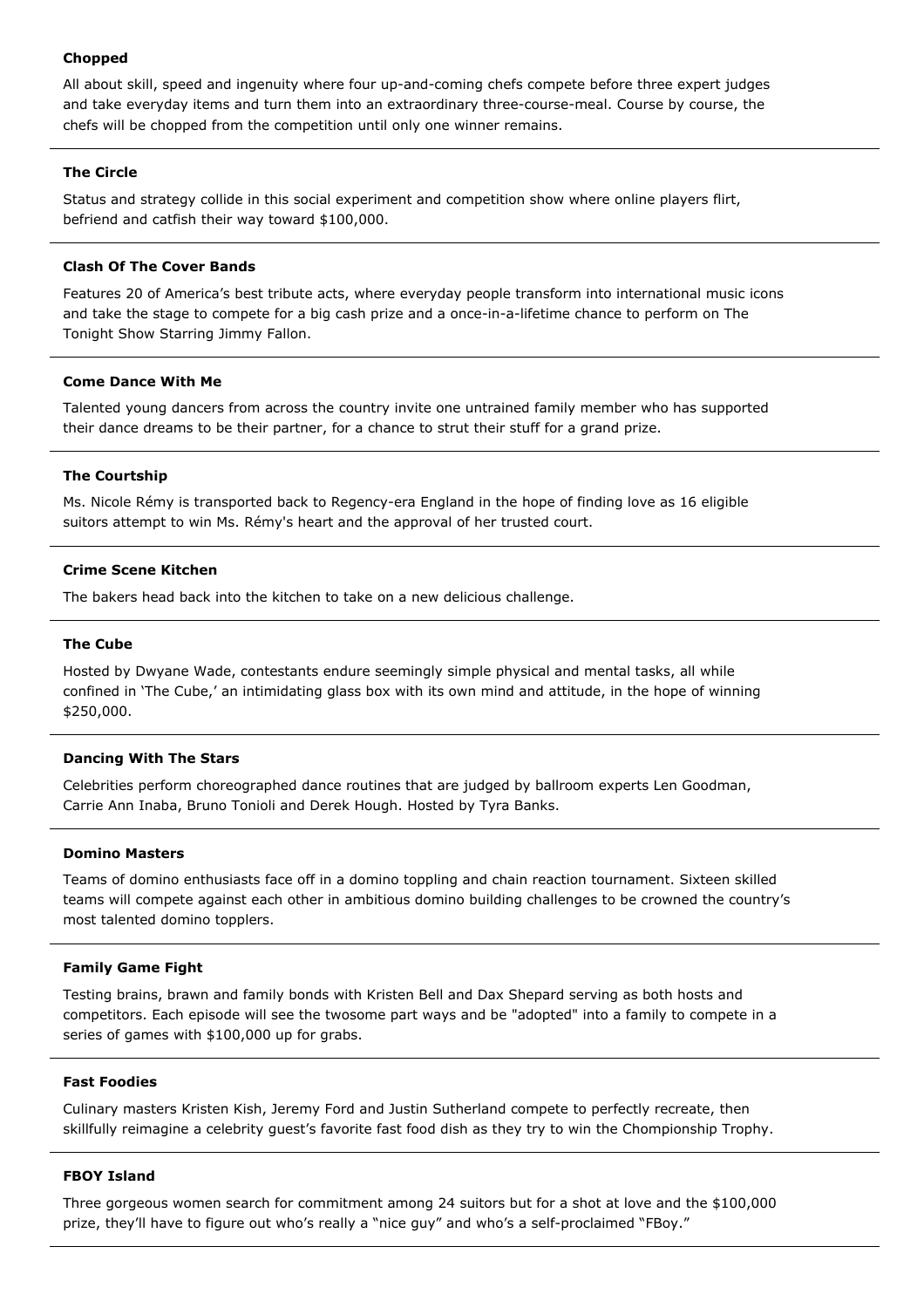**Chopped**

All about skill, speed and ingenuity where four up-and-coming chefs compete before three expert judges and take everyday items and turn them into an extraordinary three-course-meal. Course by course, the chefs will be chopped from the competition until only one winner remains.

---

**The Circle**

Status and strategy collide in this social experiment and competition show where online players flirt, befriend and catfish their way toward $100,000.

---

**Clash Of The Cover Bands**

Features 20 of America's best tribute acts, where everyday people transform into international music icons and take the stage to compete for a big cash prize and a once-in-a-lifetime chance to perform on The Tonight Show Starring Jimmy Fallon.

---

**Come Dance With Me**

Talented young dancers from across the country invite one untrained family member who has supported their dance dreams to be their partner, for a chance to strut their stuff for a grand prize.

---

**The Courtship**

Ms. Nicole Rémy is transported back to Regency-era England in the hope of finding love as 16 eligible suitors attempt to win Ms. Rémy's heart and the approval of her trusted court.

---

**Crime Scene Kitchen**

The bakers head back into the kitchen to take on a new delicious challenge.

---

**The Cube**

Hosted by Dwyane Wade, contestants endure seemingly simple physical and mental tasks, all while confined in 'The Cube,' an intimidating glass box with its own mind and attitude, in the hope of winning $250,000.

---

**Dancing With The Stars**

Celebrities perform choreographed dance routines that are judged by ballroom experts Len Goodman, Carrie Ann Inaba, Bruno Tonioli and Derek Hough. Hosted by Tyra Banks.

---

**Domino Masters**

Teams of domino enthusiasts face off in a domino toppling and chain reaction tournament. Sixteen skilled teams will compete against each other in ambitious domino building challenges to be crowned the country's most talented domino topplers.

---

**Family Game Fight**

Testing brains, brawn and family bonds with Kristen Bell and Dax Shepard serving as both hosts and competitors. Each episode will see the twosome part ways and be "adopted" into a family to compete in a series of games with $100,000 up for grabs.

---

**Fast Foodies**

Culinary masters Kristen Kish, Jeremy Ford and Justin Sutherland compete to perfectly recreate, then skillfully reimagine a celebrity guest's favorite fast food dish as they try to win the Chompionship Trophy.

---

**FBOY Island**

Three gorgeous women search for commitment among 24 suitors but for a shot at love and the $100,000 prize, they'll have to figure out who's really a "nice guy" and who's a self-proclaimed "FBoy."

---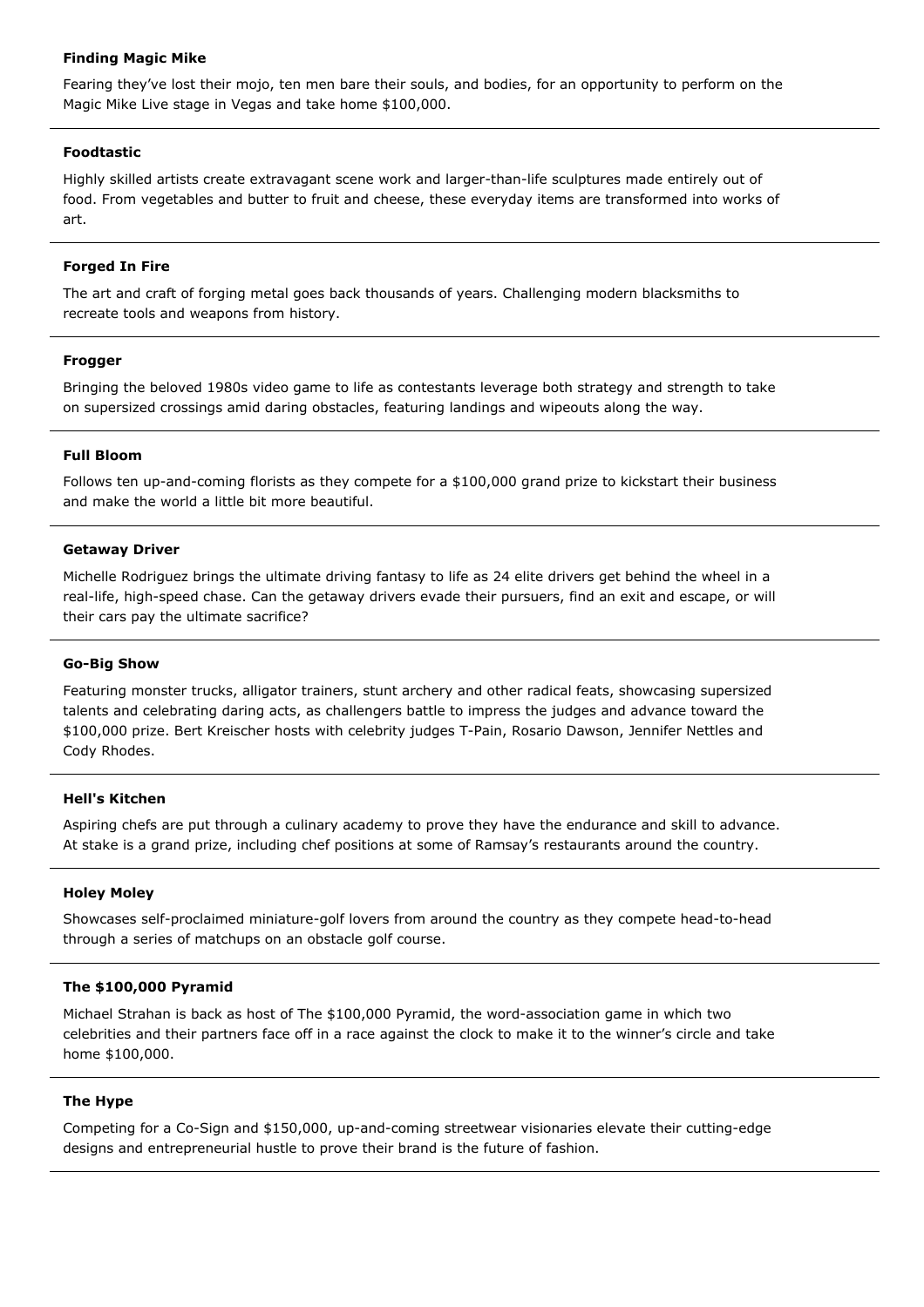**Finding Magic Mike**

Fearing they've lost their mojo, ten men bare their souls, and bodies, for an opportunity to perform on the Magic Mike Live stage in Vegas and take home $100,000.

---

**Foodtastic**

Highly skilled artists create extravagant scene work and larger-than-life sculptures made entirely out of food. From vegetables and butter to fruit and cheese, these everyday items are transformed into works of art.

---

**Forged In Fire**

The art and craft of forging metal goes back thousands of years. Challenging modern blacksmiths to recreate tools and weapons from history.

---

**Frogger**

Bringing the beloved 1980s video game to life as contestants leverage both strategy and strength to take on supersized crossings amid daring obstacles, featuring landings and wipeouts along the way.

---

**Full Bloom**

Follows ten up-and-coming florists as they compete for a $100,000 grand prize to kickstart their business and make the world a little bit more beautiful.

---

**Getaway Driver**

Michelle Rodriguez brings the ultimate driving fantasy to life as 24 elite drivers get behind the wheel in a real-life, high-speed chase. Can the getaway drivers evade their pursuers, find an exit and escape, or will their cars pay the ultimate sacrifice?

---

**Go-Big Show**

Featuring monster trucks, alligator trainers, stunt archery and other radical feats, showcasing supersized talents and celebrating daring acts, as challengers battle to impress the judges and advance toward the $100,000 prize. Bert Kreischer hosts with celebrity judges T-Pain, Rosario Dawson, Jennifer Nettles and Cody Rhodes.

---

**Hell's Kitchen**

Aspiring chefs are put through a culinary academy to prove they have the endurance and skill to advance. At stake is a grand prize, including chef positions at some of Ramsay's restaurants around the country.

---

**Holey Moley**

Showcases self-proclaimed miniature-golf lovers from around the country as they compete head-to-head through a series of matchups on an obstacle golf course.

---

**The $100,000 Pyramid**

Michael Strahan is back as host of The $100,000 Pyramid, the word-association game in which two celebrities and their partners face off in a race against the clock to make it to the winner's circle and take home $100,000.

---

**The Hype**

Competing for a Co-Sign and $150,000, up-and-coming streetwear visionaries elevate their cutting-edge designs and entrepreneurial hustle to prove their brand is the future of fashion.

---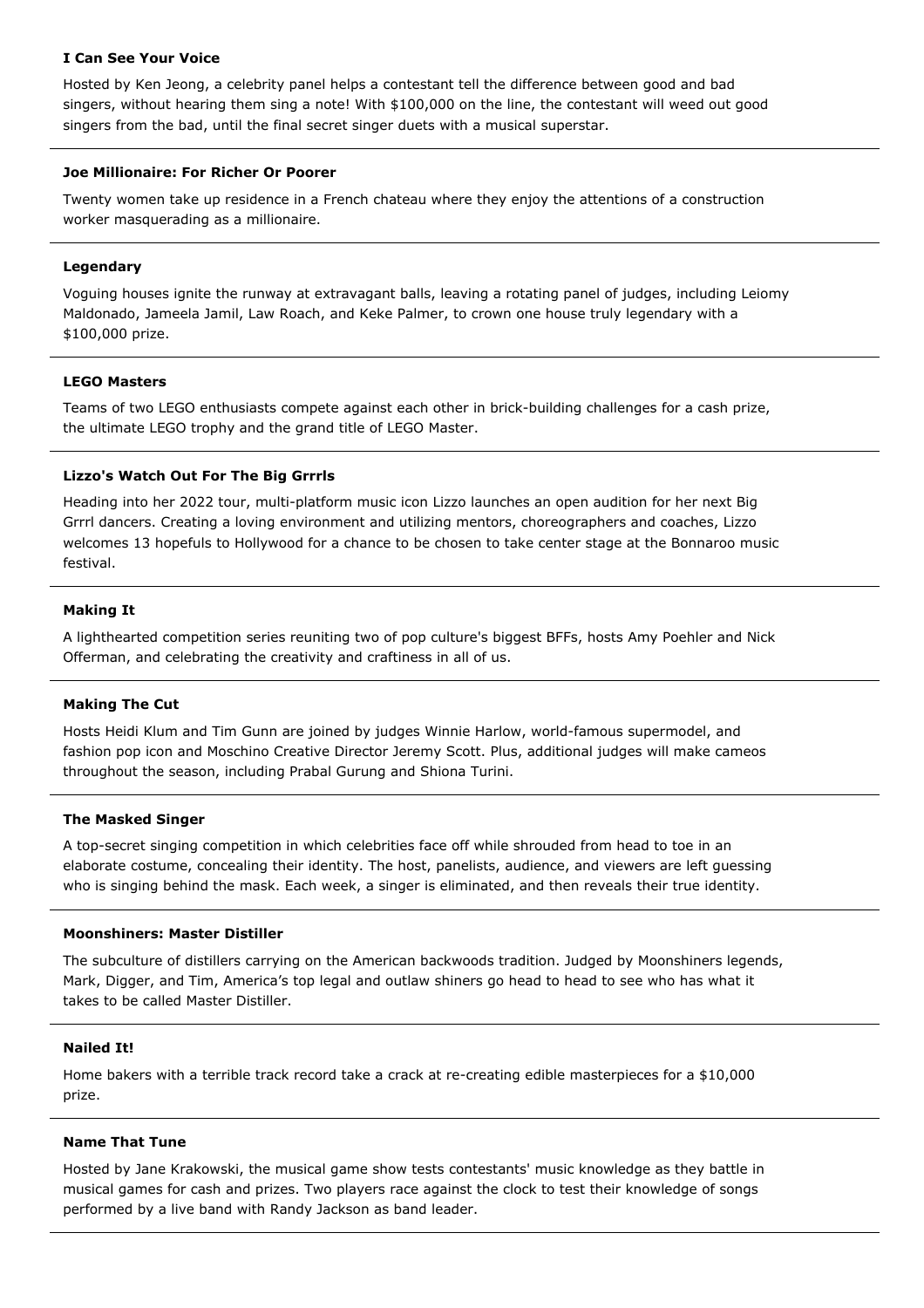**I Can See Your Voice**

Hosted by Ken Jeong, a celebrity panel helps a contestant tell the difference between good and bad singers, without hearing them sing a note! With $100,000 on the line, the contestant will weed out good singers from the bad, until the final secret singer duets with a musical superstar.

---

**Joe Millionaire: For Richer Or Poorer**

Twenty women take up residence in a French chateau where they enjoy the attentions of a construction worker masquerading as a millionaire.

---

**Legendary**

Voguing houses ignite the runway at extravagant balls, leaving a rotating panel of judges, including Leiomy Maldonado, Jameela Jamil, Law Roach, and Keke Palmer, to crown one house truly legendary with a $100,000 prize.

---

**LEGO Masters**

Teams of two LEGO enthusiasts compete against each other in brick-building challenges for a cash prize, the ultimate LEGO trophy and the grand title of LEGO Master.

---

**Lizzo's Watch Out For The Big Grrrls**

Heading into her 2022 tour, multi-platform music icon Lizzo launches an open audition for her next Big Grrrl dancers. Creating a loving environment and utilizing mentors, choreographers and coaches, Lizzo welcomes 13 hopefuls to Hollywood for a chance to be chosen to take center stage at the Bonnaroo music festival.

---

**Making It**

A lighthearted competition series reuniting two of pop culture's biggest BFFs, hosts Amy Poehler and Nick Offerman, and celebrating the creativity and craftiness in all of us.

---

**Making The Cut**

Hosts Heidi Klum and Tim Gunn are joined by judges Winnie Harlow, world-famous supermodel, and fashion pop icon and Moschino Creative Director Jeremy Scott. Plus, additional judges will make cameos throughout the season, including Prabal Gurung and Shiona Turini.

---

**The Masked Singer**

A top-secret singing competition in which celebrities face off while shrouded from head to toe in an elaborate costume, concealing their identity. The host, panelists, audience, and viewers are left guessing who is singing behind the mask. Each week, a singer is eliminated, and then reveals their true identity.

---

**Moonshiners: Master Distiller**

The subculture of distillers carrying on the American backwoods tradition. Judged by Moonshiners legends, Mark, Digger, and Tim, America's top legal and outlaw shiners go head to head to see who has what it takes to be called Master Distiller.

---

**Nailed It!**

Home bakers with a terrible track record take a crack at re-creating edible masterpieces for a $10,000 prize.

---

**Name That Tune**

Hosted by Jane Krakowski, the musical game show tests contestants' music knowledge as they battle in musical games for cash and prizes. Two players race against the clock to test their knowledge of songs performed by a live band with Randy Jackson as band leader.

---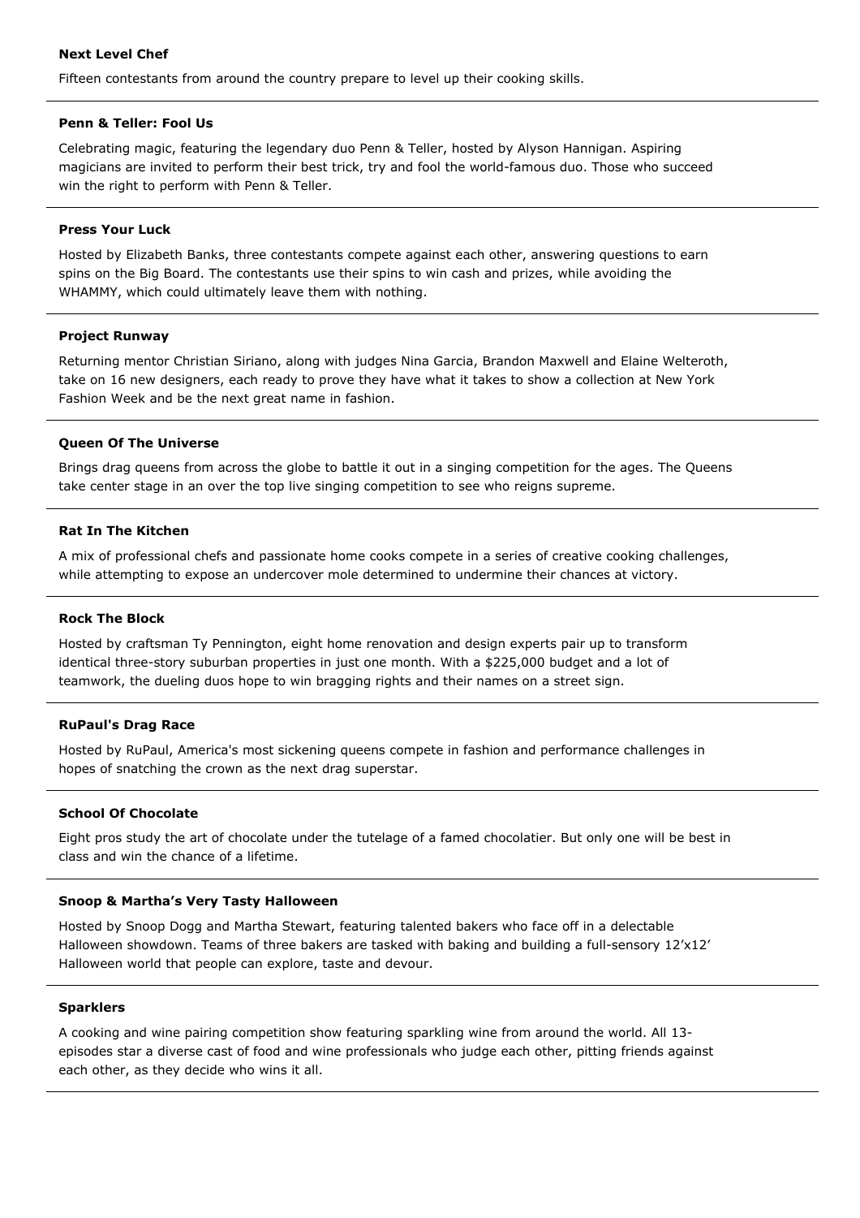**Next Level Chef**

Fifteen contestants from around the country prepare to level up their cooking skills.

---

**Penn & Teller: Fool Us**

Celebrating magic, featuring the legendary duo Penn & Teller, hosted by Alyson Hannigan. Aspiring magicians are invited to perform their best trick, try and fool the world-famous duo. Those who succeed win the right to perform with Penn & Teller.

---

**Press Your Luck**

Hosted by Elizabeth Banks, three contestants compete against each other, answering questions to earn spins on the Big Board. The contestants use their spins to win cash and prizes, while avoiding the WHAMMY, which could ultimately leave them with nothing.

---

**Project Runway**

Returning mentor Christian Siriano, along with judges Nina Garcia, Brandon Maxwell and Elaine Welteroth, take on 16 new designers, each ready to prove they have what it takes to show a collection at New York Fashion Week and be the next great name in fashion.

---

**Queen Of The Universe**

Brings drag queens from across the globe to battle it out in a singing competition for the ages. The Queens take center stage in an over the top live singing competition to see who reigns supreme.

---

**Rat In The Kitchen**

A mix of professional chefs and passionate home cooks compete in a series of creative cooking challenges, while attempting to expose an undercover mole determined to undermine their chances at victory.

---

**Rock The Block**

Hosted by craftsman Ty Pennington, eight home renovation and design experts pair up to transform identical three-story suburban properties in just one month. With a $225,000 budget and a lot of teamwork, the dueling duos hope to win bragging rights and their names on a street sign.

---

**RuPaul's Drag Race**

Hosted by RuPaul, America's most sickening queens compete in fashion and performance challenges in hopes of snatching the crown as the next drag superstar.

---

**School Of Chocolate**

Eight pros study the art of chocolate under the tutelage of a famed chocolatier. But only one will be best in class and win the chance of a lifetime.

---

**Snoop & Martha's Very Tasty Halloween**

Hosted by Snoop Dogg and Martha Stewart, featuring talented bakers who face off in a delectable Halloween showdown. Teams of three bakers are tasked with baking and building a full-sensory 12'x12' Halloween world that people can explore, taste and devour.

---

**Sparklers**

A cooking and wine pairing competition show featuring sparkling wine from around the world. All 13-episodes star a diverse cast of food and wine professionals who judge each other, pitting friends against each other, as they decide who wins it all.

---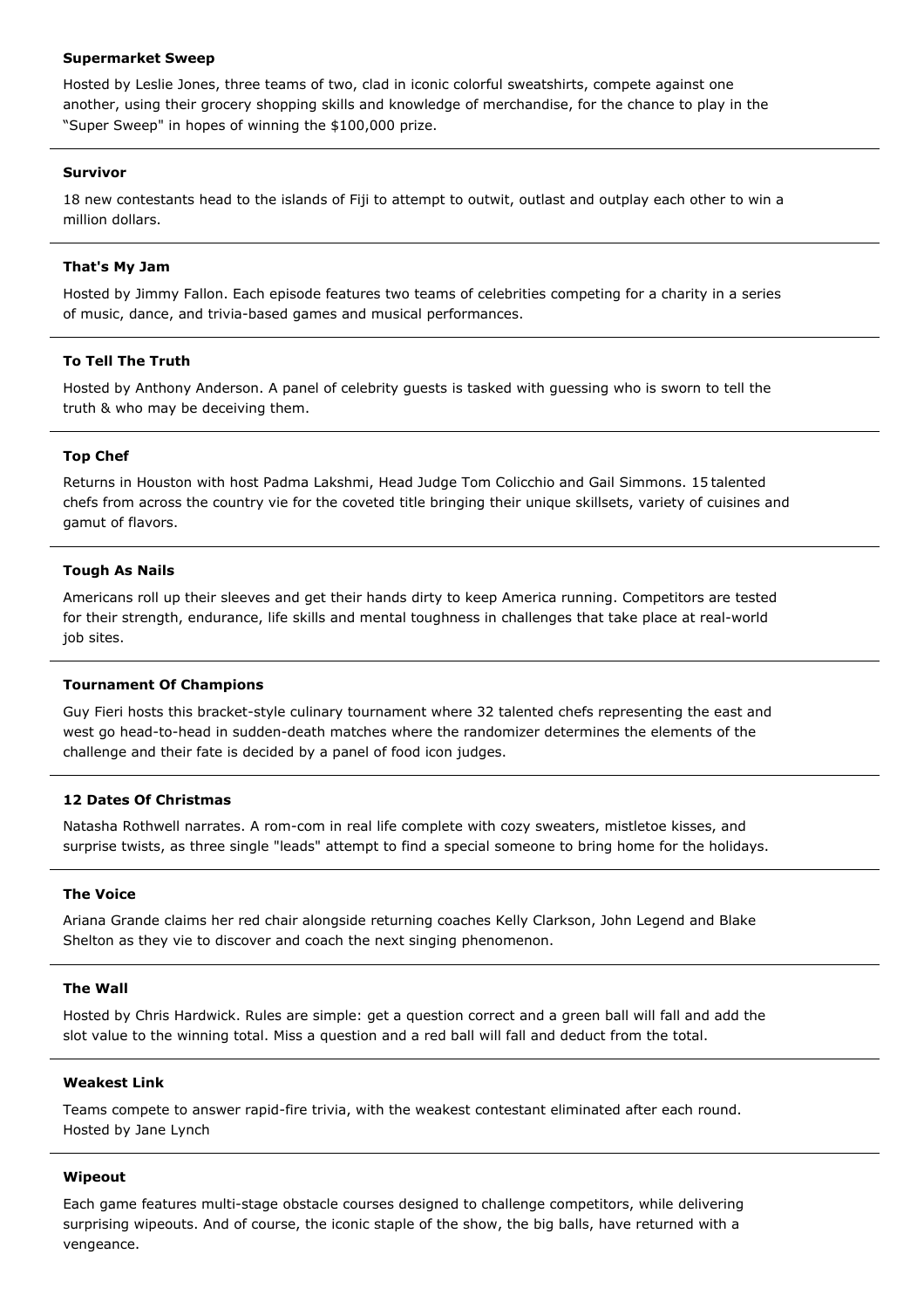**Supermarket Sweep**

Hosted by Leslie Jones, three teams of two, clad in iconic colorful sweatshirts, compete against one another, using their grocery shopping skills and knowledge of merchandise, for the chance to play in the "Super Sweep" in hopes of winning the $100,000 prize.

---

**Survivor**

18 new contestants head to the islands of Fiji to attempt to outwit, outlast and outplay each other to win a million dollars.

---

**That's My Jam**

Hosted by Jimmy Fallon. Each episode features two teams of celebrities competing for a charity in a series of music, dance, and trivia-based games and musical performances.

---

**To Tell The Truth**

Hosted by Anthony Anderson. A panel of celebrity guests is tasked with guessing who is sworn to tell the truth & who may be deceiving them.

---

**Top Chef**

Returns in Houston with host Padma Lakshmi, Head Judge Tom Colicchio and Gail Simmons. 15 talented chefs from across the country vie for the coveted title bringing their unique skillsets, variety of cuisines and gamut of flavors.

---

**Tough As Nails**

Americans roll up their sleeves and get their hands dirty to keep America running. Competitors are tested for their strength, endurance, life skills and mental toughness in challenges that take place at real-world job sites.

---

**Tournament Of Champions**

Guy Fieri hosts this bracket-style culinary tournament where 32 talented chefs representing the east and west go head-to-head in sudden-death matches where the randomizer determines the elements of the challenge and their fate is decided by a panel of food icon judges.

---

**12 Dates Of Christmas**

Natasha Rothwell narrates. A rom-com in real life complete with cozy sweaters, mistletoe kisses, and surprise twists, as three single "leads" attempt to find a special someone to bring home for the holidays.

---

**The Voice**

Ariana Grande claims her red chair alongside returning coaches Kelly Clarkson, John Legend and Blake Shelton as they vie to discover and coach the next singing phenomenon.

---

**The Wall**

Hosted by Chris Hardwick. Rules are simple: get a question correct and a green ball will fall and add the slot value to the winning total. Miss a question and a red ball will fall and deduct from the total.

---

**Weakest Link**

Teams compete to answer rapid-fire trivia, with the weakest contestant eliminated after each round. Hosted by Jane Lynch

---

**Wipeout**

Each game features multi-stage obstacle courses designed to challenge competitors, while delivering surprising wipeouts. And of course, the iconic staple of the show, the big balls, have returned with a vengeance.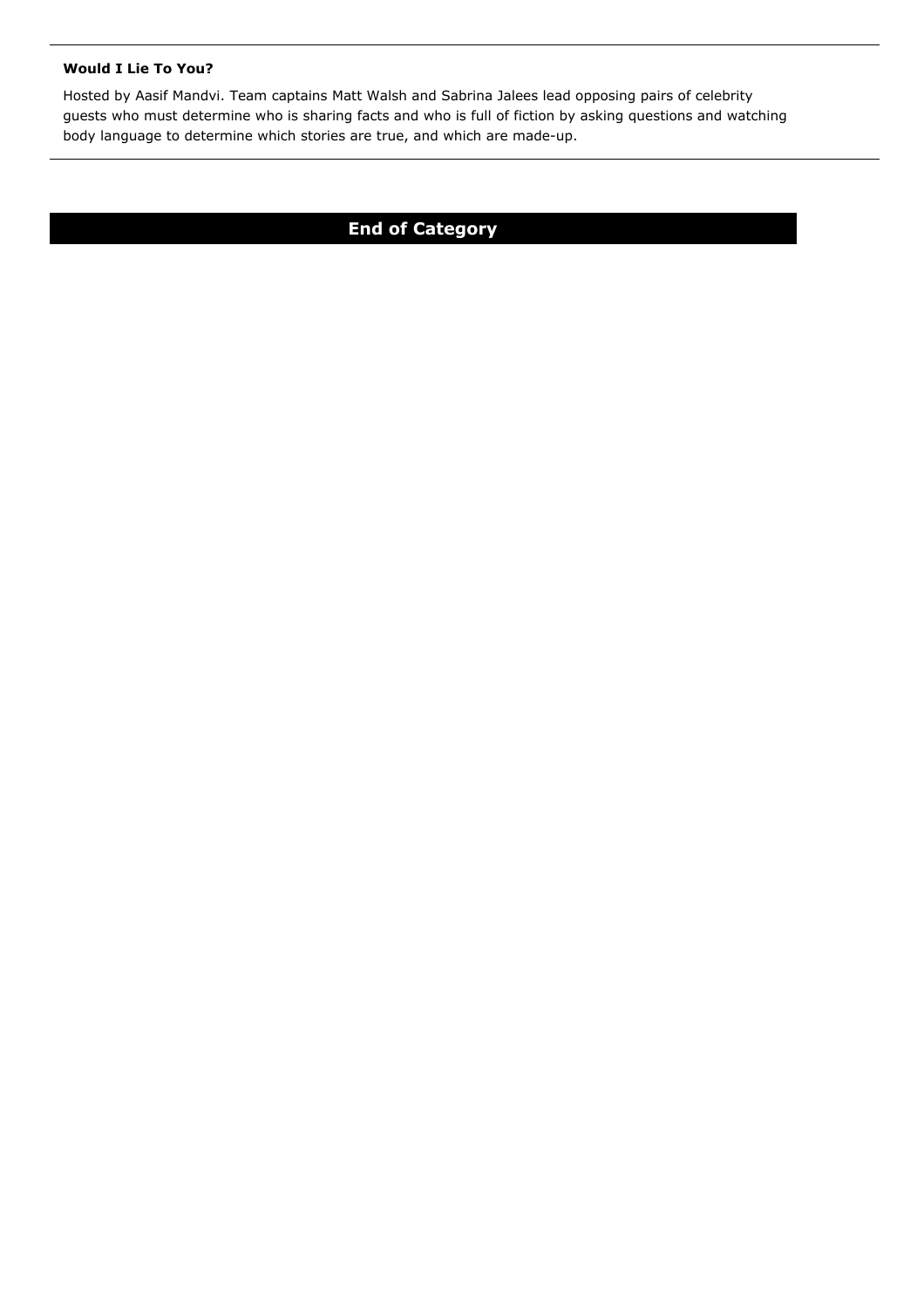**Would I Lie To You?**

Hosted by Aasif Mandvi. Team captains Matt Walsh and Sabrina Jalees lead opposing pairs of celebrity guests who must determine who is sharing facts and who is full of fiction by asking questions and watching body language to determine which stories are true, and which are made-up.

**End of Category**